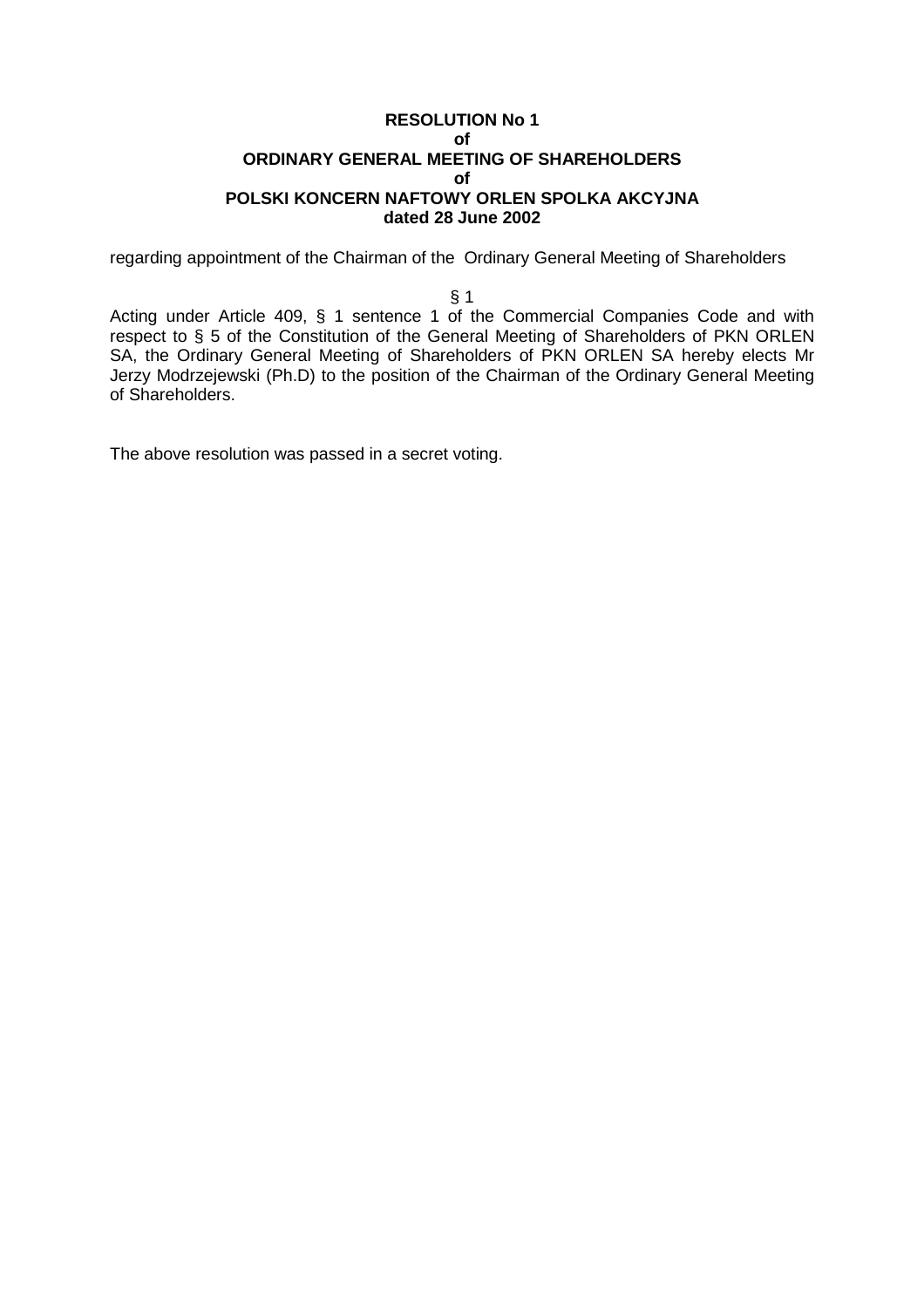**RESOLUTION No 1**
**of**
**ORDINARY GENERAL MEETING OF SHAREHOLDERS**
**of**
**POLSKI KONCERN NAFTOWY ORLEN SPOLKA AKCYJNA**
**dated 28 June 2002**

regarding appointment of the Chairman of the Ordinary General Meeting of Shareholders

§ 1

Acting under Article 409, § 1 sentence 1 of the Commercial Companies Code and with respect to § 5 of the Constitution of the General Meeting of Shareholders of PKN ORLEN SA, the Ordinary General Meeting of Shareholders of PKN ORLEN SA hereby elects Mr Jerzy Modrzejewski (Ph.D) to the position of the Chairman of the Ordinary General Meeting of Shareholders.

The above resolution was passed in a secret voting.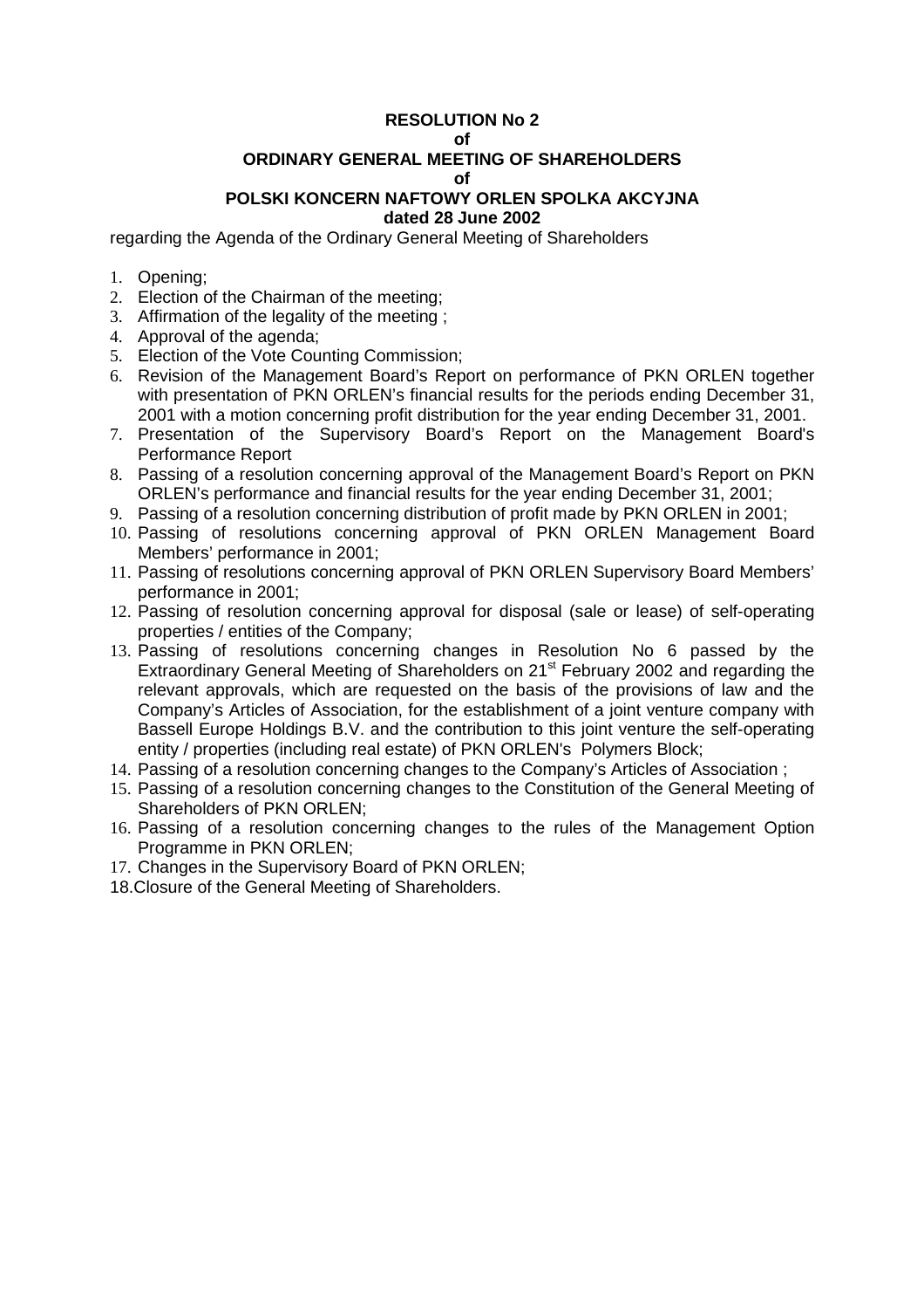**RESOLUTION No 2**
**of**
**ORDINARY GENERAL MEETING OF SHAREHOLDERS**
**of**
**POLSKI KONCERN NAFTOWY ORLEN SPOLKA AKCYJNA**
**dated 28 June 2002**

regarding the Agenda of the Ordinary General Meeting of Shareholders

1. Opening;
2. Election of the Chairman of the meeting;
3. Affirmation of the legality of the meeting ;
4. Approval of the agenda;
5. Election of the Vote Counting Commission;
6. Revision of the Management Board's Report on performance of PKN ORLEN together with presentation of PKN ORLEN's financial results for the periods ending December 31, 2001 with a motion concerning profit distribution for the year ending December 31, 2001.
7. Presentation of the Supervisory Board's Report on the Management Board's Performance Report
8. Passing of a resolution concerning approval of the Management Board's Report on PKN ORLEN's performance and financial results for the year ending December 31, 2001;
9. Passing of a resolution concerning distribution of profit made by PKN ORLEN in 2001;
10. Passing of resolutions concerning approval of PKN ORLEN Management Board Members' performance in 2001;
11. Passing of resolutions concerning approval of PKN ORLEN Supervisory Board Members' performance in 2001;
12. Passing of resolution concerning approval for disposal (sale or lease) of self-operating properties / entities of the Company;
13. Passing of resolutions concerning changes in Resolution No 6 passed by the Extraordinary General Meeting of Shareholders on 21st February 2002 and regarding the relevant approvals, which are requested on the basis of the provisions of law and the Company's Articles of Association, for the establishment of a joint venture company with Bassell Europe Holdings B.V. and the contribution to this joint venture the self-operating entity / properties (including real estate) of PKN ORLEN's Polymers Block;
14. Passing of a resolution concerning changes to the Company's Articles of Association ;
15. Passing of a resolution concerning changes to the Constitution of the General Meeting of Shareholders of PKN ORLEN;
16. Passing of a resolution concerning changes to the rules of the Management Option Programme in PKN ORLEN;
17. Changes in the Supervisory Board of PKN ORLEN;
18. Closure of the General Meeting of Shareholders.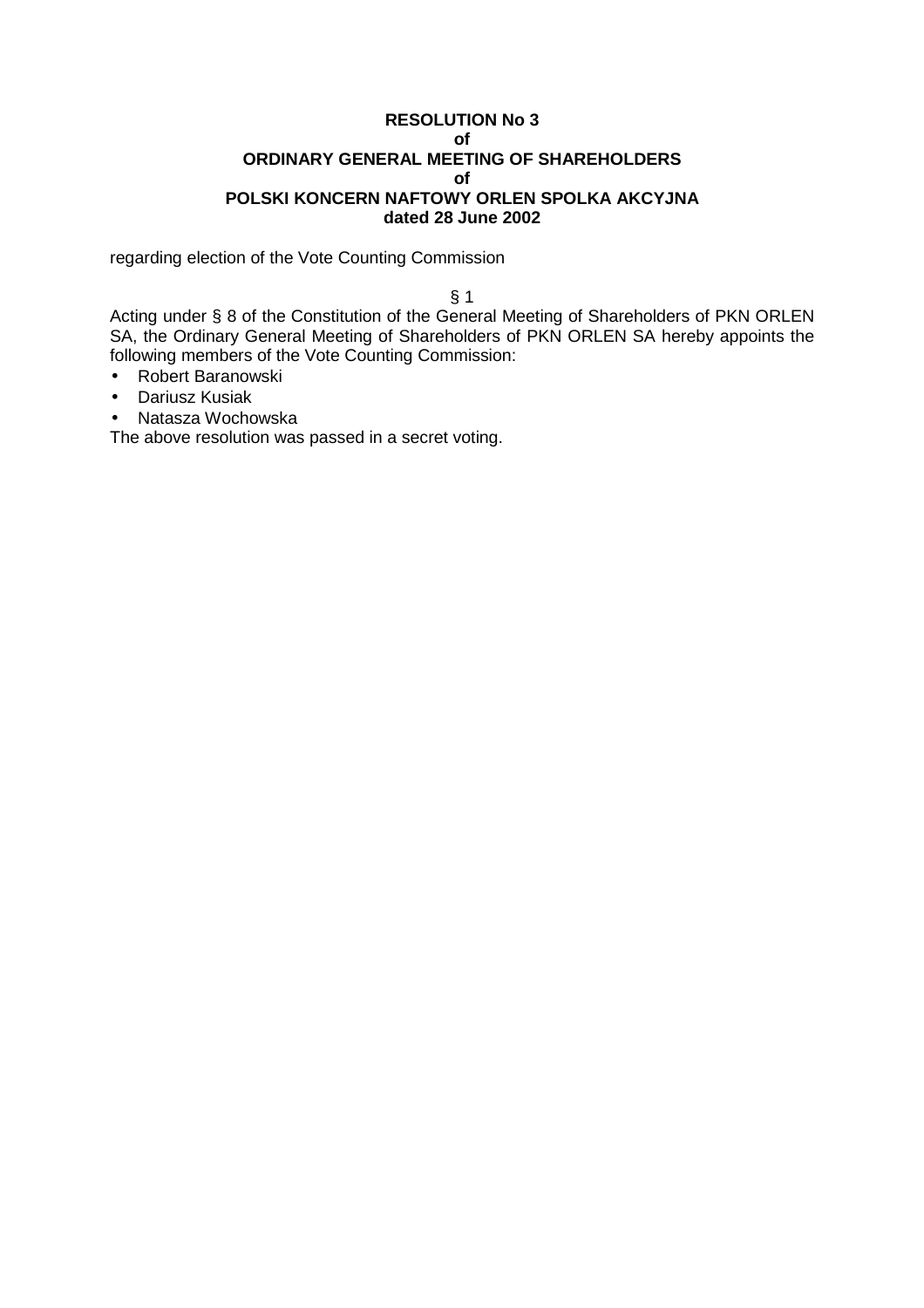**RESOLUTION No 3**
**of**
**ORDINARY GENERAL MEETING OF SHAREHOLDERS**
**of**
**POLSKI KONCERN NAFTOWY ORLEN SPOLKA AKCYJNA**
**dated 28 June 2002**

regarding election of the Vote Counting Commission

§ 1

Acting under § 8 of the Constitution of the General Meeting of Shareholders of PKN ORLEN SA, the Ordinary General Meeting of Shareholders of PKN ORLEN SA hereby appoints the following members of the Vote Counting Commission:

- Robert Baranowski
- Dariusz Kusiak
- Natasza Wochowska

The above resolution was passed in a secret voting.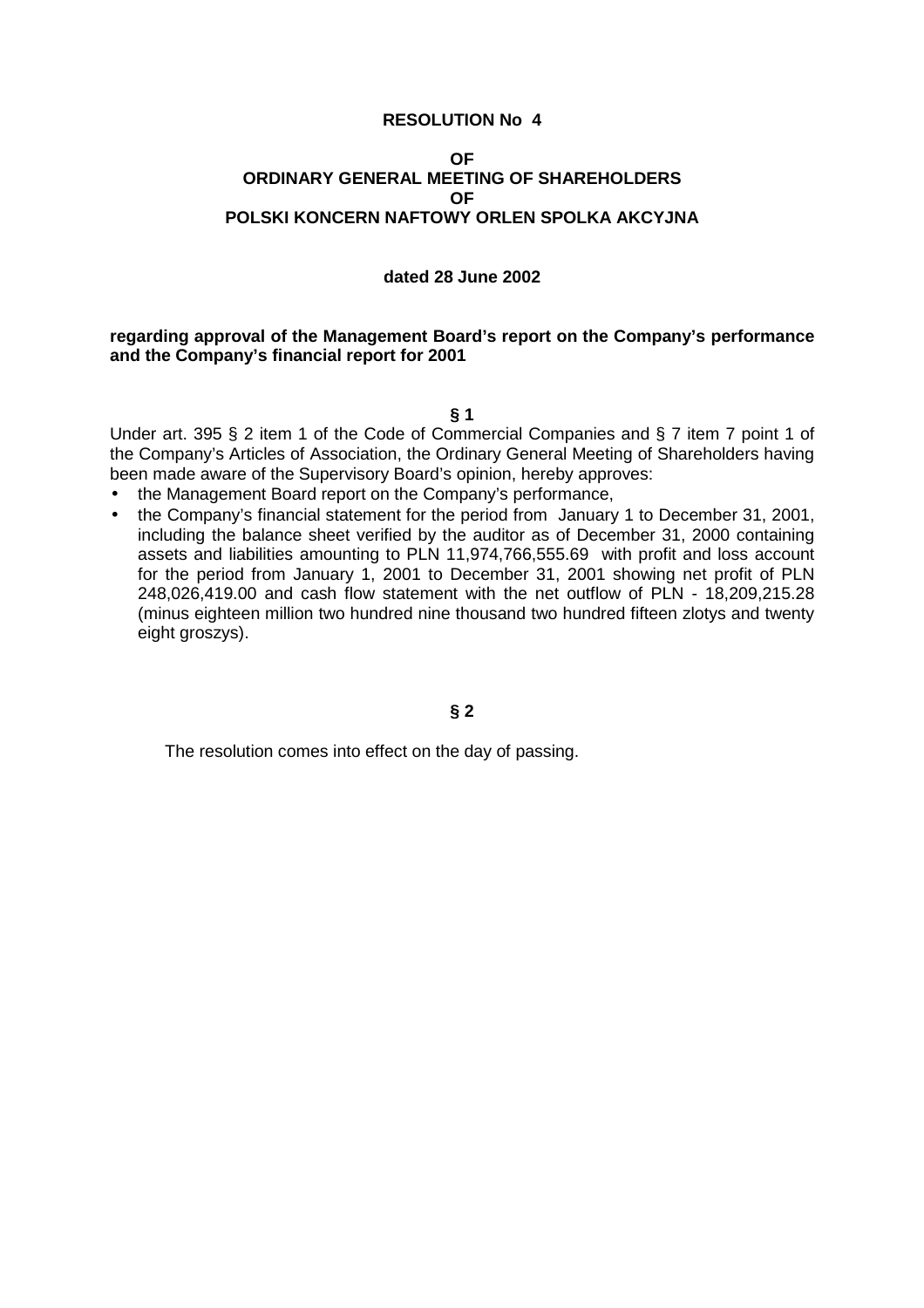**RESOLUTION No 4**

**OF**
**ORDINARY GENERAL MEETING OF SHAREHOLDERS**
**OF**
**POLSKI KONCERN NAFTOWY ORLEN SPOLKA AKCYJNA**

**dated 28 June 2002**

**regarding approval of the Management Board's report on the Company's performance and the Company's financial report for 2001**

**§ 1**

Under art. 395 § 2 item 1 of the Code of Commercial Companies and § 7 item 7 point 1 of the Company's Articles of Association, the Ordinary General Meeting of Shareholders having been made aware of the Supervisory Board's opinion, hereby approves:

- the Management Board report on the Company's performance,
- the Company's financial statement for the period from January 1 to December 31, 2001, including the balance sheet verified by the auditor as of December 31, 2000 containing assets and liabilities amounting to PLN 11,974,766,555.69 with profit and loss account for the period from January 1, 2001 to December 31, 2001 showing net profit of PLN 248,026,419.00 and cash flow statement with the net outflow of PLN - 18,209,215.28 (minus eighteen million two hundred nine thousand two hundred fifteen zlotys and twenty eight groszys).

**§ 2**

The resolution comes into effect on the day of passing.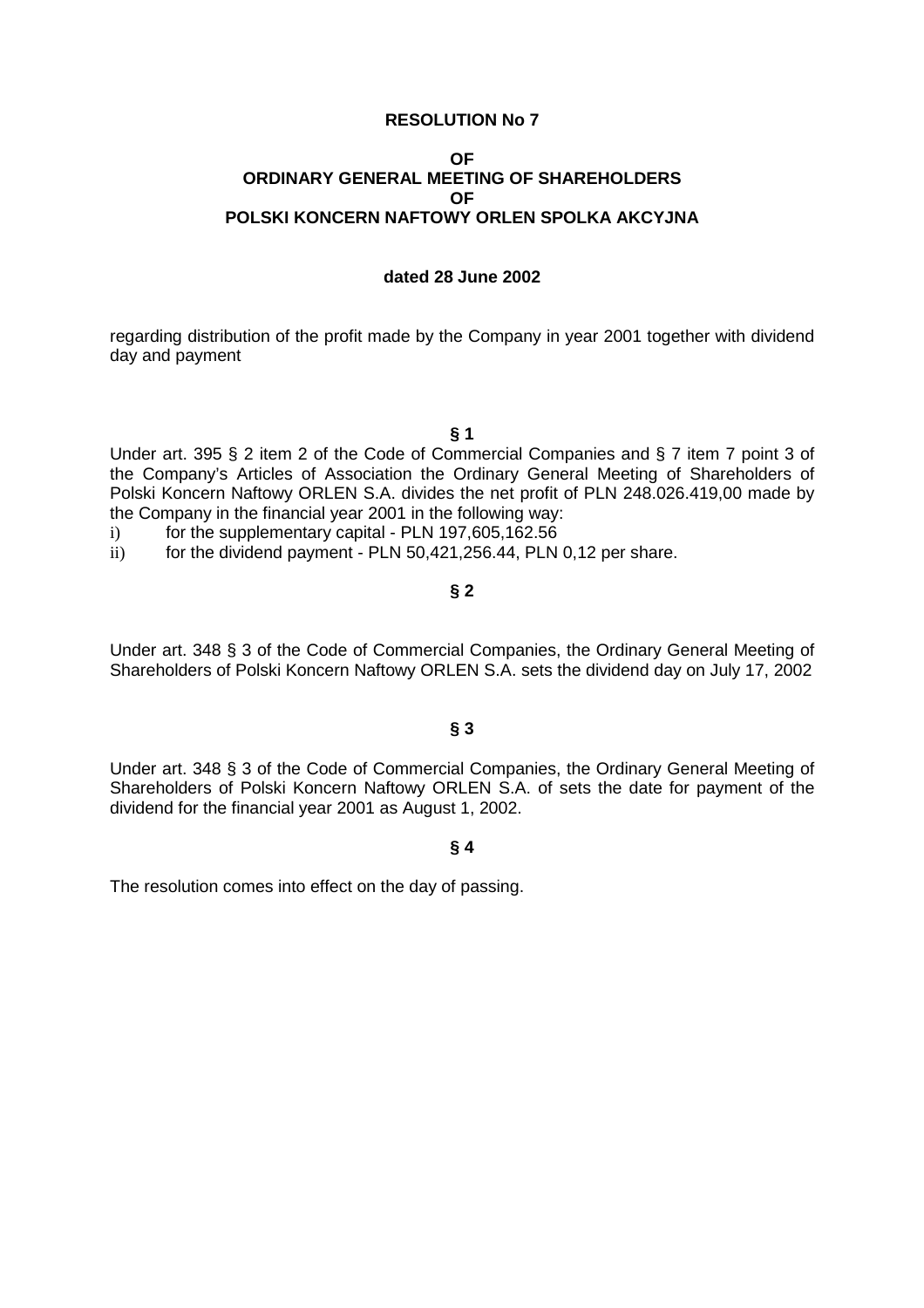**RESOLUTION No 7**

**OF**
**ORDINARY GENERAL MEETING OF SHAREHOLDERS**
**OF**
**POLSKI KONCERN NAFTOWY ORLEN SPOLKA AKCYJNA**

**dated 28 June 2002**

regarding distribution of the profit made by the Company in year 2001 together with dividend day and payment

**§ 1**

Under art. 395 § 2 item 2 of the Code of Commercial Companies and § 7 item 7 point 3 of the Company's Articles of Association the Ordinary General Meeting of Shareholders of Polski Koncern Naftowy ORLEN S.A. divides the net profit of PLN 248.026.419,00 made by the Company in the financial year 2001 in the following way:

i) for the supplementary capital - PLN 197,605,162.56
ii) for the dividend payment - PLN 50,421,256.44, PLN 0,12 per share.

**§ 2**

Under art. 348 § 3 of the Code of Commercial Companies, the Ordinary General Meeting of Shareholders of Polski Koncern Naftowy ORLEN S.A. sets the dividend day on July 17, 2002

**§ 3**

Under art. 348 § 3 of the Code of Commercial Companies, the Ordinary General Meeting of Shareholders of Polski Koncern Naftowy ORLEN S.A. of sets the date for payment of the dividend for the financial year 2001 as August 1, 2002.

**§ 4**

The resolution comes into effect on the day of passing.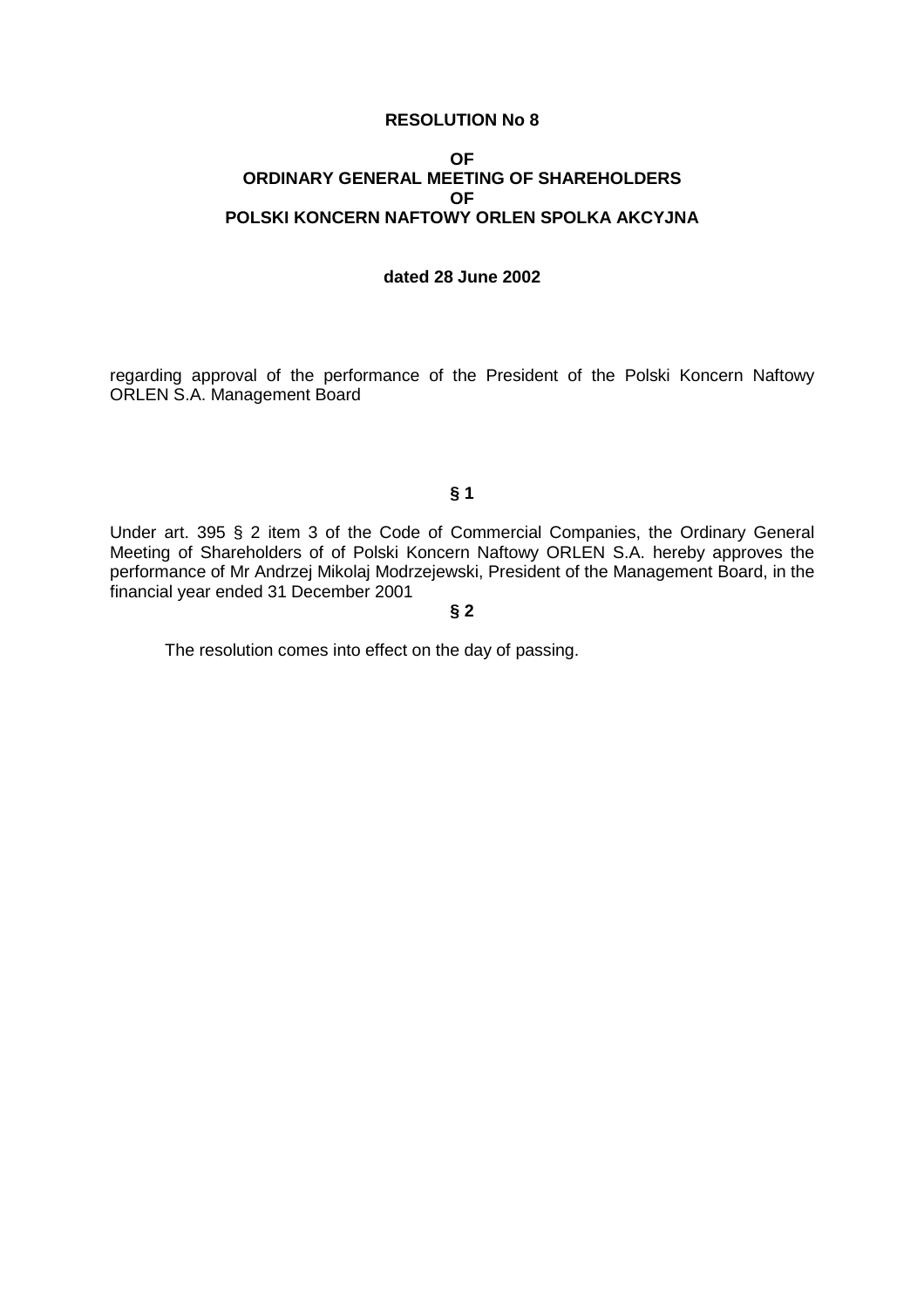**RESOLUTION No 8**

**OF**
**ORDINARY GENERAL MEETING OF SHAREHOLDERS**
**OF**
**POLSKI KONCERN NAFTOWY ORLEN SPOLKA AKCYJNA**

**dated 28 June 2002**

regarding approval of the performance of the President of the Polski Koncern Naftowy ORLEN S.A. Management Board

**§ 1**

Under art. 395 § 2 item 3 of the Code of Commercial Companies, the Ordinary General Meeting of Shareholders of of Polski Koncern Naftowy ORLEN S.A. hereby approves the performance of Mr Andrzej Mikolaj Modrzejewski, President of the Management Board, in the financial year ended 31 December 2001

**§ 2**

The resolution comes into effect on the day of passing.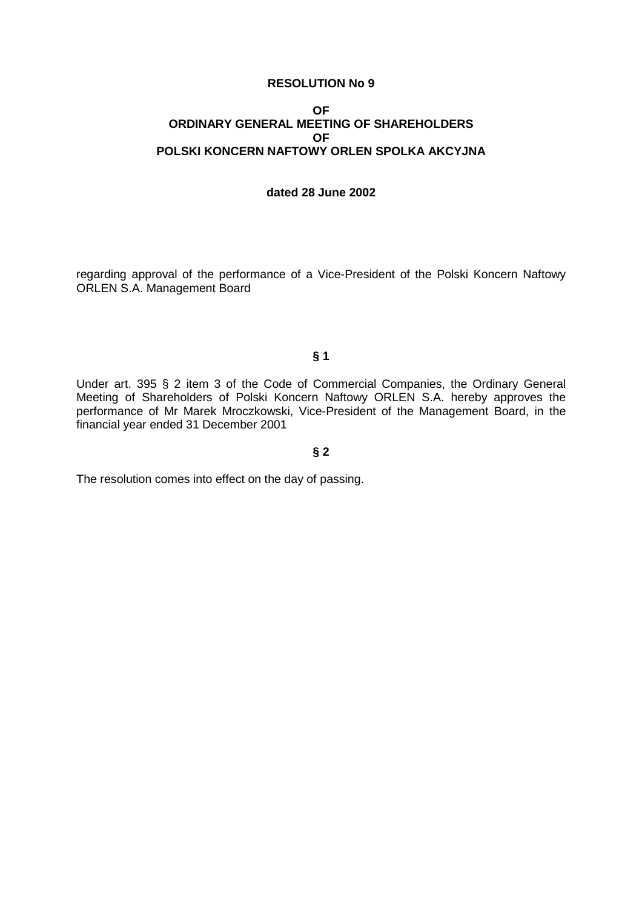**RESOLUTION No 9**

**OF**
**ORDINARY GENERAL MEETING OF SHAREHOLDERS**
**OF**
**POLSKI KONCERN NAFTOWY ORLEN SPOLKA AKCYJNA**

**dated 28 June 2002**

regarding approval of the performance of a Vice-President of the Polski Koncern Naftowy ORLEN S.A. Management Board

**§ 1**

Under art. 395 § 2 item 3 of the Code of Commercial Companies, the Ordinary General Meeting of Shareholders of Polski Koncern Naftowy ORLEN S.A. hereby approves the performance of Mr Marek Mroczkowski, Vice-President of the Management Board, in the financial year ended 31 December 2001

**§ 2**

The resolution comes into effect on the day of passing.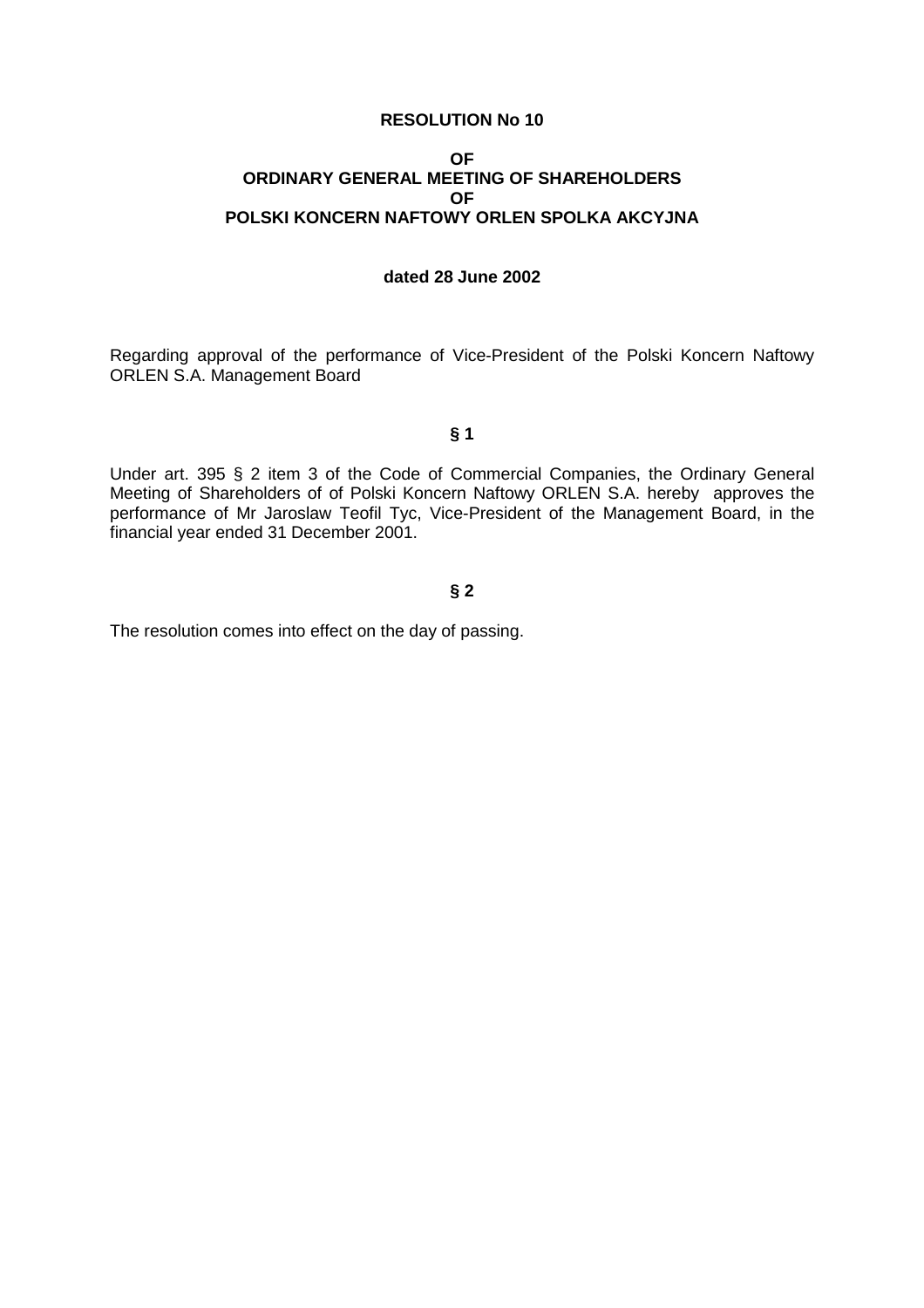**RESOLUTION No 10**

**OF**
**ORDINARY GENERAL MEETING OF SHAREHOLDERS**
**OF**
**POLSKI KONCERN NAFTOWY ORLEN SPOLKA AKCYJNA**

**dated 28 June 2002**

Regarding approval of the performance of Vice-President of the Polski Koncern Naftowy ORLEN S.A. Management Board

**§ 1**

Under art. 395 § 2 item 3 of the Code of Commercial Companies, the Ordinary General Meeting of Shareholders of of Polski Koncern Naftowy ORLEN S.A. hereby approves the performance of Mr Jaroslaw Teofil Tyc, Vice-President of the Management Board, in the financial year ended 31 December 2001.

**§ 2**

The resolution comes into effect on the day of passing.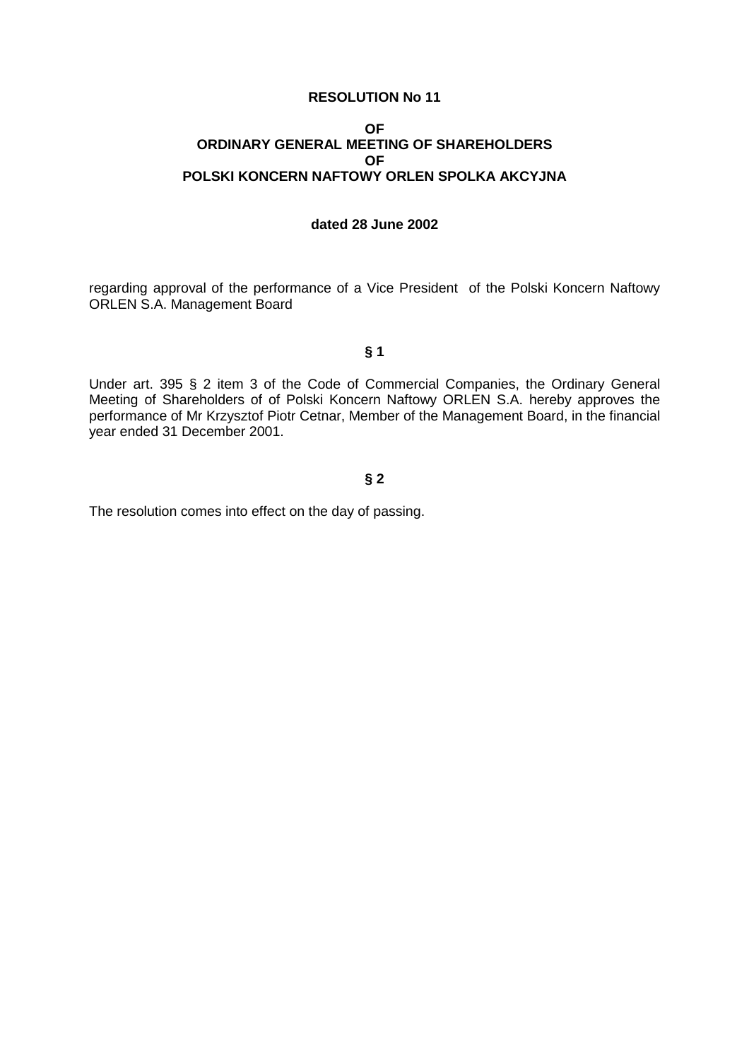**RESOLUTION No 11**

**OF**
**ORDINARY GENERAL MEETING OF SHAREHOLDERS**
**OF**
**POLSKI KONCERN NAFTOWY ORLEN SPOLKA AKCYJNA**

**dated 28 June 2002**

regarding approval of the performance of a Vice President of the Polski Koncern Naftowy ORLEN S.A. Management Board

**§ 1**

Under art. 395 § 2 item 3 of the Code of Commercial Companies, the Ordinary General Meeting of Shareholders of of Polski Koncern Naftowy ORLEN S.A. hereby approves the performance of Mr Krzysztof Piotr Cetnar, Member of the Management Board, in the financial year ended 31 December 2001.

**§ 2**

The resolution comes into effect on the day of passing.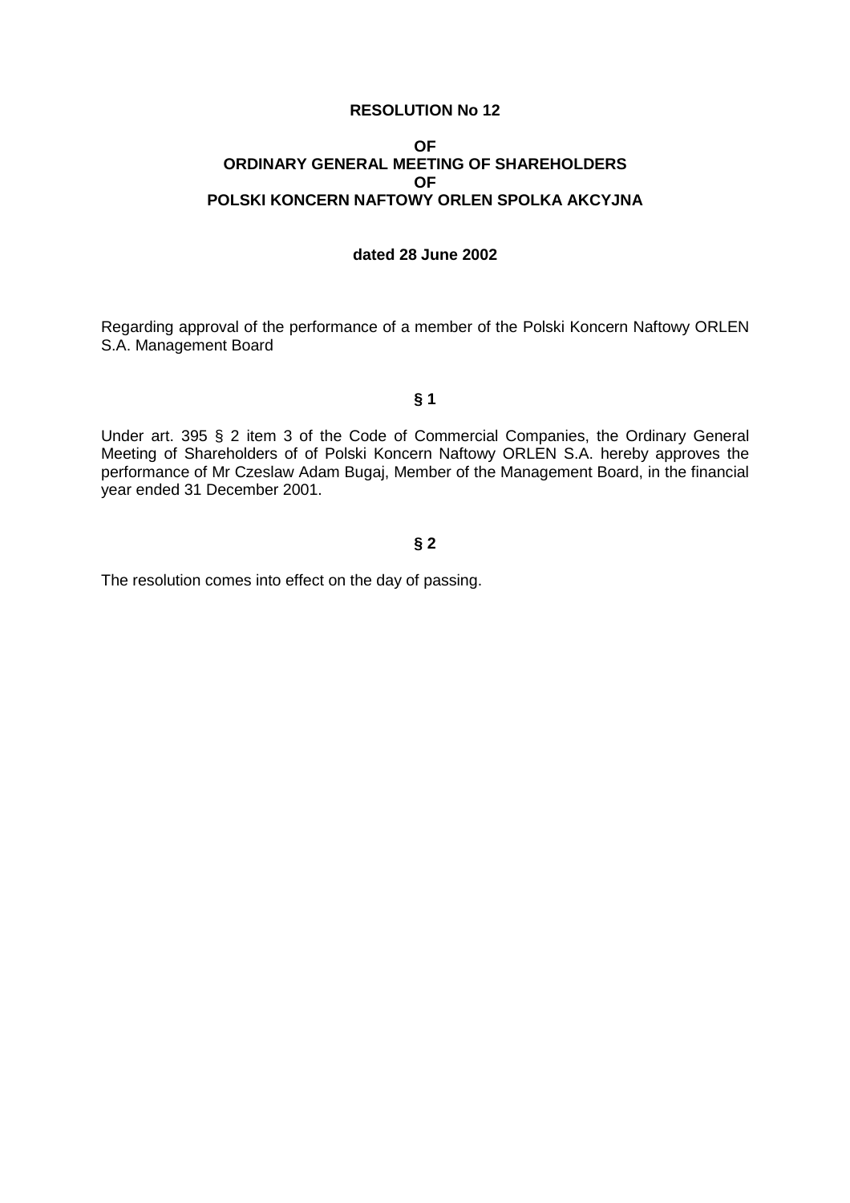**RESOLUTION No 12**

**OF
ORDINARY GENERAL MEETING OF SHAREHOLDERS
OF
POLSKI KONCERN NAFTOWY ORLEN SPOLKA AKCYJNA**

**dated 28 June 2002**

Regarding approval of the performance of a member of the Polski Koncern Naftowy ORLEN S.A. Management Board

**§ 1**

Under art. 395 § 2 item 3 of the Code of Commercial Companies, the Ordinary General Meeting of Shareholders of of Polski Koncern Naftowy ORLEN S.A. hereby approves the performance of Mr Czeslaw Adam Bugaj, Member of the Management Board, in the financial year ended 31 December 2001.

**§ 2**

The resolution comes into effect on the day of passing.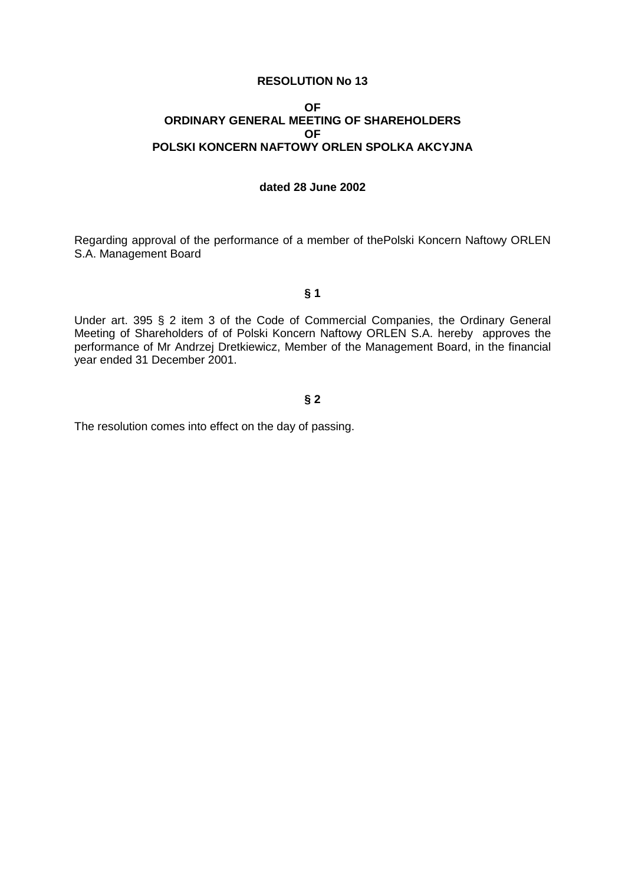**RESOLUTION No 13**

**OF**
**ORDINARY GENERAL MEETING OF SHAREHOLDERS**
**OF**
**POLSKI KONCERN NAFTOWY ORLEN SPOLKA AKCYJNA**

**dated 28 June 2002**

Regarding approval of the performance of a member of thePolski Koncern Naftowy ORLEN S.A. Management Board

**§ 1**

Under art. 395 § 2 item 3 of the Code of Commercial Companies, the Ordinary General Meeting of Shareholders of of Polski Koncern Naftowy ORLEN S.A. hereby approves the performance of Mr Andrzej Dretkiewicz, Member of the Management Board, in the financial year ended 31 December 2001.

**§ 2**

The resolution comes into effect on the day of passing.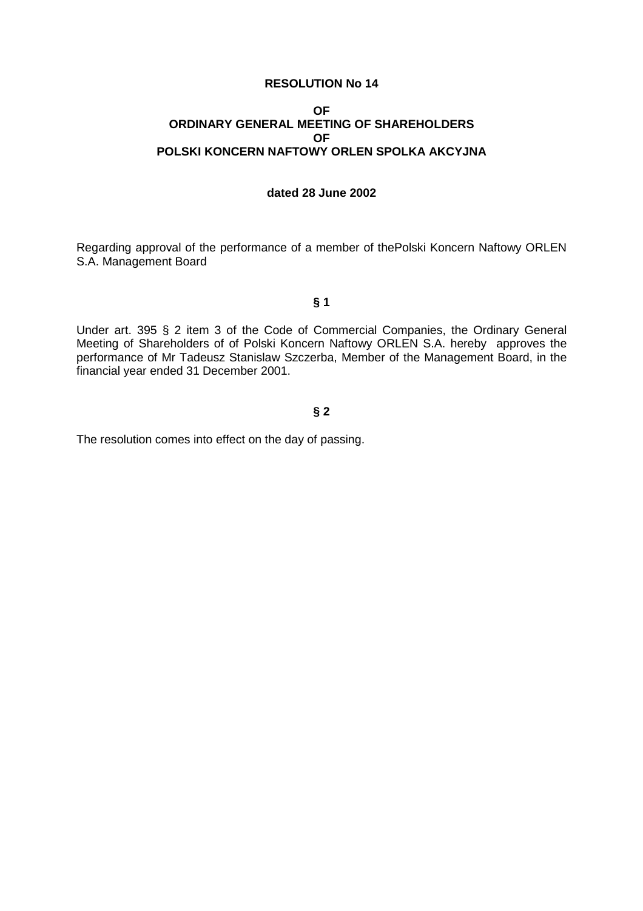# RESOLUTION No 14

**OF**
**ORDINARY GENERAL MEETING OF SHAREHOLDERS**
**OF**
**POLSKI KONCERN NAFTOWY ORLEN SPOLKA AKCYJNA**

**dated 28 June 2002**

Regarding approval of the performance of a member of thePolski Koncern Naftowy ORLEN S.A. Management Board

**§ 1**

Under art. 395 § 2 item 3 of the Code of Commercial Companies, the Ordinary General Meeting of Shareholders of of Polski Koncern Naftowy ORLEN S.A. hereby approves the performance of Mr Tadeusz Stanislaw Szczerba, Member of the Management Board, in the financial year ended 31 December 2001.

**§ 2**

The resolution comes into effect on the day of passing.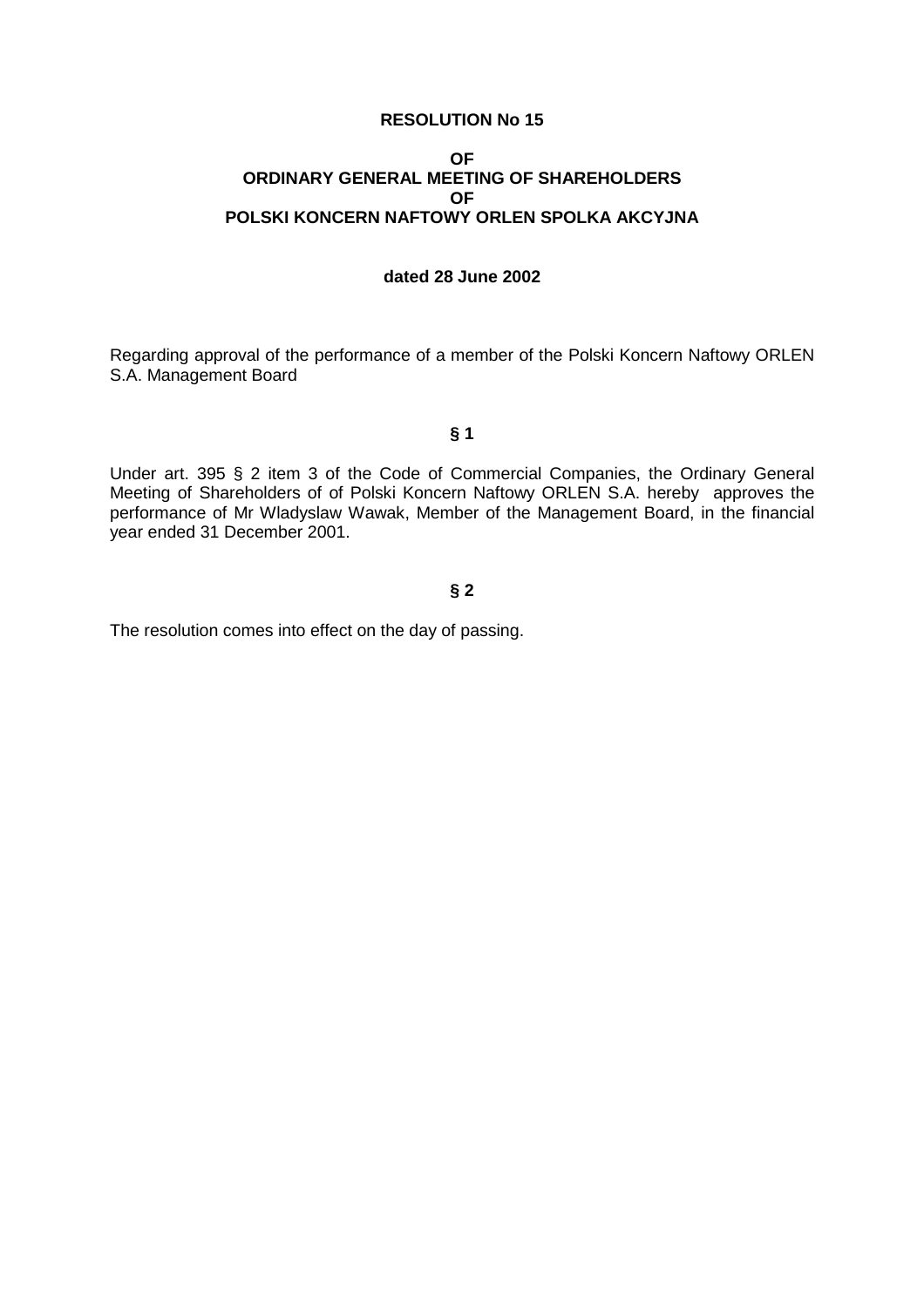**RESOLUTION No 15**

**OF**
**ORDINARY GENERAL MEETING OF SHAREHOLDERS**
**OF**
**POLSKI KONCERN NAFTOWY ORLEN SPOLKA AKCYJNA**

**dated 28 June 2002**

Regarding approval of the performance of a member of the Polski Koncern Naftowy ORLEN S.A. Management Board

**§ 1**

Under art. 395 § 2 item 3 of the Code of Commercial Companies, the Ordinary General Meeting of Shareholders of of Polski Koncern Naftowy ORLEN S.A. hereby approves the performance of Mr Wladyslaw Wawak, Member of the Management Board, in the financial year ended 31 December 2001.

**§ 2**

The resolution comes into effect on the day of passing.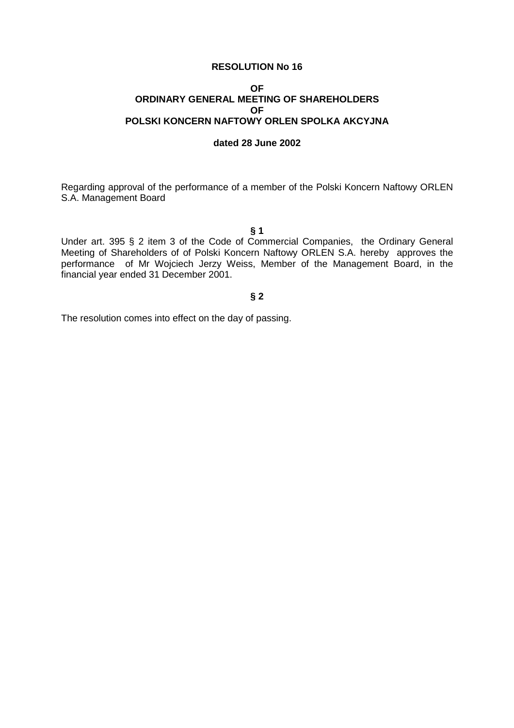**RESOLUTION No 16**

**OF**
**ORDINARY GENERAL MEETING OF SHAREHOLDERS**
**OF**
**POLSKI KONCERN NAFTOWY ORLEN SPOLKA AKCYJNA**

**dated 28 June 2002**

Regarding approval of the performance of a member of the Polski Koncern Naftowy ORLEN S.A. Management Board

**§ 1**

Under art. 395 § 2 item 3 of the Code of Commercial Companies, the Ordinary General Meeting of Shareholders of of Polski Koncern Naftowy ORLEN S.A. hereby approves the performance of Mr Wojciech Jerzy Weiss, Member of the Management Board, in the financial year ended 31 December 2001.

**§ 2**

The resolution comes into effect on the day of passing.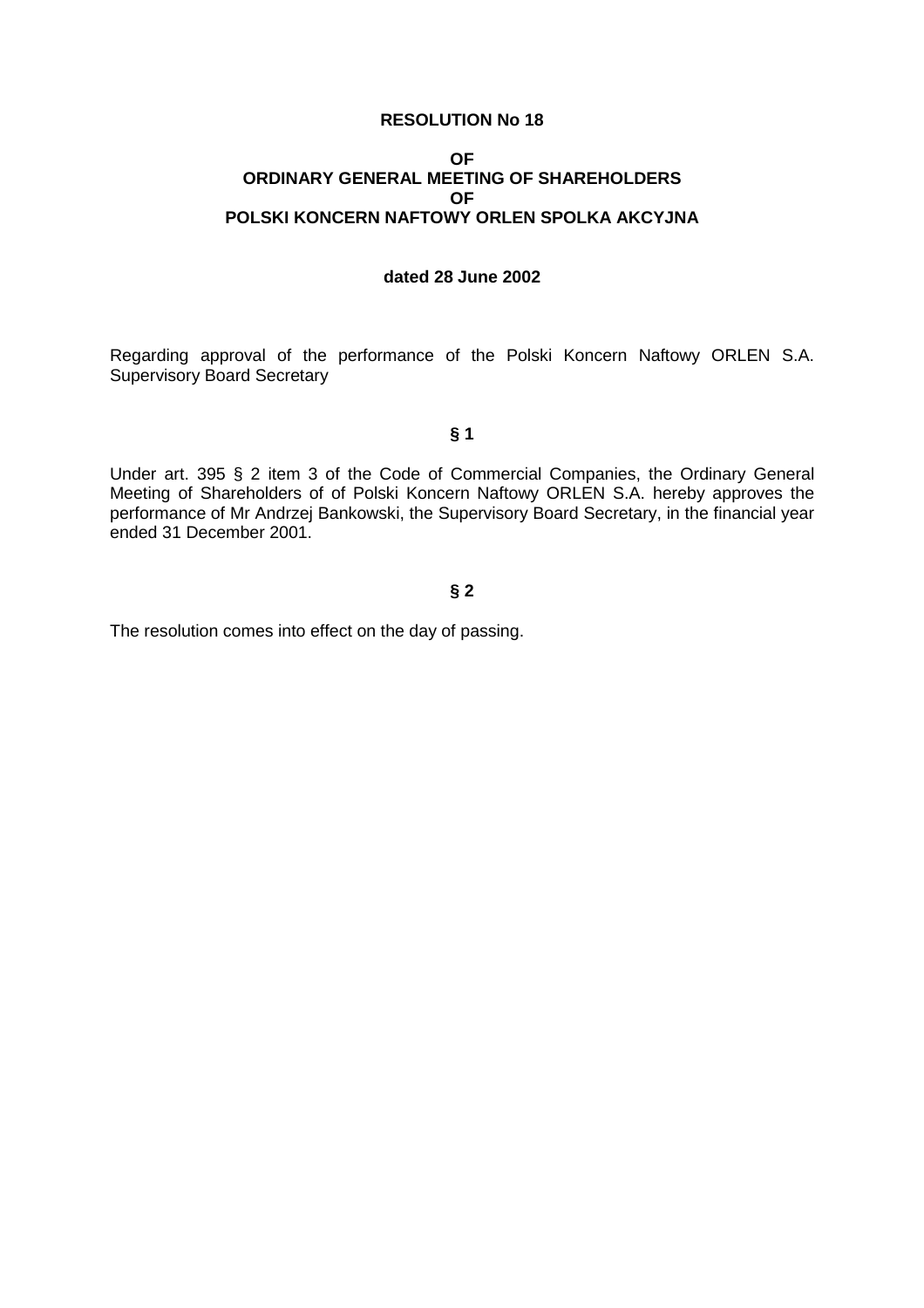**RESOLUTION No 18**

**OF**
**ORDINARY GENERAL MEETING OF SHAREHOLDERS**
**OF**
**POLSKI KONCERN NAFTOWY ORLEN SPOLKA AKCYJNA**

**dated 28 June 2002**

Regarding approval of the performance of the Polski Koncern Naftowy ORLEN S.A. Supervisory Board Secretary

**§ 1**

Under art. 395 § 2 item 3 of the Code of Commercial Companies, the Ordinary General Meeting of Shareholders of of Polski Koncern Naftowy ORLEN S.A. hereby approves the performance of Mr Andrzej Bankowski, the Supervisory Board Secretary, in the financial year ended 31 December 2001.

**§ 2**

The resolution comes into effect on the day of passing.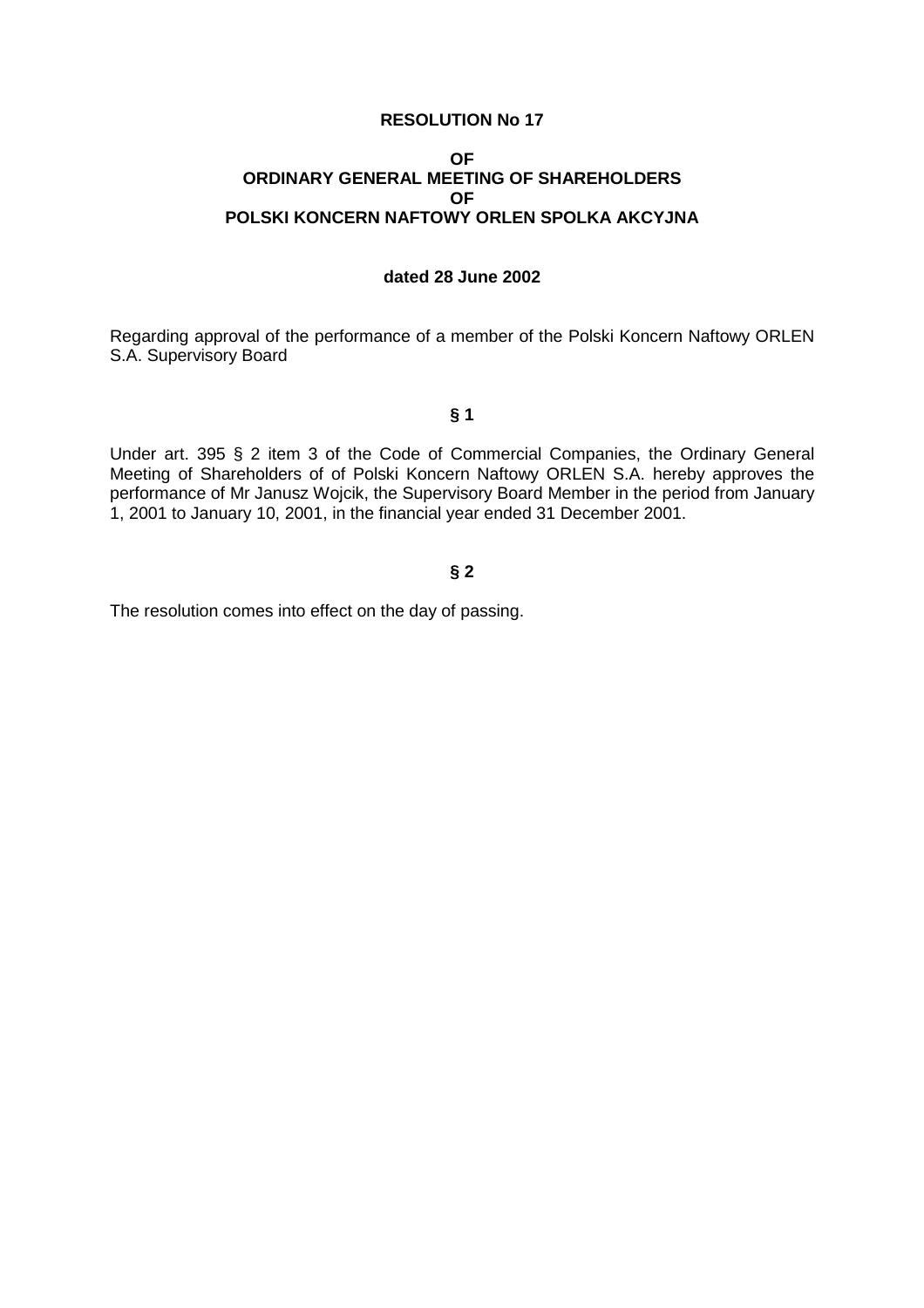**RESOLUTION No 17**

**OF**
**ORDINARY GENERAL MEETING OF SHAREHOLDERS**
**OF**
**POLSKI KONCERN NAFTOWY ORLEN SPOLKA AKCYJNA**

**dated 28 June 2002**

Regarding approval of the performance of a member of the Polski Koncern Naftowy ORLEN S.A. Supervisory Board

**§ 1**

Under art. 395 § 2 item 3 of the Code of Commercial Companies, the Ordinary General Meeting of Shareholders of of Polski Koncern Naftowy ORLEN S.A. hereby approves the performance of Mr Janusz Wojcik, the Supervisory Board Member in the period from January 1, 2001 to January 10, 2001, in the financial year ended 31 December 2001.

**§ 2**

The resolution comes into effect on the day of passing.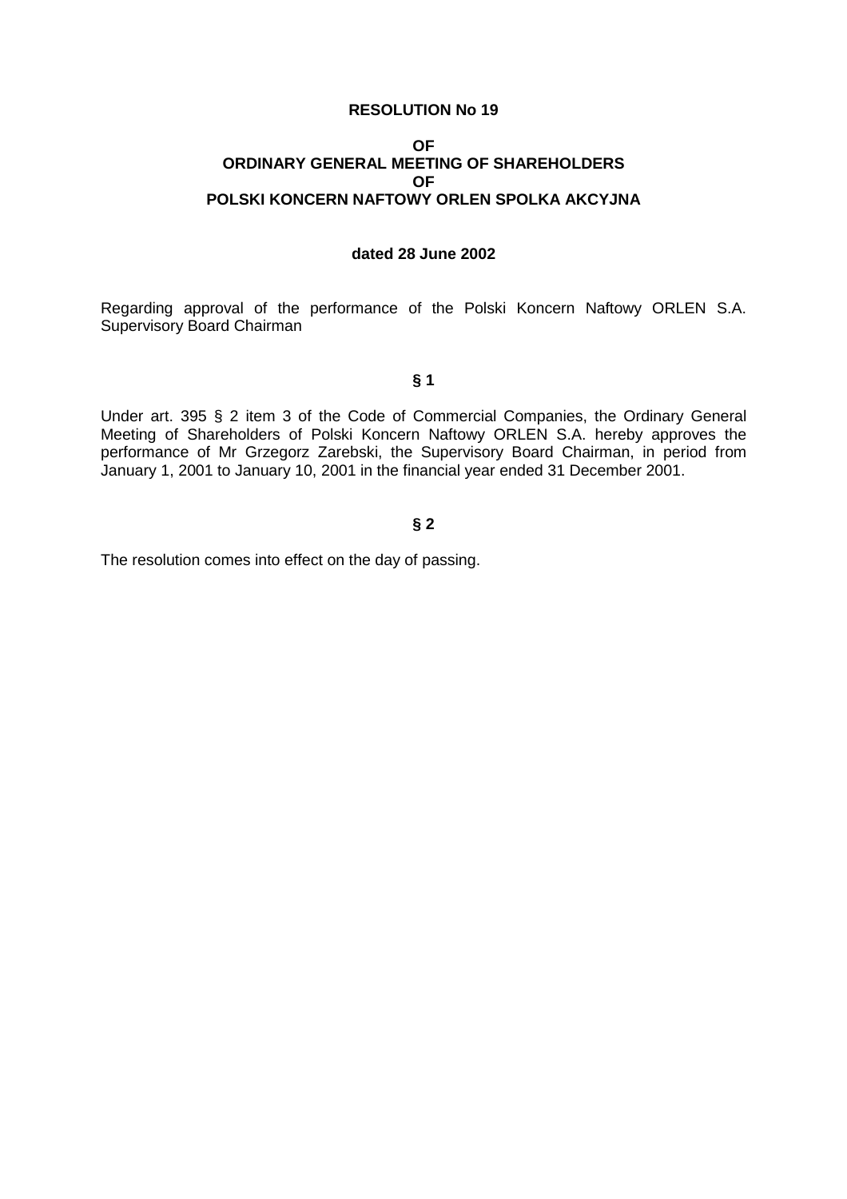**RESOLUTION No 19**

**OF**
**ORDINARY GENERAL MEETING OF SHAREHOLDERS**
**OF**
**POLSKI KONCERN NAFTOWY ORLEN SPOLKA AKCYJNA**

**dated 28 June 2002**

Regarding approval of the performance of the Polski Koncern Naftowy ORLEN S.A. Supervisory Board Chairman

**§ 1**

Under art. 395 § 2 item 3 of the Code of Commercial Companies, the Ordinary General Meeting of Shareholders of Polski Koncern Naftowy ORLEN S.A. hereby approves the performance of Mr Grzegorz Zarebski, the Supervisory Board Chairman, in period from January 1, 2001 to January 10, 2001 in the financial year ended 31 December 2001.

**§ 2**

The resolution comes into effect on the day of passing.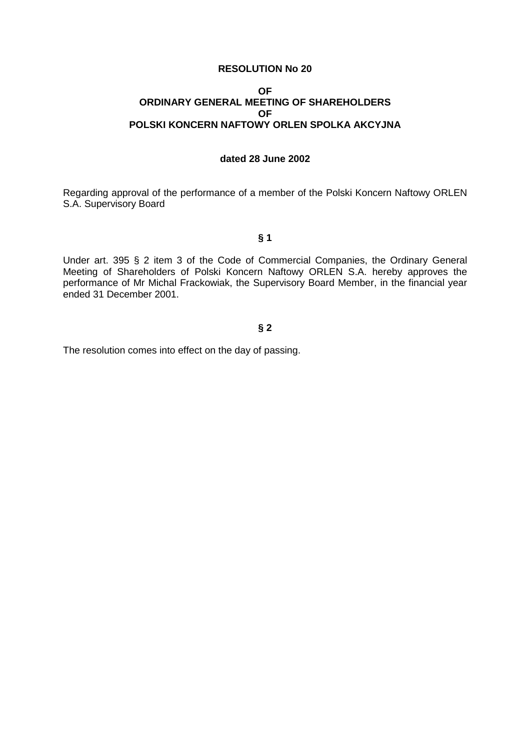**RESOLUTION No 20**

**OF**
**ORDINARY GENERAL MEETING OF SHAREHOLDERS**
**OF**
**POLSKI KONCERN NAFTOWY ORLEN SPOLKA AKCYJNA**

**dated 28 June 2002**

Regarding approval of the performance of a member of the Polski Koncern Naftowy ORLEN S.A. Supervisory Board

**§ 1**

Under art. 395 § 2 item 3 of the Code of Commercial Companies, the Ordinary General Meeting of Shareholders of Polski Koncern Naftowy ORLEN S.A. hereby approves the performance of Mr Michal Frackowiak, the Supervisory Board Member, in the financial year ended 31 December 2001.

**§ 2**

The resolution comes into effect on the day of passing.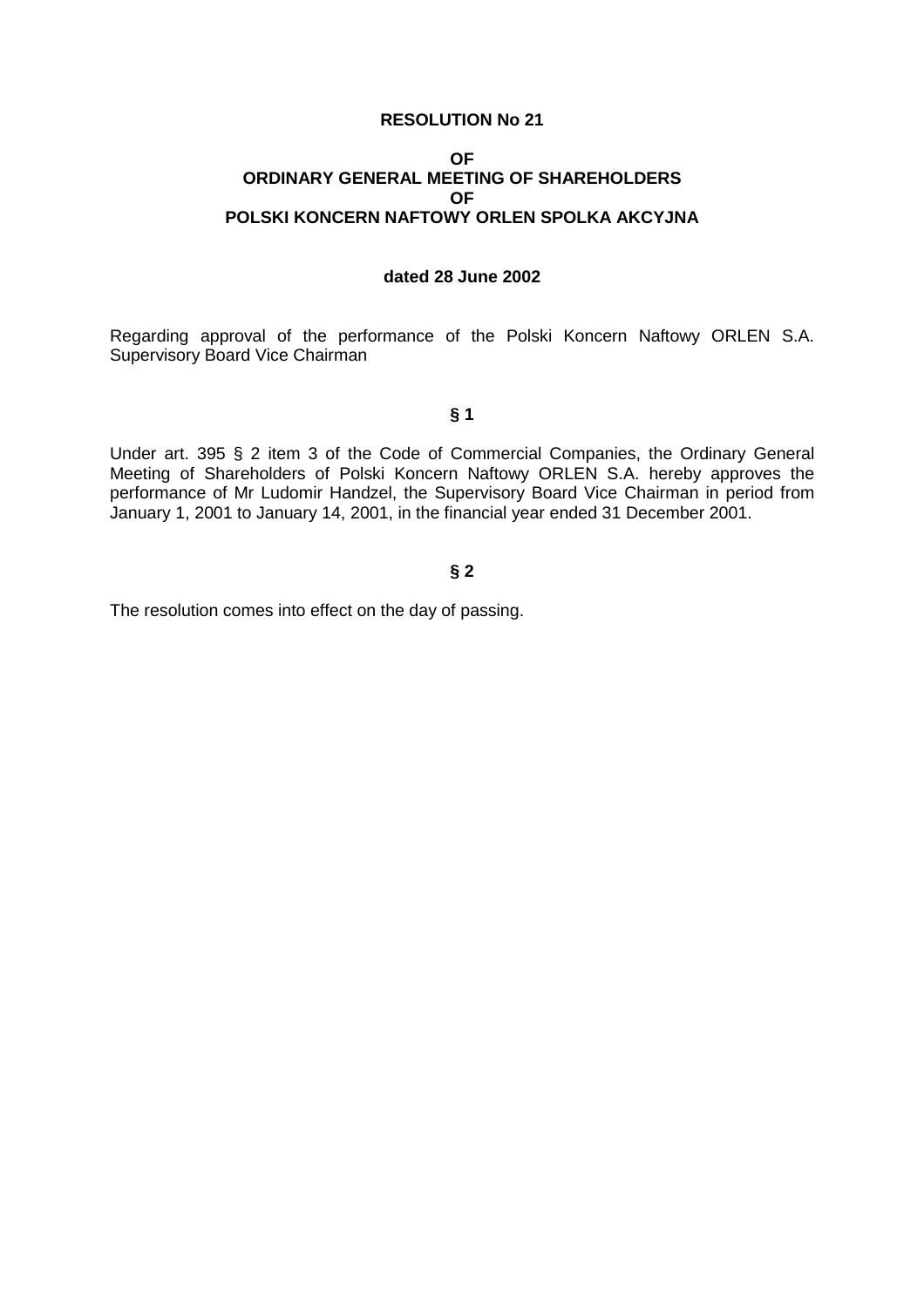**RESOLUTION No 21**

**OF**
**ORDINARY GENERAL MEETING OF SHAREHOLDERS**
**OF**
**POLSKI KONCERN NAFTOWY ORLEN SPOLKA AKCYJNA**

**dated 28 June 2002**

Regarding approval of the performance of the Polski Koncern Naftowy ORLEN S.A. Supervisory Board Vice Chairman

**§ 1**

Under art. 395 § 2 item 3 of the Code of Commercial Companies, the Ordinary General Meeting of Shareholders of Polski Koncern Naftowy ORLEN S.A. hereby approves the performance of Mr Ludomir Handzel, the Supervisory Board Vice Chairman in period from January 1, 2001 to January 14, 2001, in the financial year ended 31 December 2001.

**§ 2**

The resolution comes into effect on the day of passing.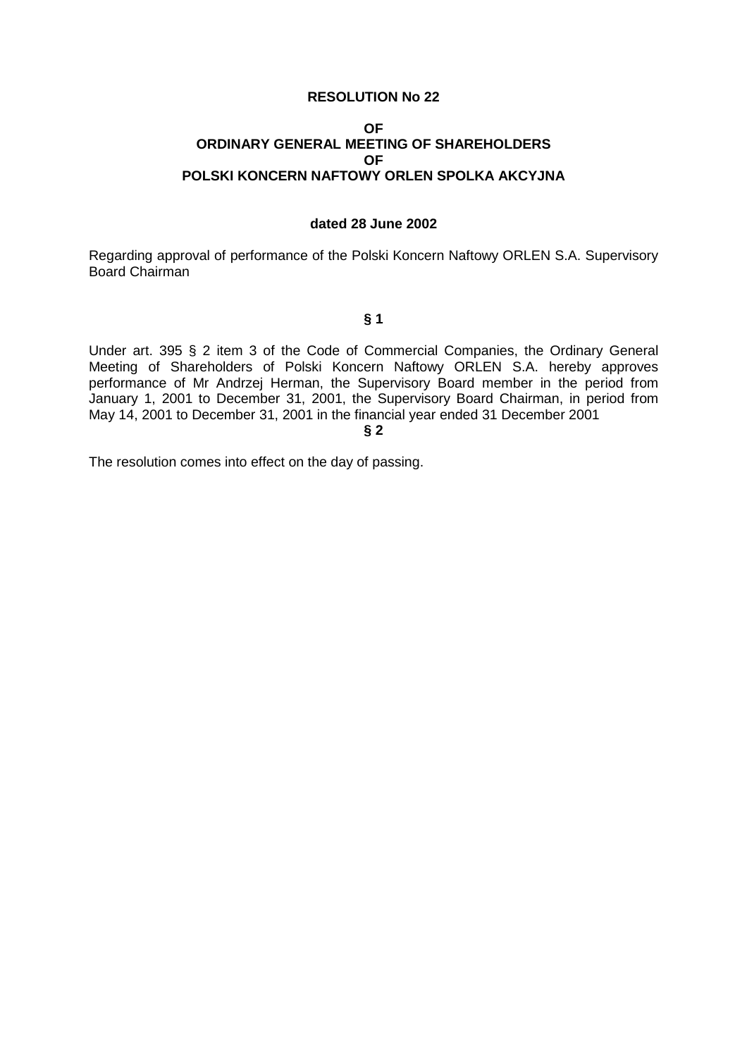**RESOLUTION No 22**

**OF**
**ORDINARY GENERAL MEETING OF SHAREHOLDERS**
**OF**
**POLSKI KONCERN NAFTOWY ORLEN SPOLKA AKCYJNA**

**dated 28 June 2002**

Regarding approval of performance of the Polski Koncern Naftowy ORLEN S.A. Supervisory Board Chairman

**§ 1**

Under art. 395 § 2 item 3 of the Code of Commercial Companies, the Ordinary General Meeting of Shareholders of Polski Koncern Naftowy ORLEN S.A. hereby approves performance of Mr Andrzej Herman, the Supervisory Board member in the period from January 1, 2001 to December 31, 2001, the Supervisory Board Chairman, in period from May 14, 2001 to December 31, 2001 in the financial year ended 31 December 2001

**§ 2**

The resolution comes into effect on the day of passing.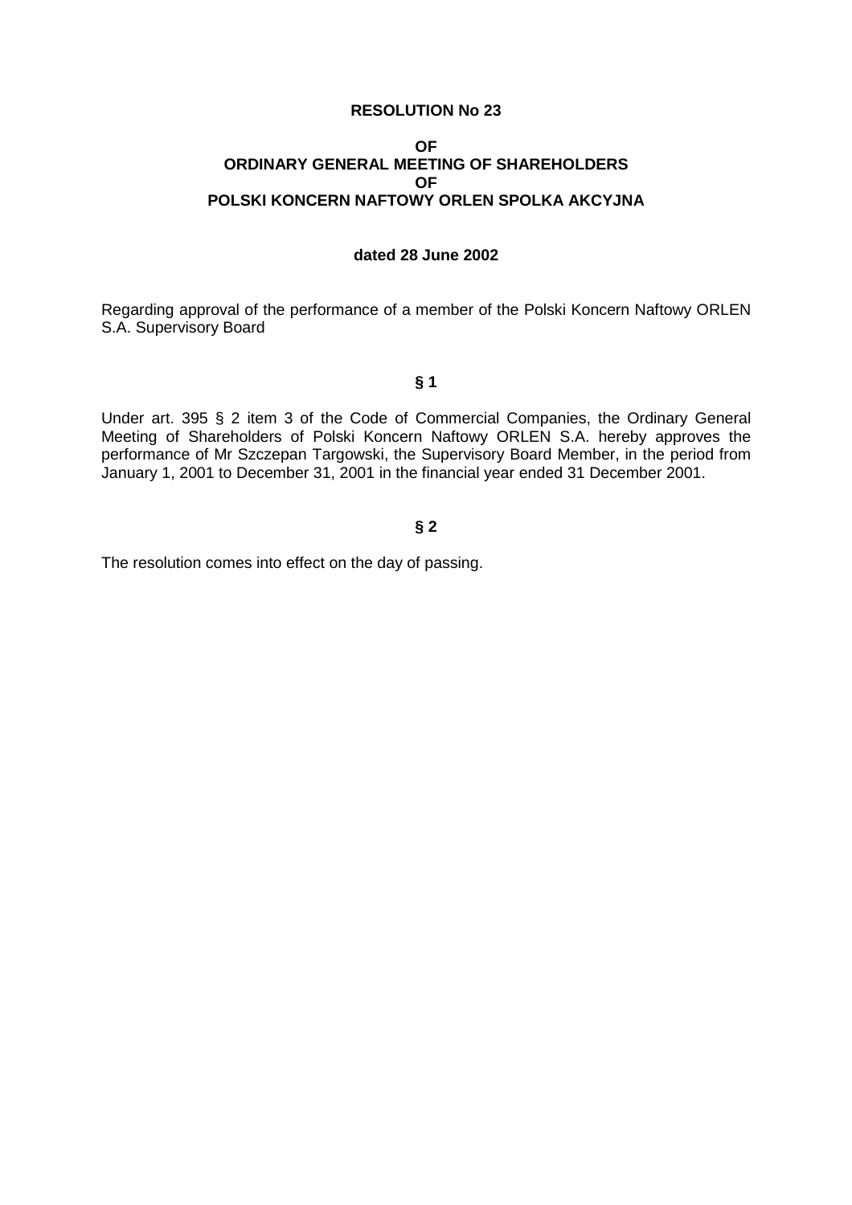**RESOLUTION No 23**

**OF**
**ORDINARY GENERAL MEETING OF SHAREHOLDERS**
**OF**
**POLSKI KONCERN NAFTOWY ORLEN SPOLKA AKCYJNA**

**dated 28 June 2002**

Regarding approval of the performance of a member of the Polski Koncern Naftowy ORLEN S.A. Supervisory Board

**§ 1**

Under art. 395 § 2 item 3 of the Code of Commercial Companies, the Ordinary General Meeting of Shareholders of Polski Koncern Naftowy ORLEN S.A. hereby approves the performance of Mr Szczepan Targowski, the Supervisory Board Member, in the period from January 1, 2001 to December 31, 2001 in the financial year ended 31 December 2001.

**§ 2**

The resolution comes into effect on the day of passing.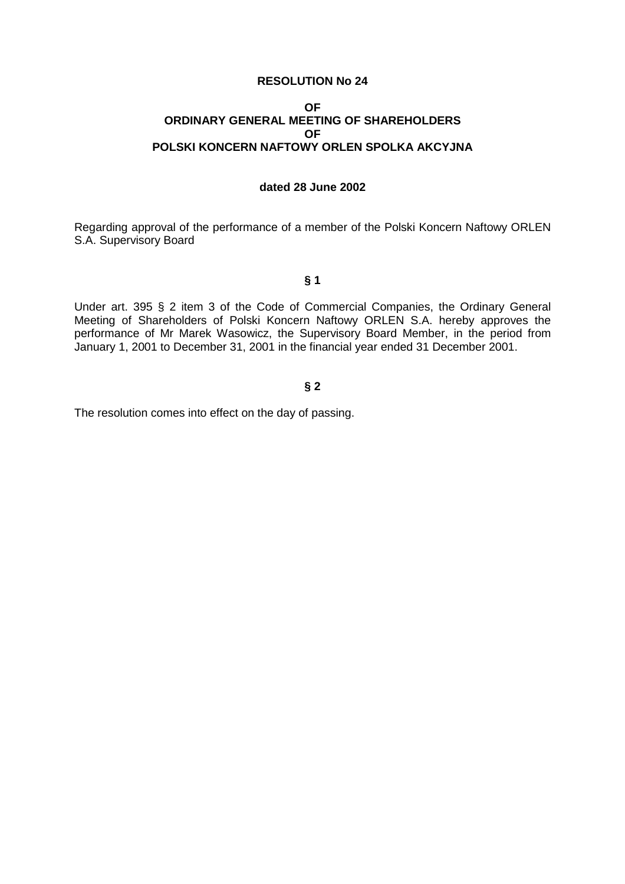**RESOLUTION No 24**

**OF**
**ORDINARY GENERAL MEETING OF SHAREHOLDERS**
**OF**
**POLSKI KONCERN NAFTOWY ORLEN SPOLKA AKCYJNA**

**dated 28 June 2002**

Regarding approval of the performance of a member of the Polski Koncern Naftowy ORLEN S.A. Supervisory Board

**§ 1**

Under art. 395 § 2 item 3 of the Code of Commercial Companies, the Ordinary General Meeting of Shareholders of Polski Koncern Naftowy ORLEN S.A. hereby approves the performance of Mr Marek Wasowicz, the Supervisory Board Member, in the period from January 1, 2001 to December 31, 2001 in the financial year ended 31 December 2001.

**§ 2**

The resolution comes into effect on the day of passing.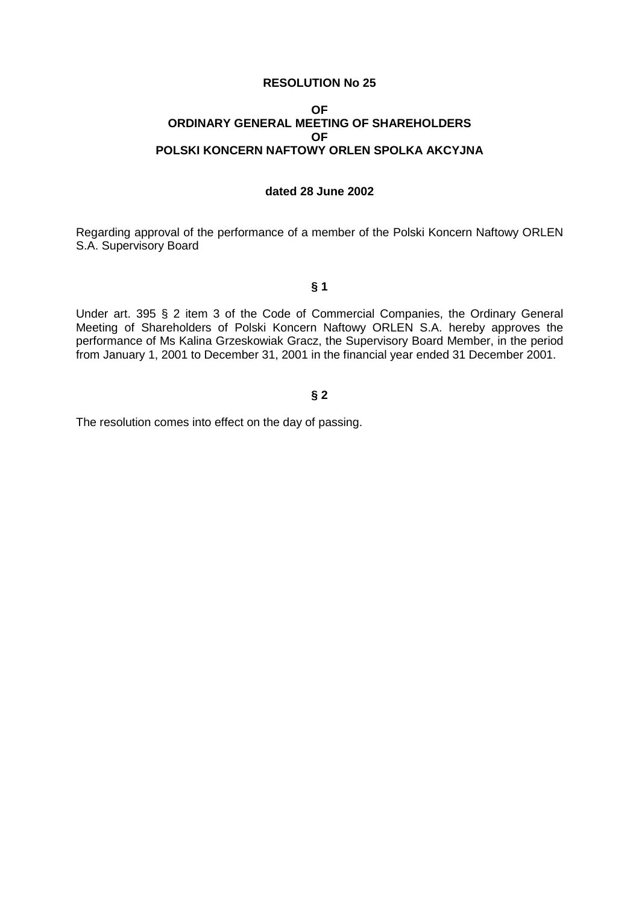**RESOLUTION No 25**

**OF**
**ORDINARY GENERAL MEETING OF SHAREHOLDERS**
**OF**
**POLSKI KONCERN NAFTOWY ORLEN SPOLKA AKCYJNA**

**dated 28 June 2002**

Regarding approval of the performance of a member of the Polski Koncern Naftowy ORLEN S.A. Supervisory Board

**§ 1**

Under art. 395 § 2 item 3 of the Code of Commercial Companies, the Ordinary General Meeting of Shareholders of Polski Koncern Naftowy ORLEN S.A. hereby approves the performance of Ms Kalina Grzeskowiak Gracz, the Supervisory Board Member, in the period from January 1, 2001 to December 31, 2001 in the financial year ended 31 December 2001.

**§ 2**

The resolution comes into effect on the day of passing.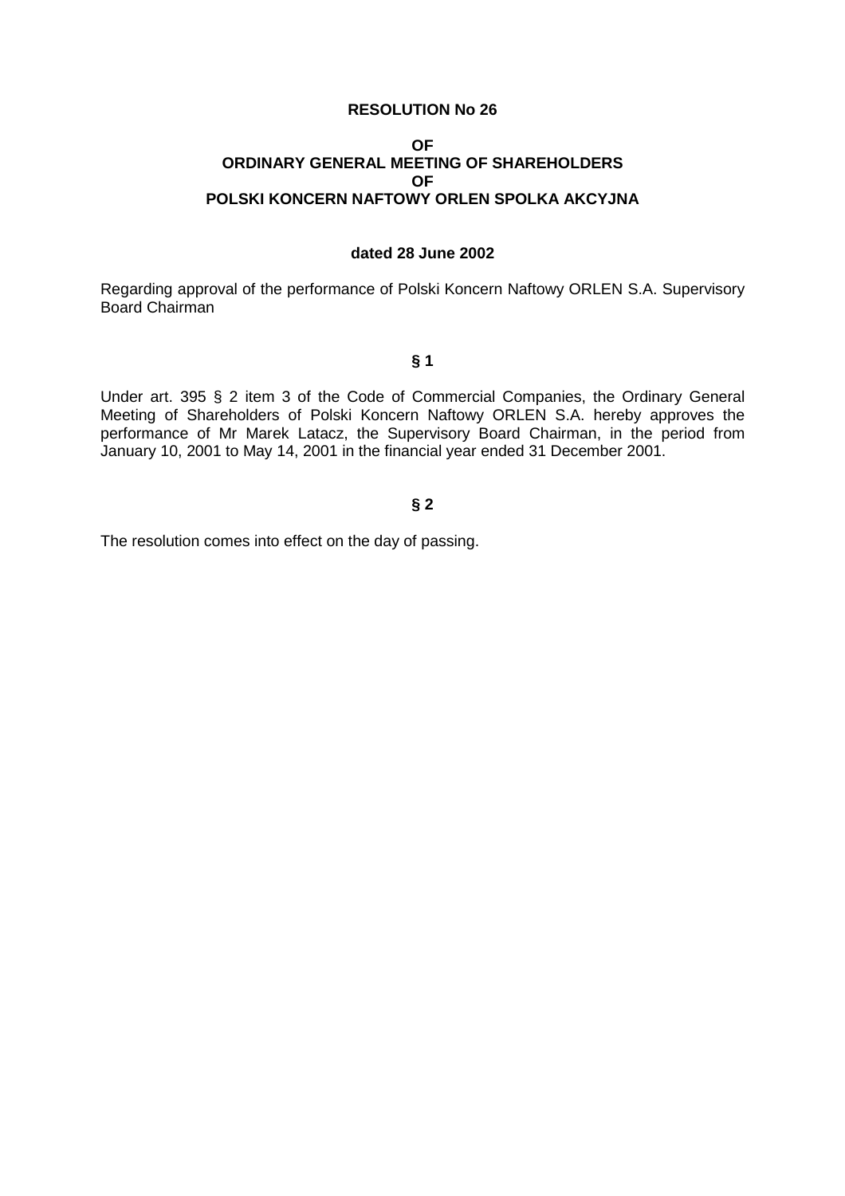**RESOLUTION No 26**

**OF**
**ORDINARY GENERAL MEETING OF SHAREHOLDERS**
**OF**
**POLSKI KONCERN NAFTOWY ORLEN SPOLKA AKCYJNA**

**dated 28 June 2002**

Regarding approval of the performance of Polski Koncern Naftowy ORLEN S.A. Supervisory Board Chairman

**§ 1**

Under art. 395 § 2 item 3 of the Code of Commercial Companies, the Ordinary General Meeting of Shareholders of Polski Koncern Naftowy ORLEN S.A. hereby approves the performance of Mr Marek Latacz, the Supervisory Board Chairman, in the period from January 10, 2001 to May 14, 2001 in the financial year ended 31 December 2001.

**§ 2**

The resolution comes into effect on the day of passing.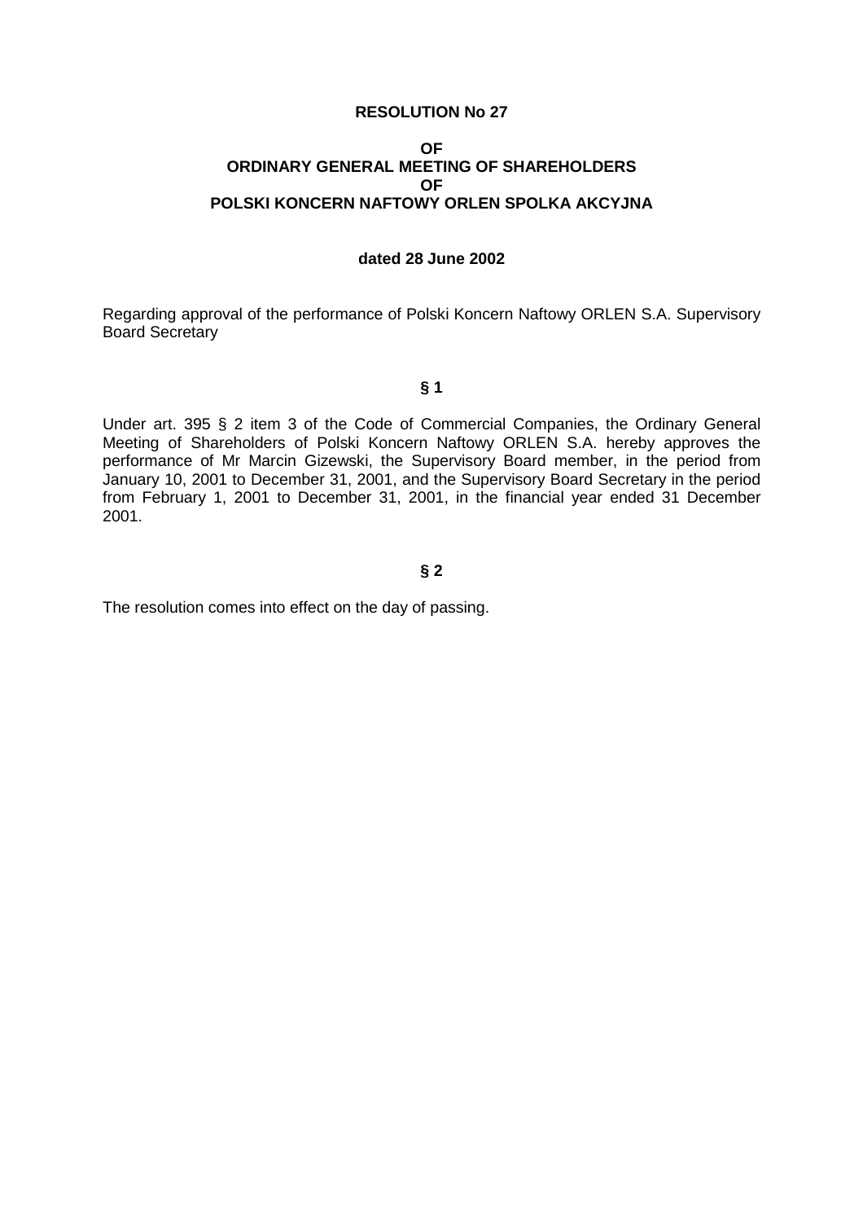**RESOLUTION No 27**

**OF**
**ORDINARY GENERAL MEETING OF SHAREHOLDERS**
**OF**
**POLSKI KONCERN NAFTOWY ORLEN SPOLKA AKCYJNA**

**dated 28 June 2002**

Regarding approval of the performance of Polski Koncern Naftowy ORLEN S.A. Supervisory Board Secretary

**§ 1**

Under art. 395 § 2 item 3 of the Code of Commercial Companies, the Ordinary General Meeting of Shareholders of Polski Koncern Naftowy ORLEN S.A. hereby approves the performance of Mr Marcin Gizewski, the Supervisory Board member, in the period from January 10, 2001 to December 31, 2001, and the Supervisory Board Secretary in the period from February 1, 2001 to December 31, 2001, in the financial year ended 31 December 2001.

**§ 2**

The resolution comes into effect on the day of passing.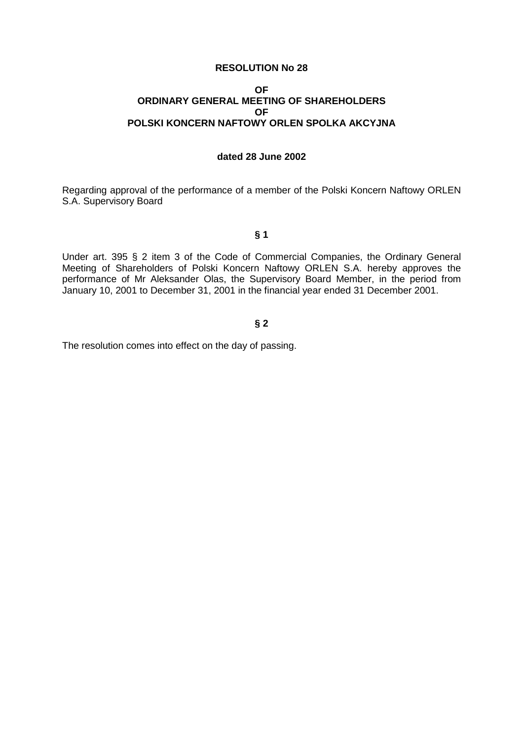**RESOLUTION No 28**

**OF**
**ORDINARY GENERAL MEETING OF SHAREHOLDERS**
**OF**
**POLSKI KONCERN NAFTOWY ORLEN SPOLKA AKCYJNA**

**dated 28 June 2002**

Regarding approval of the performance of a member of the Polski Koncern Naftowy ORLEN S.A. Supervisory Board

**§ 1**

Under art. 395 § 2 item 3 of the Code of Commercial Companies, the Ordinary General Meeting of Shareholders of Polski Koncern Naftowy ORLEN S.A. hereby approves the performance of Mr Aleksander Olas, the Supervisory Board Member, in the period from January 10, 2001 to December 31, 2001 in the financial year ended 31 December 2001.

**§ 2**

The resolution comes into effect on the day of passing.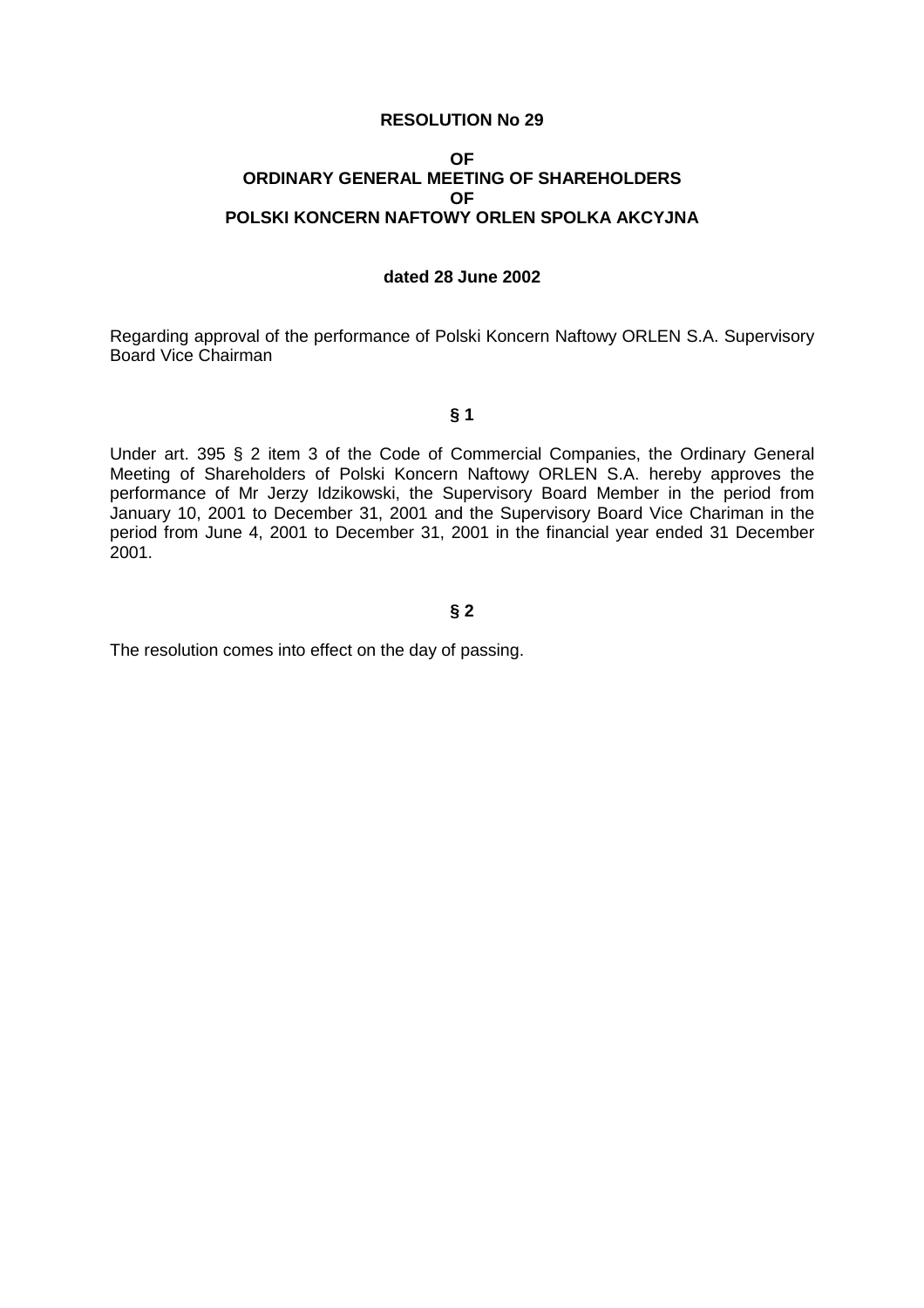**RESOLUTION No 29**

**OF**
**ORDINARY GENERAL MEETING OF SHAREHOLDERS**
**OF**
**POLSKI KONCERN NAFTOWY ORLEN SPOLKA AKCYJNA**

**dated 28 June 2002**

Regarding approval of the performance of Polski Koncern Naftowy ORLEN S.A. Supervisory Board Vice Chairman

**§ 1**

Under art. 395 § 2 item 3 of the Code of Commercial Companies, the Ordinary General Meeting of Shareholders of Polski Koncern Naftowy ORLEN S.A. hereby approves the performance of Mr Jerzy Idzikowski, the Supervisory Board Member in the period from January 10, 2001 to December 31, 2001 and the Supervisory Board Vice Chariman in the period from June 4, 2001 to December 31, 2001 in the financial year ended 31 December 2001.

**§ 2**

The resolution comes into effect on the day of passing.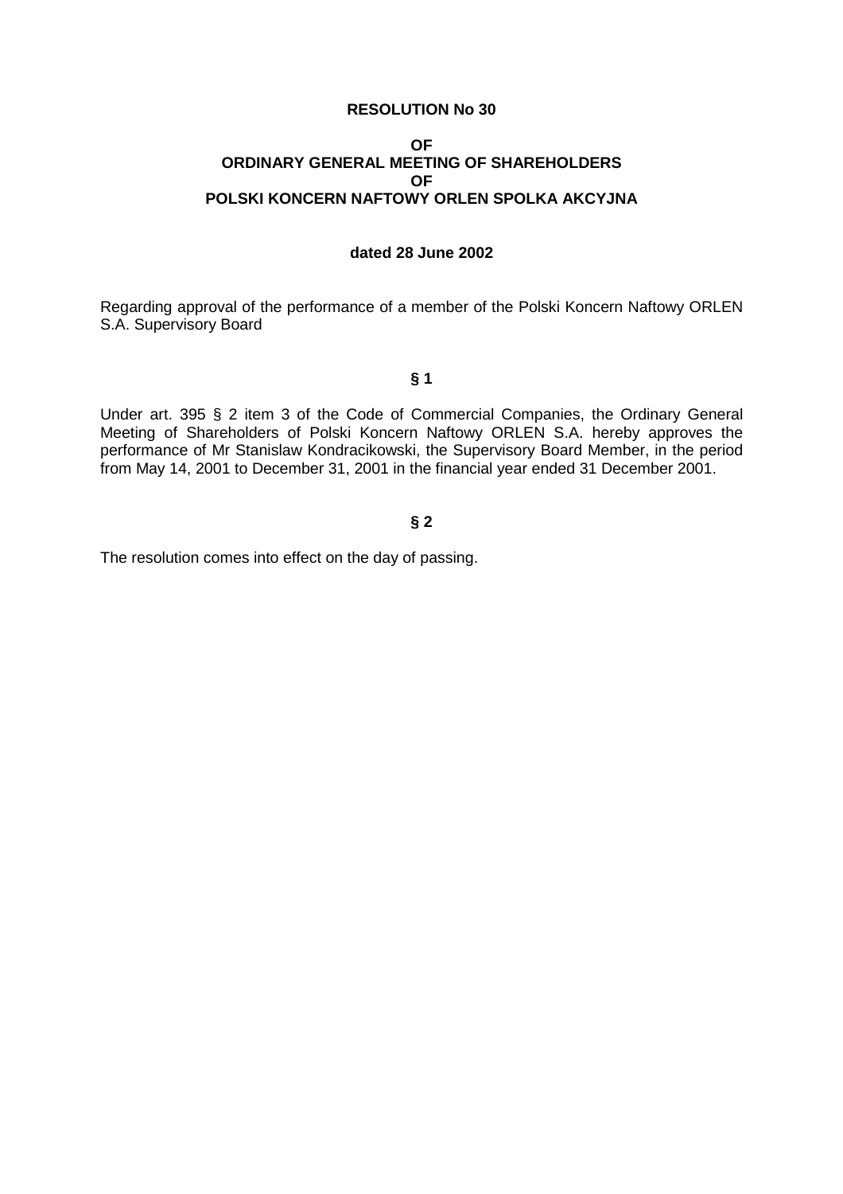**RESOLUTION No 30**

**OF**
**ORDINARY GENERAL MEETING OF SHAREHOLDERS**
**OF**
**POLSKI KONCERN NAFTOWY ORLEN SPOLKA AKCYJNA**

**dated 28 June 2002**

Regarding approval of the performance of a member of the Polski Koncern Naftowy ORLEN S.A. Supervisory Board

**§ 1**

Under art. 395 § 2 item 3 of the Code of Commercial Companies, the Ordinary General Meeting of Shareholders of Polski Koncern Naftowy ORLEN S.A. hereby approves the performance of Mr Stanislaw Kondracikowski, the Supervisory Board Member, in the period from May 14, 2001 to December 31, 2001 in the financial year ended 31 December 2001.

**§ 2**

The resolution comes into effect on the day of passing.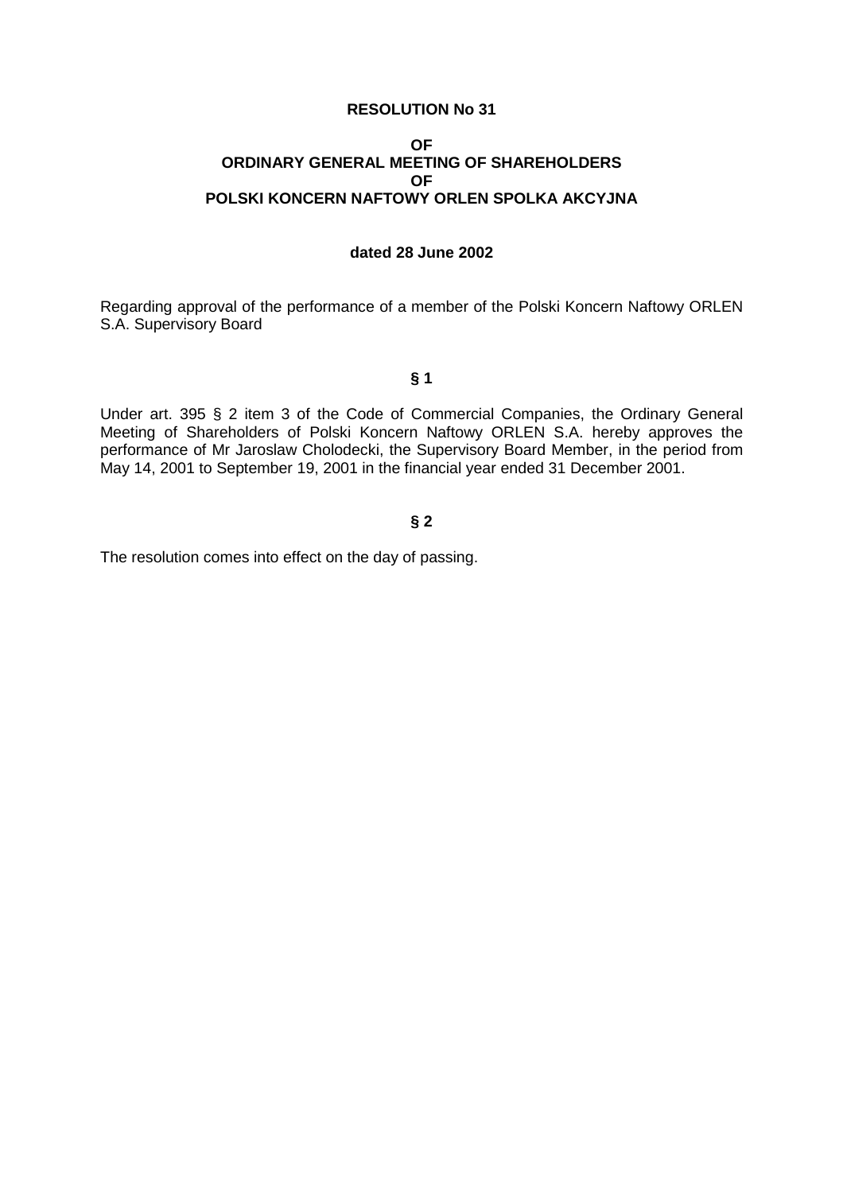**RESOLUTION No 31**

**OF**
**ORDINARY GENERAL MEETING OF SHAREHOLDERS**
**OF**
**POLSKI KONCERN NAFTOWY ORLEN SPOLKA AKCYJNA**

**dated 28 June 2002**

Regarding approval of the performance of a member of the Polski Koncern Naftowy ORLEN S.A. Supervisory Board

**§ 1**

Under art. 395 § 2 item 3 of the Code of Commercial Companies, the Ordinary General Meeting of Shareholders of Polski Koncern Naftowy ORLEN S.A. hereby approves the performance of Mr Jaroslaw Cholodecki, the Supervisory Board Member, in the period from May 14, 2001 to September 19, 2001 in the financial year ended 31 December 2001.

**§ 2**

The resolution comes into effect on the day of passing.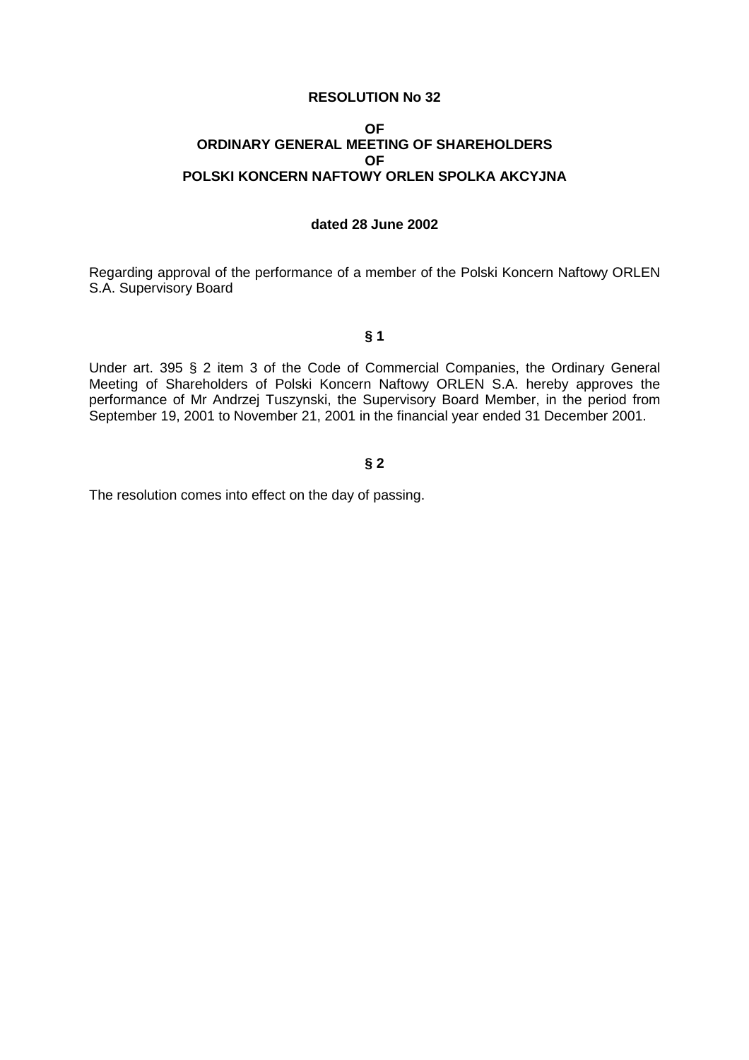**RESOLUTION No 32**

**OF**
**ORDINARY GENERAL MEETING OF SHAREHOLDERS**
**OF**
**POLSKI KONCERN NAFTOWY ORLEN SPOLKA AKCYJNA**

**dated 28 June 2002**

Regarding approval of the performance of a member of the Polski Koncern Naftowy ORLEN S.A. Supervisory Board

**§ 1**

Under art. 395 § 2 item 3 of the Code of Commercial Companies, the Ordinary General Meeting of Shareholders of Polski Koncern Naftowy ORLEN S.A. hereby approves the performance of Mr Andrzej Tuszynski, the Supervisory Board Member, in the period from September 19, 2001 to November 21, 2001 in the financial year ended 31 December 2001.

**§ 2**

The resolution comes into effect on the day of passing.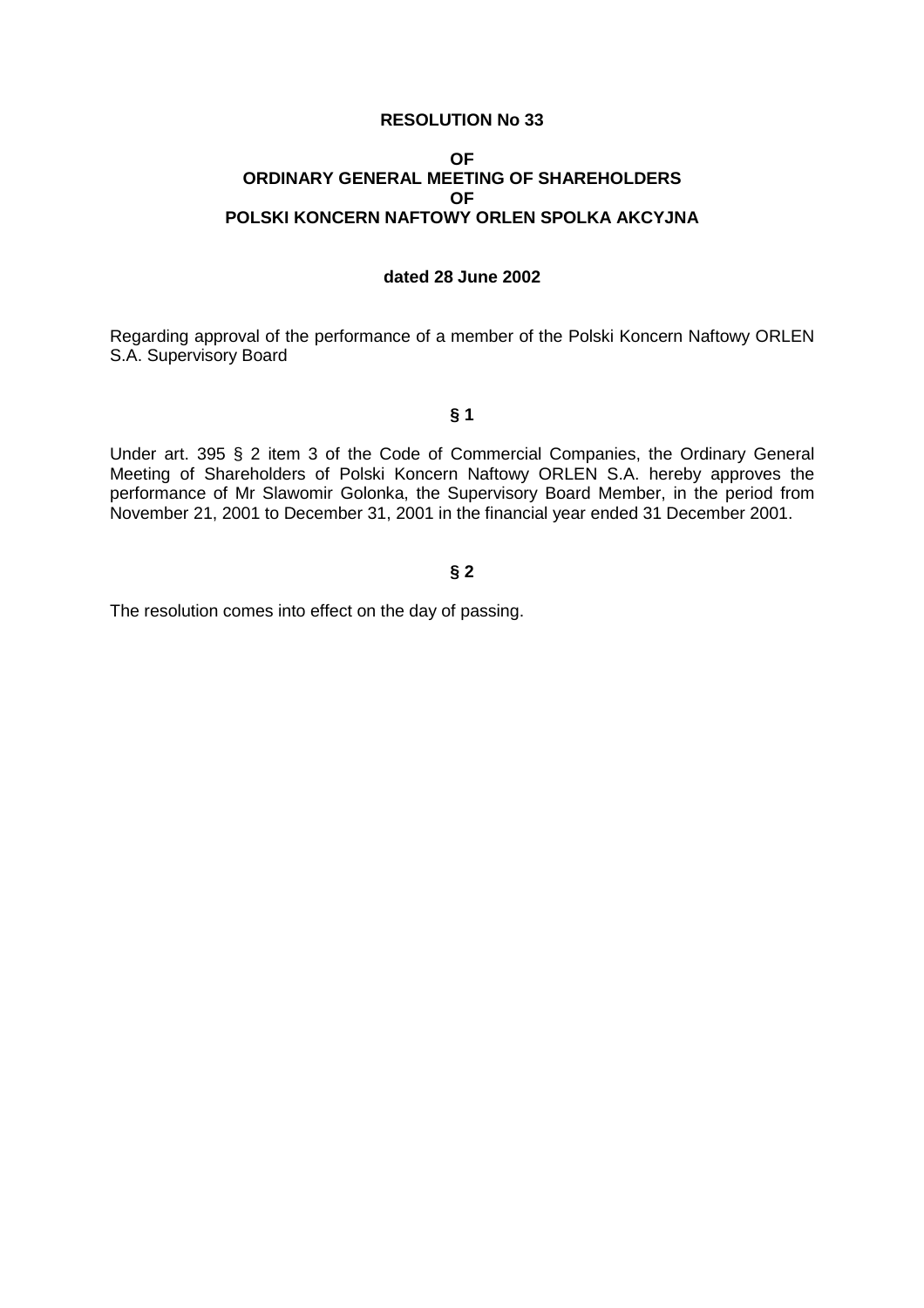**RESOLUTION No 33**

**OF**
**ORDINARY GENERAL MEETING OF SHAREHOLDERS**
**OF**
**POLSKI KONCERN NAFTOWY ORLEN SPOLKA AKCYJNA**

**dated 28 June 2002**

Regarding approval of the performance of a member of the Polski Koncern Naftowy ORLEN S.A. Supervisory Board

**§ 1**

Under art. 395 § 2 item 3 of the Code of Commercial Companies, the Ordinary General Meeting of Shareholders of Polski Koncern Naftowy ORLEN S.A. hereby approves the performance of Mr Slawomir Golonka, the Supervisory Board Member, in the period from November 21, 2001 to December 31, 2001 in the financial year ended 31 December 2001.

**§ 2**

The resolution comes into effect on the day of passing.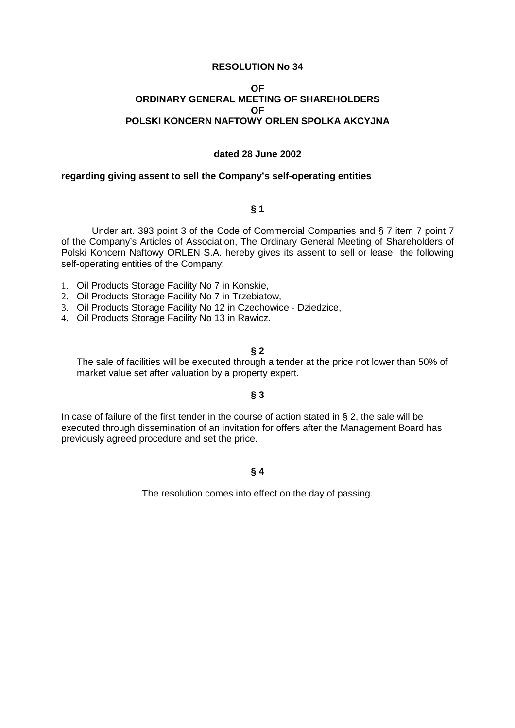**RESOLUTION No 34**

**OF**
**ORDINARY GENERAL MEETING OF SHAREHOLDERS**
**OF**
**POLSKI KONCERN NAFTOWY ORLEN SPOLKA AKCYJNA**

**dated 28 June 2002**

**regarding giving assent to sell the Company's self-operating entities**

**§ 1**

Under art. 393 point 3 of the Code of Commercial Companies and § 7 item 7 point 7 of the Company's Articles of Association, The Ordinary General Meeting of Shareholders of Polski Koncern Naftowy ORLEN S.A. hereby gives its assent to sell or lease the following self-operating entities of the Company:

1. Oil Products Storage Facility No 7 in Konskie,
2. Oil Products Storage Facility No 7 in Trzebiatow,
3. Oil Products Storage Facility No 12 in Czechowice - Dziedzice,
4. Oil Products Storage Facility No 13 in Rawicz.

**§ 2**

The sale of facilities will be executed through a tender at the price not lower than 50% of market value set after valuation by a property expert.

**§ 3**

In case of failure of the first tender in the course of action stated in § 2, the sale will be executed through dissemination of an invitation for offers after the Management Board has previously agreed procedure and set the price.

**§ 4**

The resolution comes into effect on the day of passing.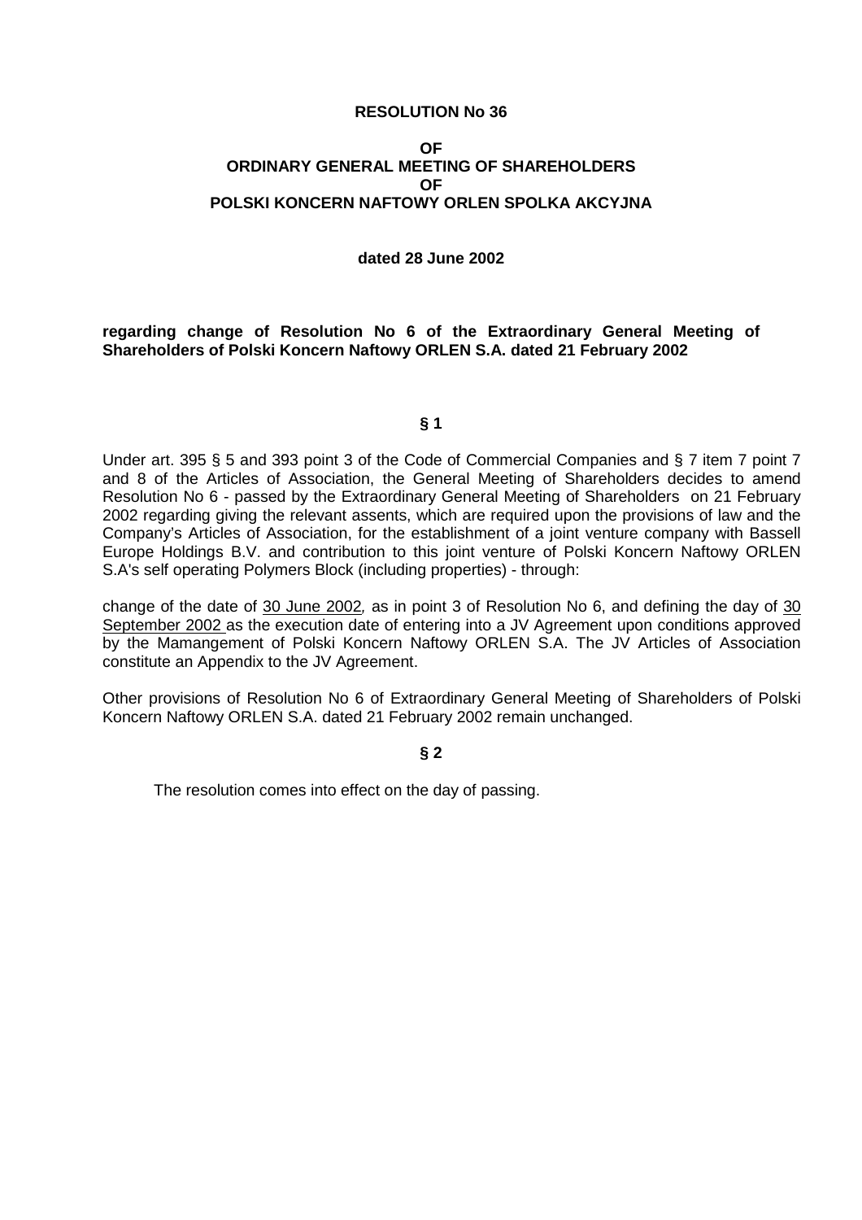**RESOLUTION No 36**

**OF**
**ORDINARY GENERAL MEETING OF SHAREHOLDERS**
**OF**
**POLSKI KONCERN NAFTOWY ORLEN SPOLKA AKCYJNA**

**dated 28 June 2002**

**regarding change of Resolution No 6 of the Extraordinary General Meeting of Shareholders of Polski Koncern Naftowy ORLEN S.A. dated 21 February 2002**

**§ 1**

Under art. 395 § 5 and 393 point 3 of the Code of Commercial Companies and § 7 item 7 point 7 and 8 of the Articles of Association, the General Meeting of Shareholders decides to amend Resolution No 6 - passed by the Extraordinary General Meeting of Shareholders on 21 February 2002 regarding giving the relevant assents, which are required upon the provisions of law and the Company's Articles of Association, for the establishment of a joint venture company with Bassell Europe Holdings B.V. and contribution to this joint venture of Polski Koncern Naftowy ORLEN S.A's self operating Polymers Block (including properties) - through:

change of the date of 30 June 2002, as in point 3 of Resolution No 6, and defining the day of 30 September 2002 as the execution date of entering into a JV Agreement upon conditions approved by the Mamangement of Polski Koncern Naftowy ORLEN S.A. The JV Articles of Association constitute an Appendix to the JV Agreement.

Other provisions of Resolution No 6 of Extraordinary General Meeting of Shareholders of Polski Koncern Naftowy ORLEN S.A. dated 21 February 2002 remain unchanged.

**§ 2**

The resolution comes into effect on the day of passing.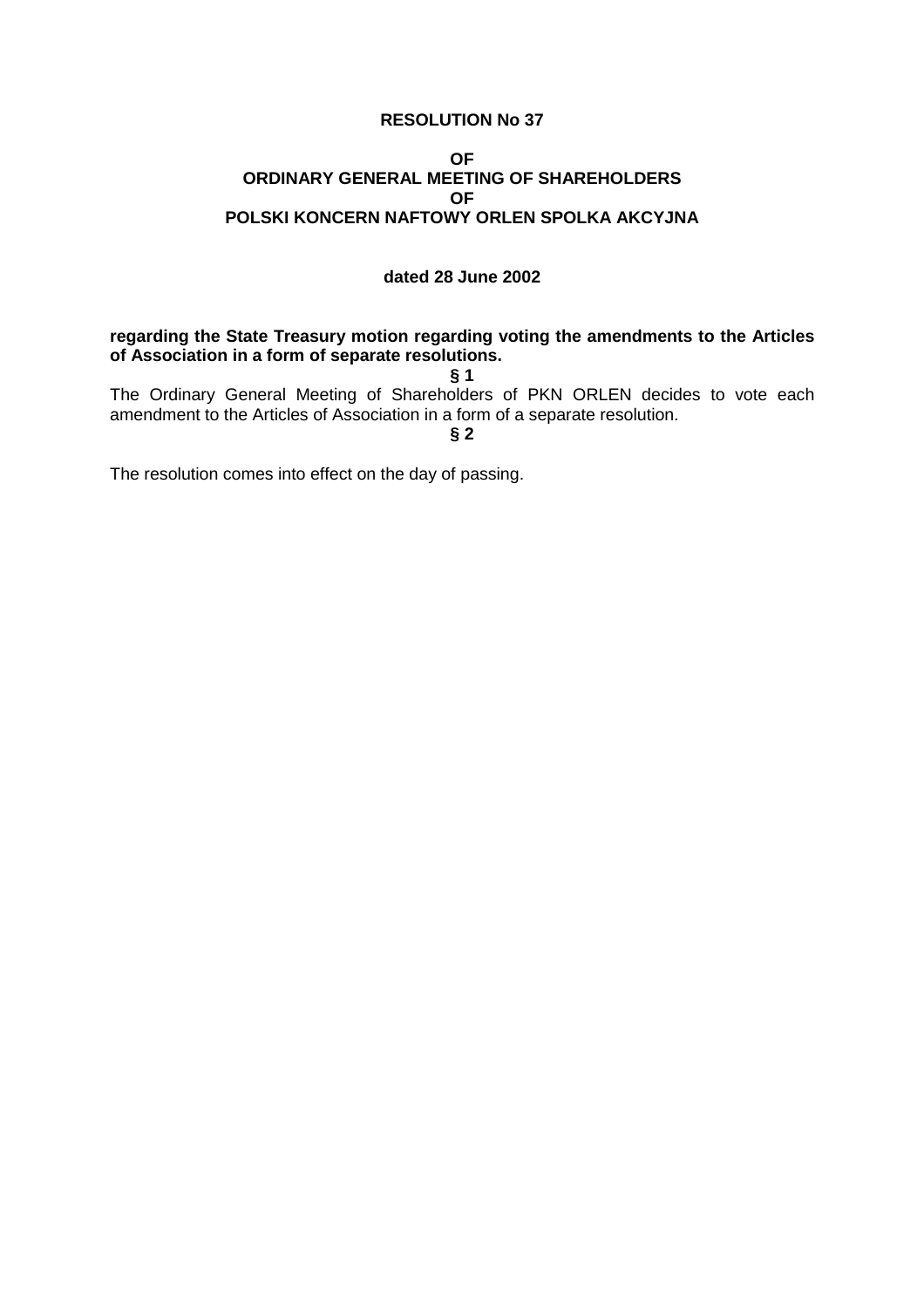**RESOLUTION No 37**

**OF**
**ORDINARY GENERAL MEETING OF SHAREHOLDERS**
**OF**
**POLSKI KONCERN NAFTOWY ORLEN SPOLKA AKCYJNA**

**dated 28 June 2002**

**regarding the State Treasury motion regarding voting the amendments to the Articles of Association in a form of separate resolutions.**

**§ 1**

The Ordinary General Meeting of Shareholders of PKN ORLEN decides to vote each amendment to the Articles of Association in a form of a separate resolution.

**§ 2**

The resolution comes into effect on the day of passing.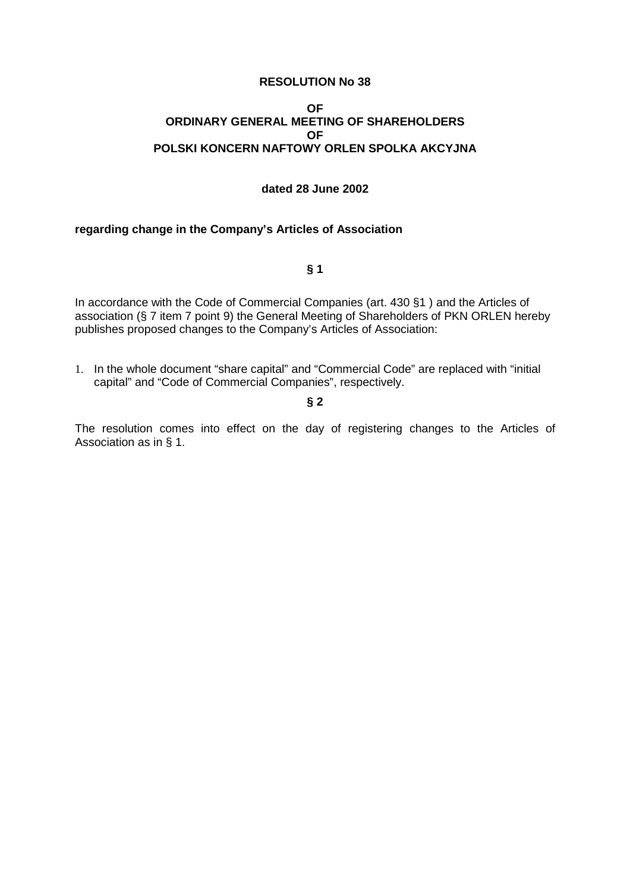**RESOLUTION No 38**

**OF**
**ORDINARY GENERAL MEETING OF SHAREHOLDERS**
**OF**
**POLSKI KONCERN NAFTOWY ORLEN SPOLKA AKCYJNA**

**dated 28 June 2002**

**regarding change in the Company's Articles of Association**

**§ 1**

In accordance with the Code of Commercial Companies (art. 430 §1 ) and the Articles of association (§ 7 item 7 point 9) the General Meeting of Shareholders of PKN ORLEN hereby publishes proposed changes to the Company's Articles of Association:

1. In the whole document "share capital" and "Commercial Code" are replaced with "initial capital" and "Code of Commercial Companies", respectively.

**§ 2**

The resolution comes into effect on the day of registering changes to the Articles of Association as in § 1.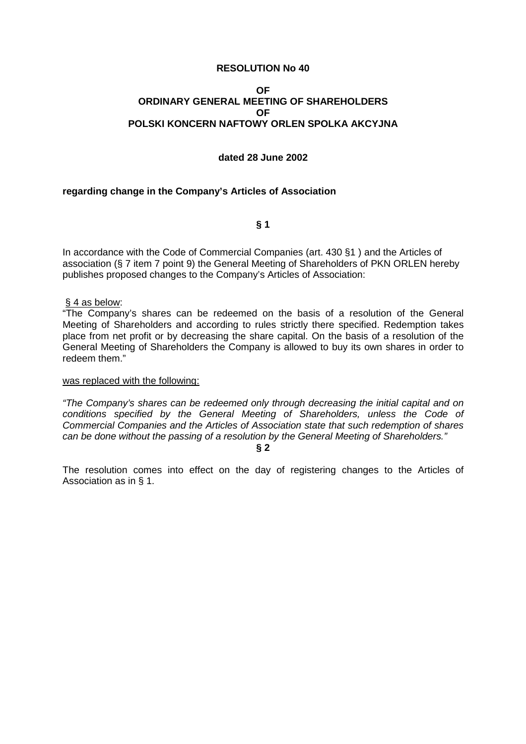**RESOLUTION No 40**

**OF**
**ORDINARY GENERAL MEETING OF SHAREHOLDERS**
**OF**
**POLSKI KONCERN NAFTOWY ORLEN SPOLKA AKCYJNA**

**dated 28 June 2002**

**regarding change in the Company's Articles of Association**

**§ 1**

In accordance with the Code of Commercial Companies (art. 430 §1 ) and the Articles of association (§ 7 item 7 point 9) the General Meeting of Shareholders of PKN ORLEN hereby publishes proposed changes to the Company's Articles of Association:

<u>§ 4 as below</u>:
"The Company's shares can be redeemed on the basis of a resolution of the General Meeting of Shareholders and according to rules strictly there specified. Redemption takes place from net profit or by decreasing the share capital. On the basis of a resolution of the General Meeting of Shareholders the Company is allowed to buy its own shares in order to redeem them."

<u>was replaced with the following:</u>

*"The Company's shares can be redeemed only through decreasing the initial capital and on conditions specified by the General Meeting of Shareholders, unless the Code of Commercial Companies and the Articles of Association state that such redemption of shares can be done without the passing of a resolution by the General Meeting of Shareholders."*

**§ 2**

The resolution comes into effect on the day of registering changes to the Articles of Association as in § 1.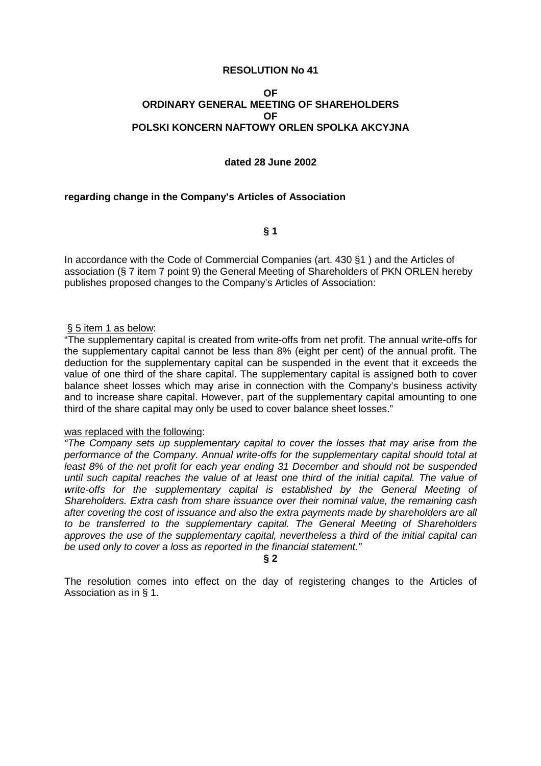**RESOLUTION No 41**

**OF**
**ORDINARY GENERAL MEETING OF SHAREHOLDERS**
**OF**
**POLSKI KONCERN NAFTOWY ORLEN SPOLKA AKCYJNA**

**dated 28 June 2002**

**regarding change in the Company's Articles of Association**

**§ 1**

In accordance with the Code of Commercial Companies (art. 430 §1 ) and the Articles of association (§ 7 item 7 point 9) the General Meeting of Shareholders of PKN ORLEN hereby publishes proposed changes to the Company's Articles of Association:

§ 5 item 1 as below:

"The supplementary capital is created from write-offs from net profit. The annual write-offs for the supplementary capital cannot be less than 8% (eight per cent) of the annual profit. The deduction for the supplementary capital can be suspended in the event that it exceeds the value of one third of the share capital. The supplementary capital is assigned both to cover balance sheet losses which may arise in connection with the Company's business activity and to increase share capital. However, part of the supplementary capital amounting to one third of the share capital may only be used to cover balance sheet losses."

was replaced with the following:

*"The Company sets up supplementary capital to cover the losses that may arise from the performance of the Company. Annual write-offs for the supplementary capital should total at least 8% of the net profit for each year ending 31 December and should not be suspended until such capital reaches the value of at least one third of the initial capital. The value of write-offs for the supplementary capital is established by the General Meeting of Shareholders. Extra cash from share issuance over their nominal value, the remaining cash after covering the cost of issuance and also the extra payments made by shareholders are all to be transferred to the supplementary capital. The General Meeting of Shareholders approves the use of the supplementary capital, nevertheless a third of the initial capital can be used only to cover a loss as reported in the financial statement."*

**§ 2**

The resolution comes into effect on the day of registering changes to the Articles of Association as in § 1.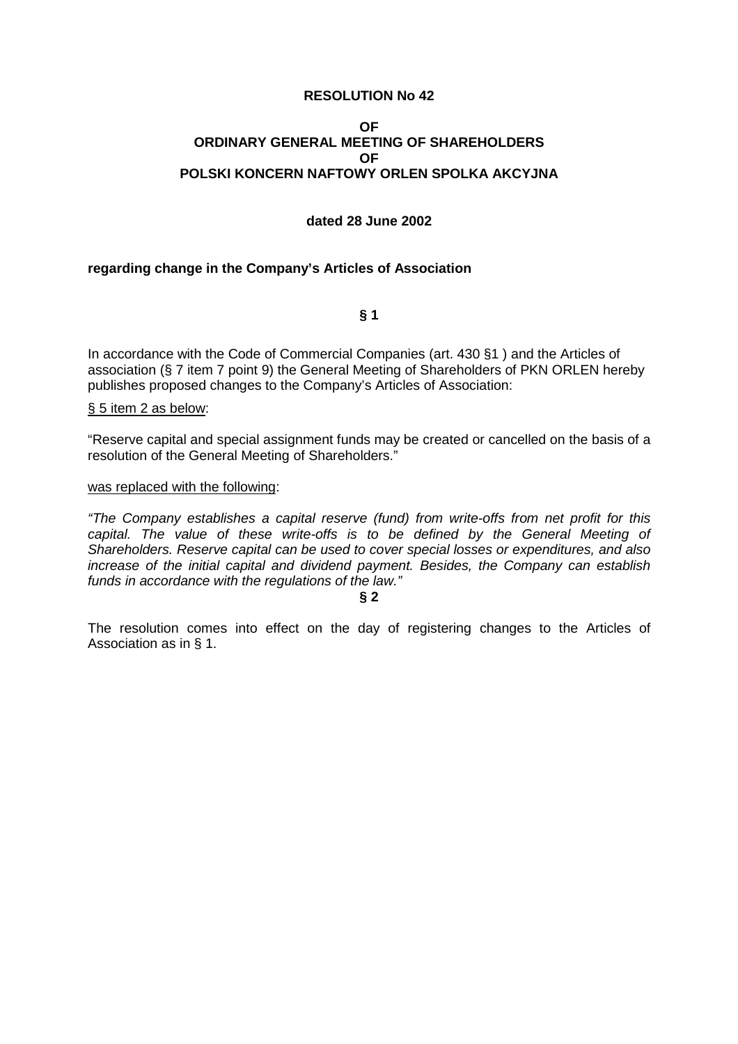**RESOLUTION No 42**

**OF**
**ORDINARY GENERAL MEETING OF SHAREHOLDERS**
**OF**
**POLSKI KONCERN NAFTOWY ORLEN SPOLKA AKCYJNA**

**dated 28 June 2002**

**regarding change in the Company's Articles of Association**

**§ 1**

In accordance with the Code of Commercial Companies (art. 430 §1 ) and the Articles of association (§ 7 item 7 point 9) the General Meeting of Shareholders of PKN ORLEN hereby publishes proposed changes to the Company's Articles of Association:

§ 5 item 2 as below:

"Reserve capital and special assignment funds may be created or cancelled on the basis of a resolution of the General Meeting of Shareholders."

was replaced with the following:

*"The Company establishes a capital reserve (fund) from write-offs from net profit for this capital. The value of these write-offs is to be defined by the General Meeting of Shareholders. Reserve capital can be used to cover special losses or expenditures, and also increase of the initial capital and dividend payment. Besides, the Company can establish funds in accordance with the regulations of the law."*

**§ 2**

The resolution comes into effect on the day of registering changes to the Articles of Association as in § 1.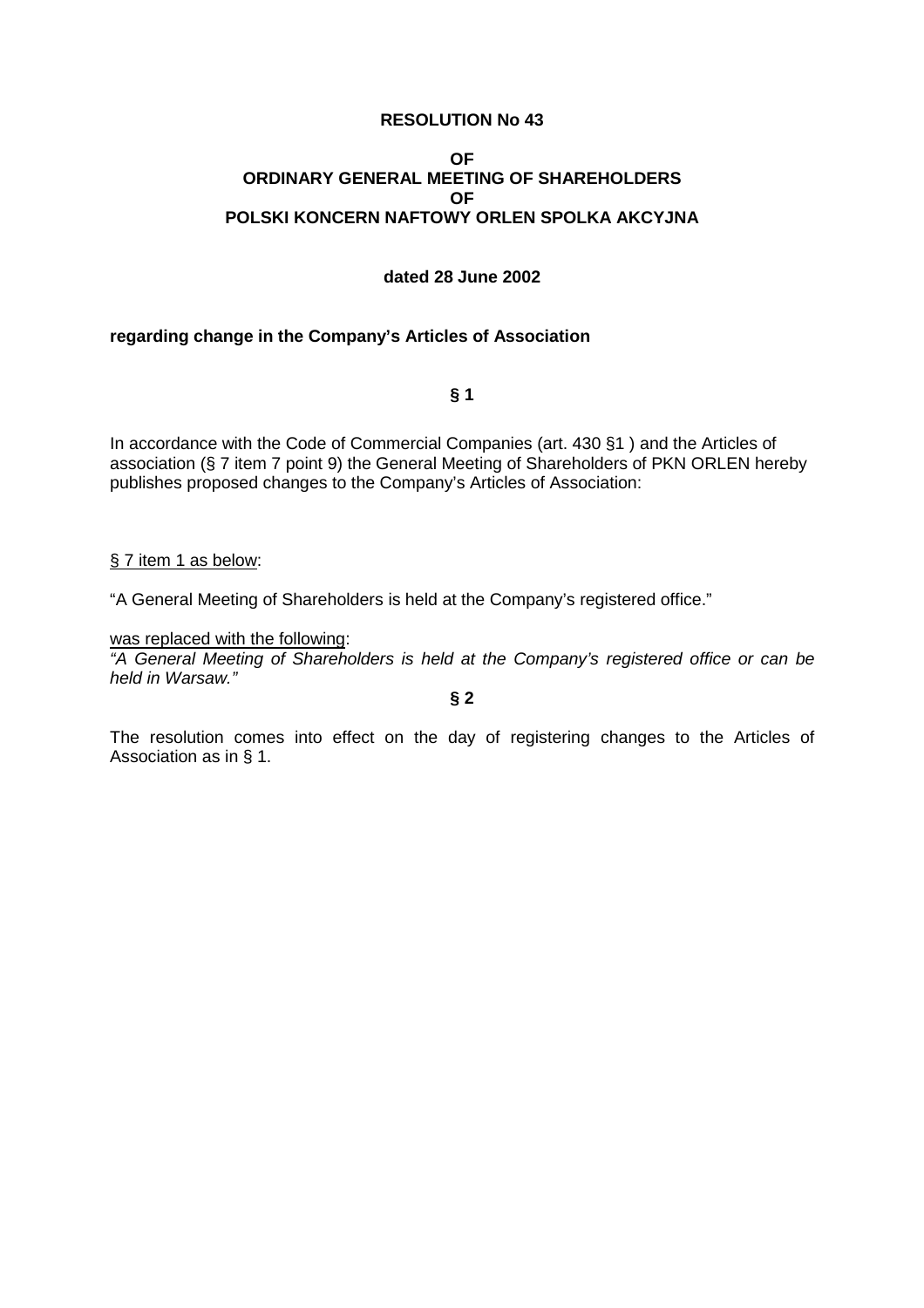**RESOLUTION No 43**

**OF**
**ORDINARY GENERAL MEETING OF SHAREHOLDERS**
**OF**
**POLSKI KONCERN NAFTOWY ORLEN SPOLKA AKCYJNA**

**dated 28 June 2002**

**regarding change in the Company's Articles of Association**

**§ 1**

In accordance with the Code of Commercial Companies (art. 430 §1 ) and the Articles of association (§ 7 item 7 point 9) the General Meeting of Shareholders of PKN ORLEN hereby publishes proposed changes to the Company's Articles of Association:

<u>§ 7 item 1 as below</u>:

"A General Meeting of Shareholders is held at the Company's registered office."

<u>was replaced with the following</u>:
*"A General Meeting of Shareholders is held at the Company's registered office or can be held in Warsaw."*

**§ 2**

The resolution comes into effect on the day of registering changes to the Articles of Association as in § 1.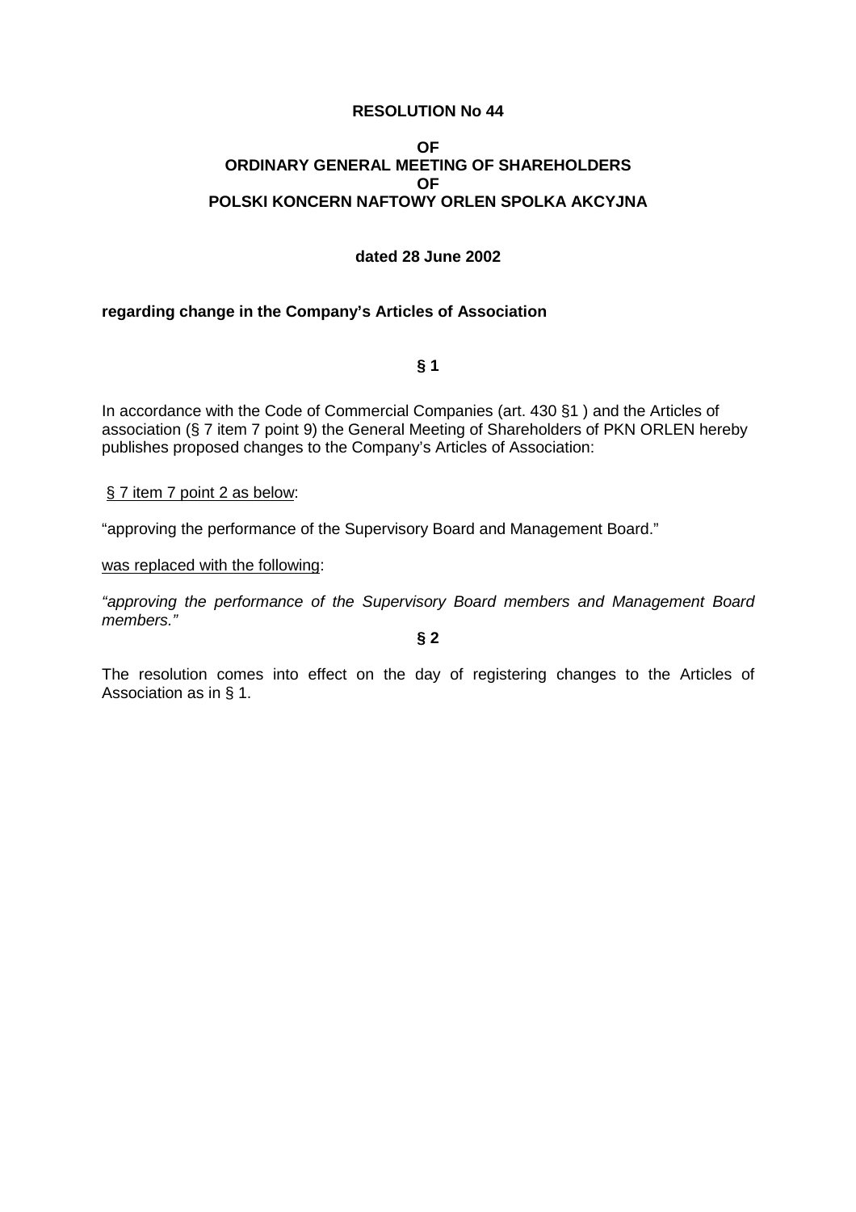**RESOLUTION No 44**

**OF**
**ORDINARY GENERAL MEETING OF SHAREHOLDERS**
**OF**
**POLSKI KONCERN NAFTOWY ORLEN SPOLKA AKCYJNA**

**dated 28 June 2002**

**regarding change in the Company's Articles of Association**

**§ 1**

In accordance with the Code of Commercial Companies (art. 430 §1 ) and the Articles of association (§ 7 item 7 point 9) the General Meeting of Shareholders of PKN ORLEN hereby publishes proposed changes to the Company's Articles of Association:

<u>§ 7 item 7 point 2 as below</u>:

"approving the performance of the Supervisory Board and Management Board."

<u>was replaced with the following</u>:

*"approving the performance of the Supervisory Board members and Management Board members."*

**§ 2**

The resolution comes into effect on the day of registering changes to the Articles of Association as in § 1.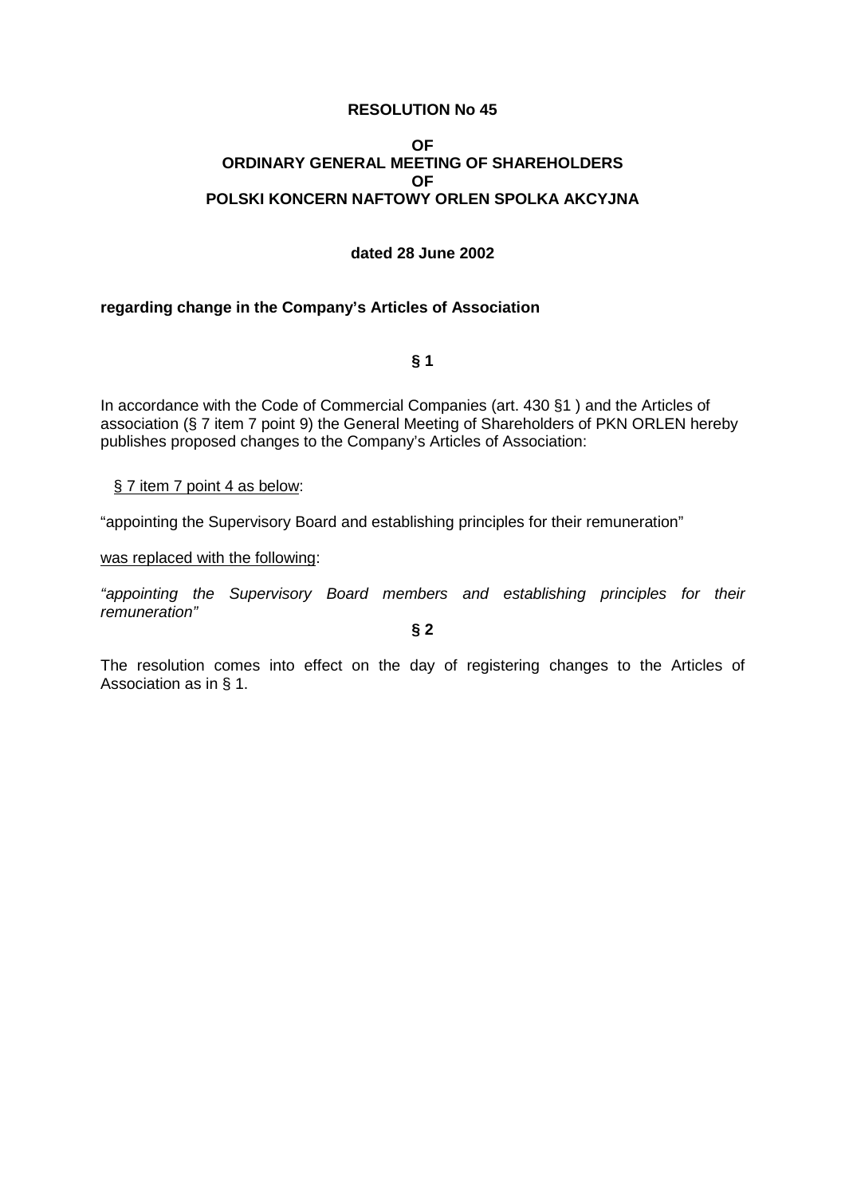**RESOLUTION No 45**

**OF**
**ORDINARY GENERAL MEETING OF SHAREHOLDERS**
**OF**
**POLSKI KONCERN NAFTOWY ORLEN SPOLKA AKCYJNA**

**dated 28 June 2002**

**regarding change in the Company's Articles of Association**

**§ 1**

In accordance with the Code of Commercial Companies (art. 430 §1 ) and the Articles of association (§ 7 item 7 point 9) the General Meeting of Shareholders of PKN ORLEN hereby publishes proposed changes to the Company's Articles of Association:

<u>§ 7 item 7 point 4 as below</u>:

"appointing the Supervisory Board and establishing principles for their remuneration"

<u>was replaced with the following</u>:

*"appointing the Supervisory Board members and establishing principles for their remuneration"*

**§ 2**

The resolution comes into effect on the day of registering changes to the Articles of Association as in § 1.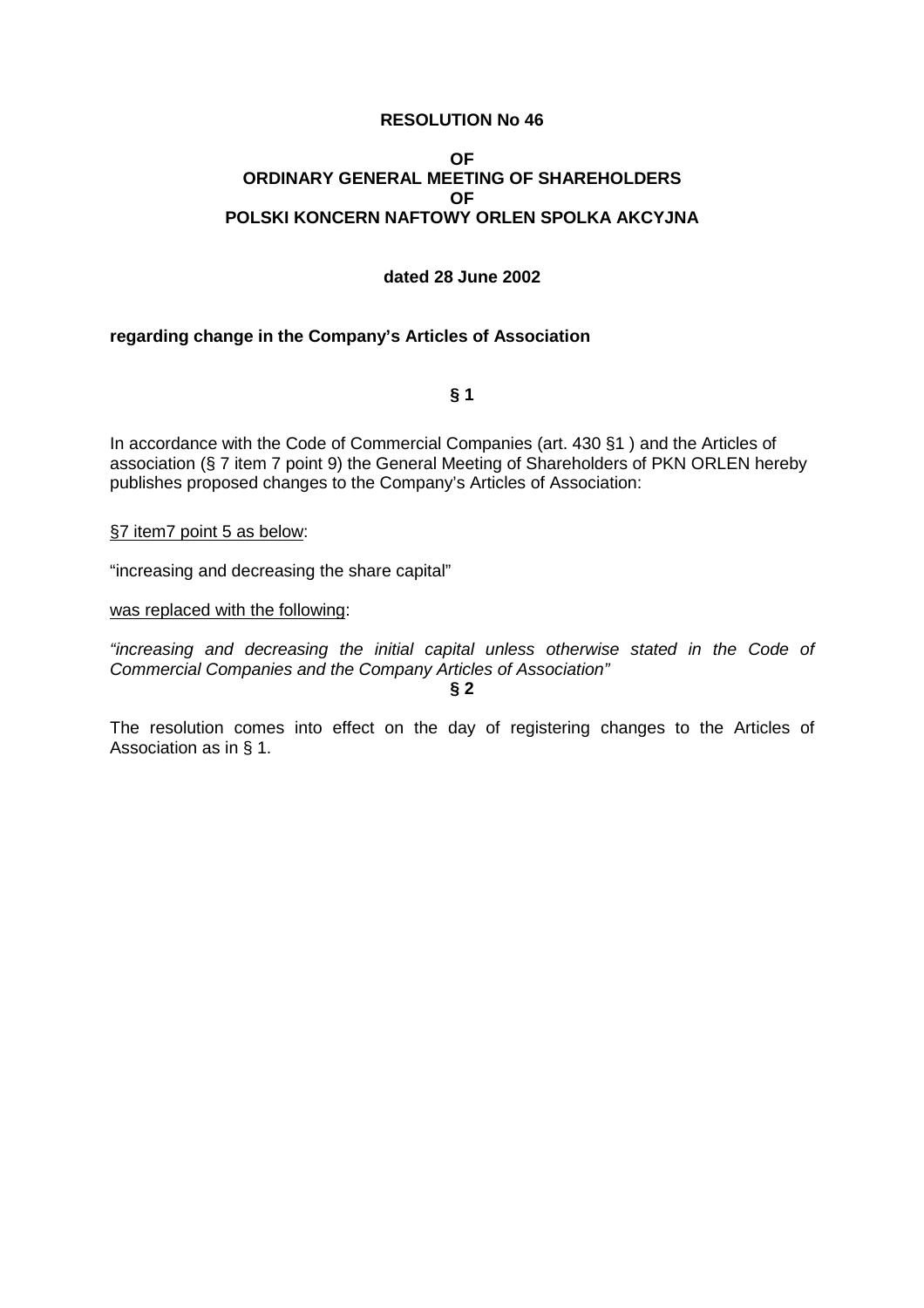**RESOLUTION No 46**

**OF**
**ORDINARY GENERAL MEETING OF SHAREHOLDERS**
**OF**
**POLSKI KONCERN NAFTOWY ORLEN SPOLKA AKCYJNA**

**dated 28 June 2002**

**regarding change in the Company's Articles of Association**

**§ 1**

In accordance with the Code of Commercial Companies (art. 430 §1 ) and the Articles of association (§ 7 item 7 point 9) the General Meeting of Shareholders of PKN ORLEN hereby publishes proposed changes to the Company's Articles of Association:

<u>§7 item7 point 5 as below</u>:

"increasing and decreasing the share capital"

<u>was replaced with the following</u>:

*"increasing and decreasing the initial capital unless otherwise stated in the Code of Commercial Companies and the Company Articles of Association"*

**§ 2**

The resolution comes into effect on the day of registering changes to the Articles of Association as in § 1.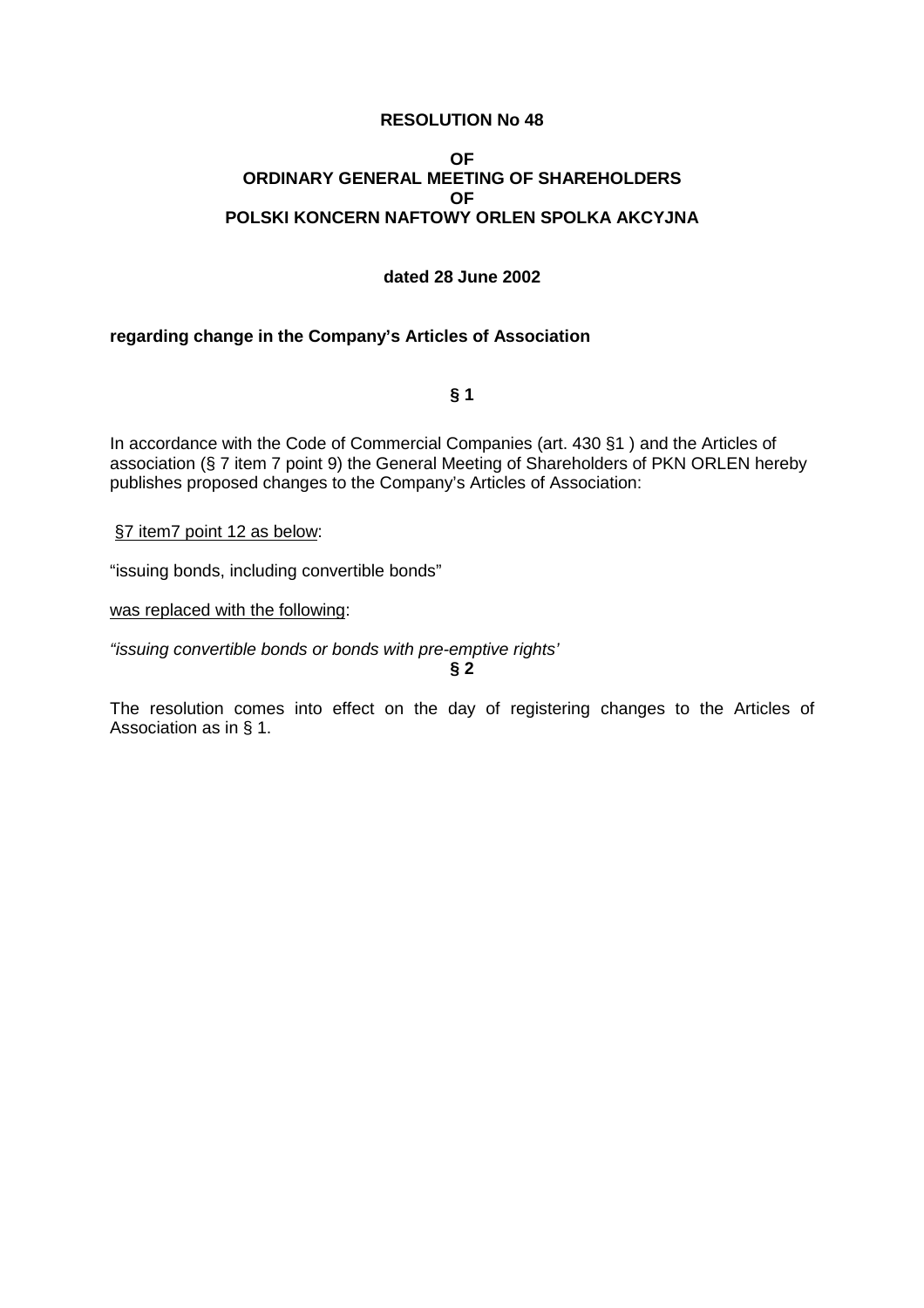**RESOLUTION No 48**

**OF**
**ORDINARY GENERAL MEETING OF SHAREHOLDERS**
**OF**
**POLSKI KONCERN NAFTOWY ORLEN SPOLKA AKCYJNA**

**dated 28 June 2002**

**regarding change in the Company's Articles of Association**

**§ 1**

In accordance with the Code of Commercial Companies (art. 430 §1 ) and the Articles of association (§ 7 item 7 point 9) the General Meeting of Shareholders of PKN ORLEN hereby publishes proposed changes to the Company's Articles of Association:

<u>§7 item7 point 12 as below</u>:

"issuing bonds, including convertible bonds"

<u>was replaced with the following</u>:

*"issuing convertible bonds or bonds with pre-emptive rights'*

**§ 2**

The resolution comes into effect on the day of registering changes to the Articles of Association as in § 1.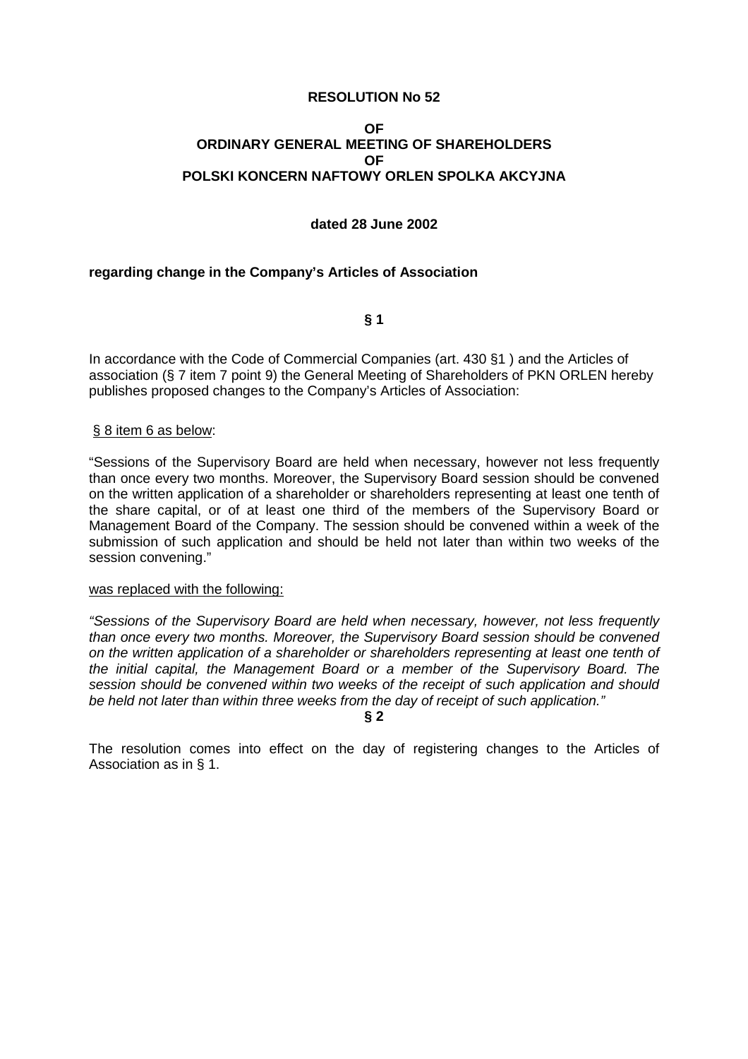**RESOLUTION No 52**

**OF**
**ORDINARY GENERAL MEETING OF SHAREHOLDERS**
**OF**
**POLSKI KONCERN NAFTOWY ORLEN SPOLKA AKCYJNA**

**dated 28 June 2002**

**regarding change in the Company's Articles of Association**

**§ 1**

In accordance with the Code of Commercial Companies (art. 430 §1 ) and the Articles of association (§ 7 item 7 point 9) the General Meeting of Shareholders of PKN ORLEN hereby publishes proposed changes to the Company's Articles of Association:

<u>§ 8 item 6 as below</u>:

"Sessions of the Supervisory Board are held when necessary, however not less frequently than once every two months. Moreover, the Supervisory Board session should be convened on the written application of a shareholder or shareholders representing at least one tenth of the share capital, or of at least one third of the members of the Supervisory Board or Management Board of the Company. The session should be convened within a week of the submission of such application and should be held not later than within two weeks of the session convening."

<u>was replaced with the following:</u>

*"Sessions of the Supervisory Board are held when necessary, however, not less frequently than once every two months. Moreover, the Supervisory Board session should be convened on the written application of a shareholder or shareholders representing at least one tenth of the initial capital, the Management Board or a member of the Supervisory Board. The session should be convened within two weeks of the receipt of such application and should be held not later than within three weeks from the day of receipt of such application."*

**§ 2**

The resolution comes into effect on the day of registering changes to the Articles of Association as in § 1.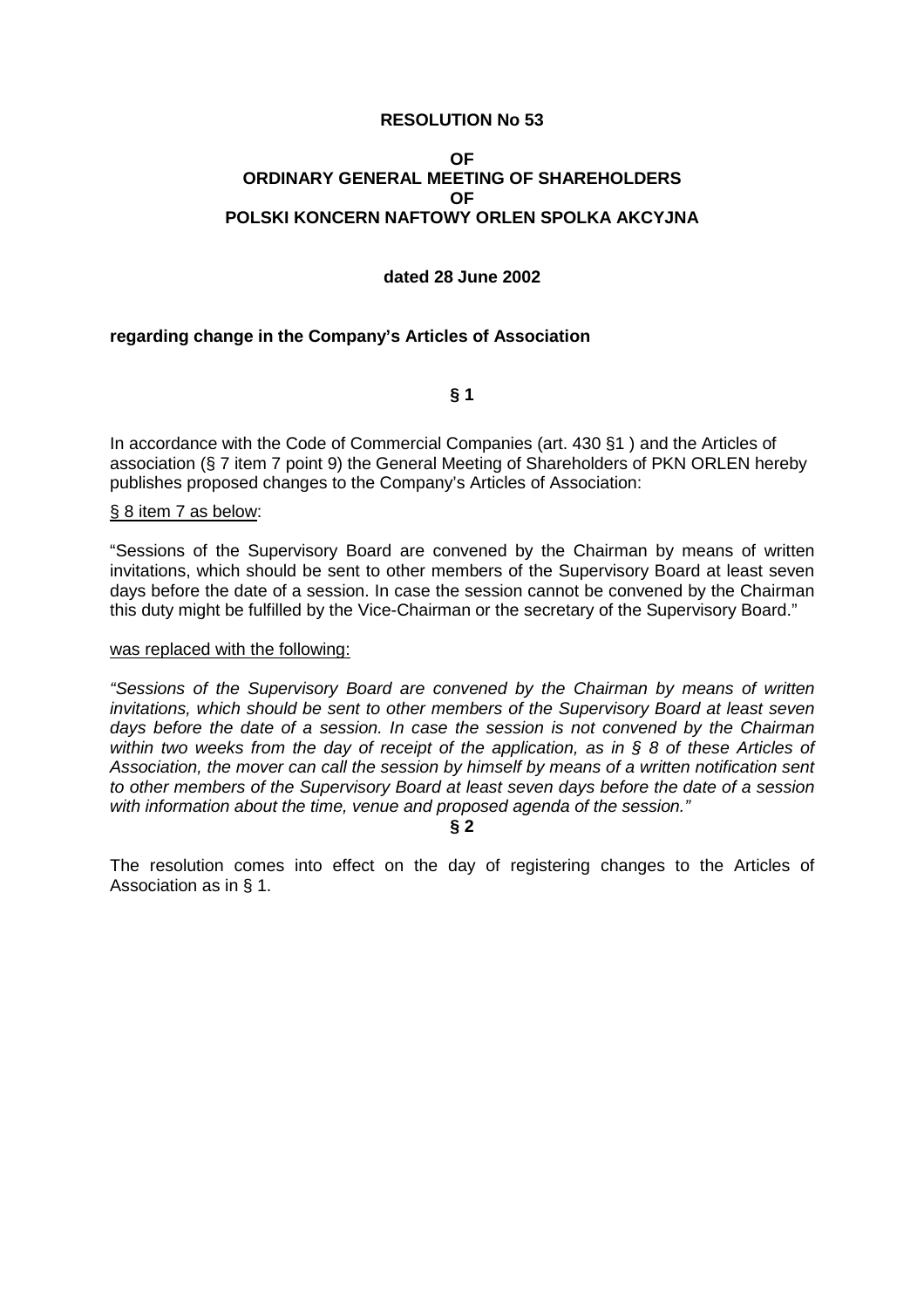**RESOLUTION No 53**

**OF**
**ORDINARY GENERAL MEETING OF SHAREHOLDERS**
**OF**
**POLSKI KONCERN NAFTOWY ORLEN SPOLKA AKCYJNA**

**dated 28 June 2002**

**regarding change in the Company's Articles of Association**

**§ 1**

In accordance with the Code of Commercial Companies (art. 430 §1 ) and the Articles of association (§ 7 item 7 point 9) the General Meeting of Shareholders of PKN ORLEN hereby publishes proposed changes to the Company's Articles of Association:

<u>§ 8 item 7 as below</u>:

"Sessions of the Supervisory Board are convened by the Chairman by means of written invitations, which should be sent to other members of the Supervisory Board at least seven days before the date of a session. In case the session cannot be convened by the Chairman this duty might be fulfilled by the Vice-Chairman or the secretary of the Supervisory Board."

<u>was replaced with the following:</u>

*"Sessions of the Supervisory Board are convened by the Chairman by means of written invitations, which should be sent to other members of the Supervisory Board at least seven days before the date of a session. In case the session is not convened by the Chairman within two weeks from the day of receipt of the application, as in § 8 of these Articles of Association, the mover can call the session by himself by means of a written notification sent to other members of the Supervisory Board at least seven days before the date of a session with information about the time, venue and proposed agenda of the session."*

**§ 2**

The resolution comes into effect on the day of registering changes to the Articles of Association as in § 1.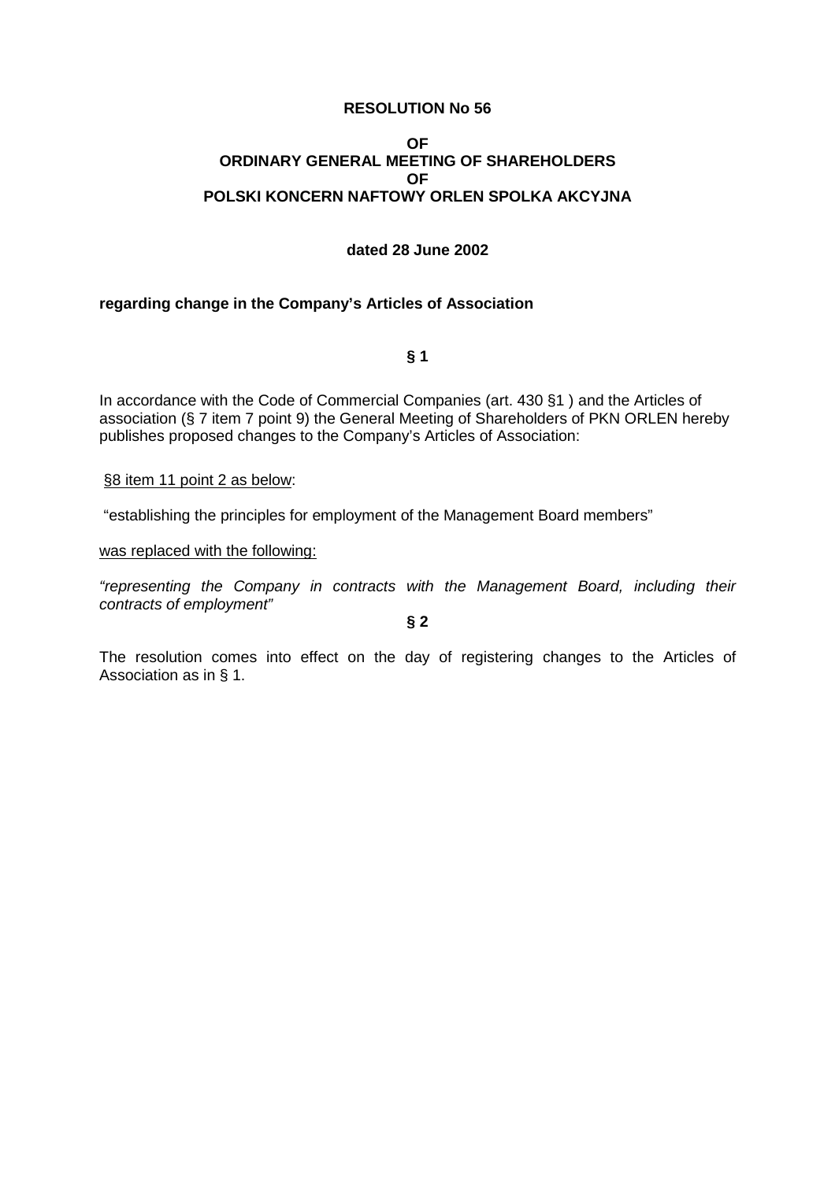**RESOLUTION No 56**

**OF**
**ORDINARY GENERAL MEETING OF SHAREHOLDERS**
**OF**
**POLSKI KONCERN NAFTOWY ORLEN SPOLKA AKCYJNA**

**dated 28 June 2002**

**regarding change in the Company's Articles of Association**

**§ 1**

In accordance with the Code of Commercial Companies (art. 430 §1 ) and the Articles of association (§ 7 item 7 point 9) the General Meeting of Shareholders of PKN ORLEN hereby publishes proposed changes to the Company's Articles of Association:

§8 item 11 point 2 as below:

"establishing the principles for employment of the Management Board members"

was replaced with the following:

*"representing the Company in contracts with the Management Board, including their contracts of employment"*

**§ 2**

The resolution comes into effect on the day of registering changes to the Articles of Association as in § 1.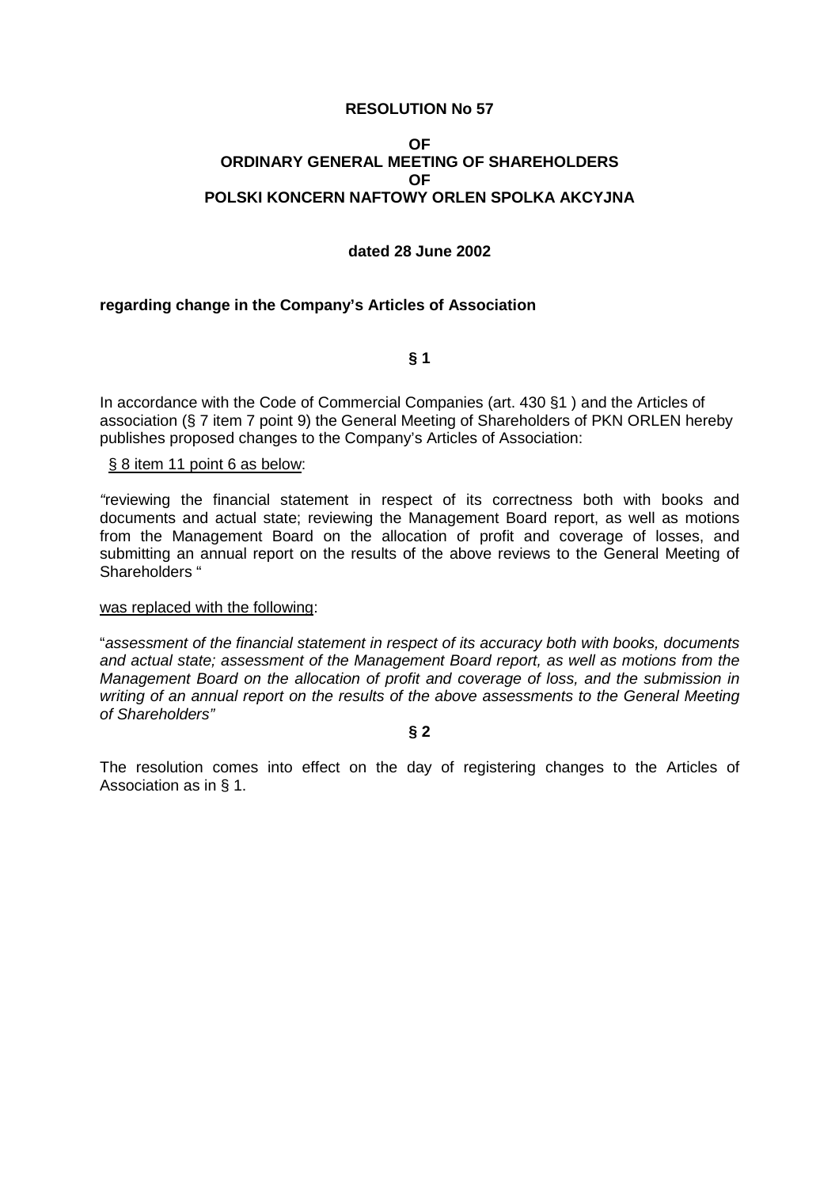**RESOLUTION No 57**

**OF**
**ORDINARY GENERAL MEETING OF SHAREHOLDERS**
**OF**
**POLSKI KONCERN NAFTOWY ORLEN SPOLKA AKCYJNA**

**dated 28 June 2002**

**regarding change in the Company's Articles of Association**

**§ 1**

In accordance with the Code of Commercial Companies (art. 430 §1 ) and the Articles of association (§ 7 item 7 point 9) the General Meeting of Shareholders of PKN ORLEN hereby publishes proposed changes to the Company's Articles of Association:

§ 8 item 11 point 6 as below:

"reviewing the financial statement in respect of its correctness both with books and documents and actual state; reviewing the Management Board report, as well as motions from the Management Board on the allocation of profit and coverage of losses, and submitting an annual report on the results of the above reviews to the General Meeting of Shareholders "

was replaced with the following:

"*assessment of the financial statement in respect of its accuracy both with books, documents and actual state; assessment of the Management Board report, as well as motions from the Management Board on the allocation of profit and coverage of loss, and the submission in writing of an annual report on the results of the above assessments to the General Meeting of Shareholders"*

**§ 2**

The resolution comes into effect on the day of registering changes to the Articles of Association as in § 1.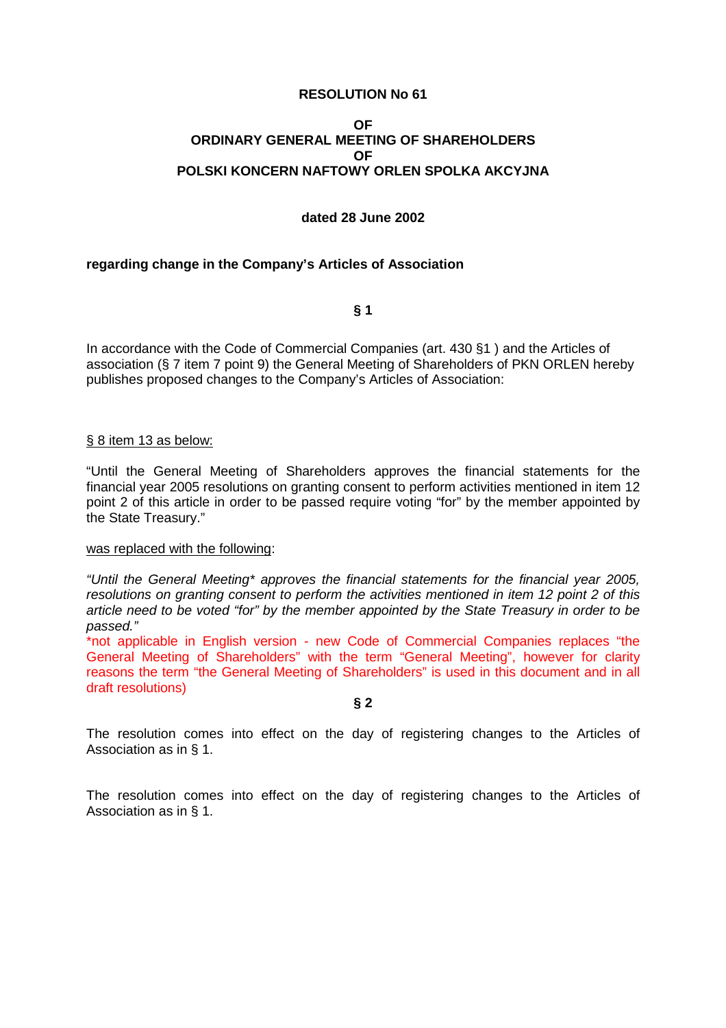**RESOLUTION No 61**

**OF**
**ORDINARY GENERAL MEETING OF SHAREHOLDERS**
**OF**
**POLSKI KONCERN NAFTOWY ORLEN SPOLKA AKCYJNA**

**dated 28 June 2002**

**regarding change in the Company's Articles of Association**

**§ 1**

In accordance with the Code of Commercial Companies (art. 430 §1 ) and the Articles of association (§ 7 item 7 point 9) the General Meeting of Shareholders of PKN ORLEN hereby publishes proposed changes to the Company's Articles of Association:

§ 8 item 13 as below:

"Until the General Meeting of Shareholders approves the financial statements for the financial year 2005 resolutions on granting consent to perform activities mentioned in item 12 point 2 of this article in order to be passed require voting "for" by the member appointed by the State Treasury."

was replaced with the following:

*"Until the General Meeting* approves the financial statements for the financial year 2005, resolutions on granting consent to perform the activities mentioned in item 12 point 2 of this article need to be voted "for" by the member appointed by the State Treasury in order to be passed."*

*not applicable in English version - new Code of Commercial Companies replaces "the General Meeting of Shareholders" with the term "General Meeting", however for clarity reasons the term "the General Meeting of Shareholders" is used in this document and in all draft resolutions)

**§ 2**

The resolution comes into effect on the day of registering changes to the Articles of Association as in § 1.

The resolution comes into effect on the day of registering changes to the Articles of Association as in § 1.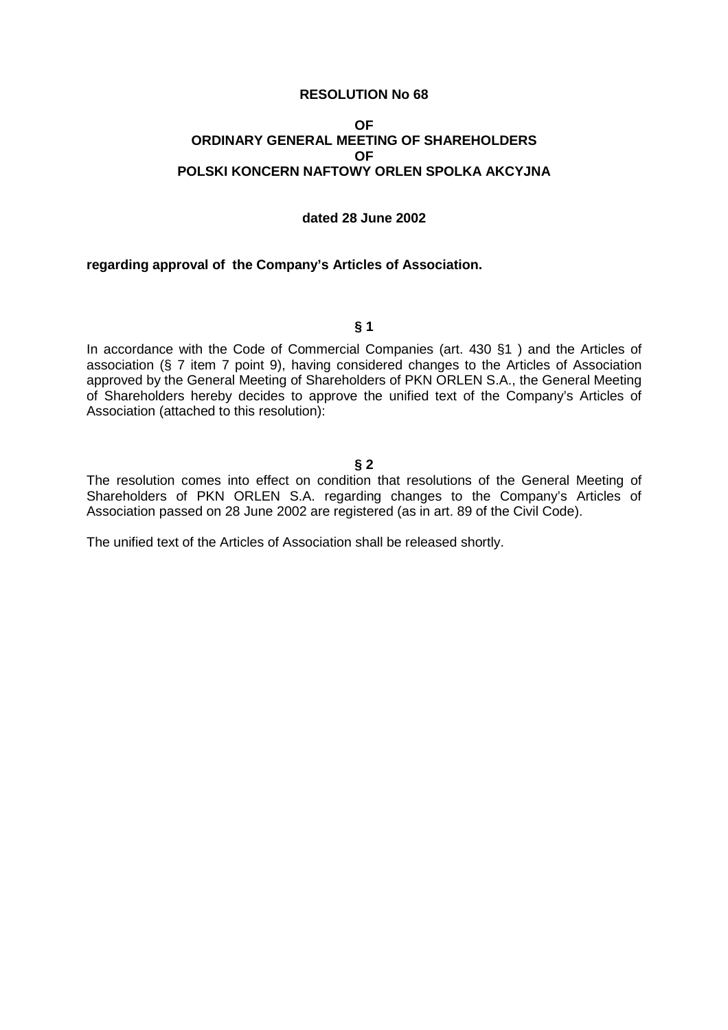**RESOLUTION No 68**

**OF**
**ORDINARY GENERAL MEETING OF SHAREHOLDERS**
**OF**
**POLSKI KONCERN NAFTOWY ORLEN SPOLKA AKCYJNA**

**dated 28 June 2002**

**regarding approval of the Company's Articles of Association.**

**§ 1**

In accordance with the Code of Commercial Companies (art. 430 §1 ) and the Articles of association (§ 7 item 7 point 9), having considered changes to the Articles of Association approved by the General Meeting of Shareholders of PKN ORLEN S.A., the General Meeting of Shareholders hereby decides to approve the unified text of the Company's Articles of Association (attached to this resolution):

**§ 2**

The resolution comes into effect on condition that resolutions of the General Meeting of Shareholders of PKN ORLEN S.A. regarding changes to the Company's Articles of Association passed on 28 June 2002 are registered (as in art. 89 of the Civil Code).

The unified text of the Articles of Association shall be released shortly.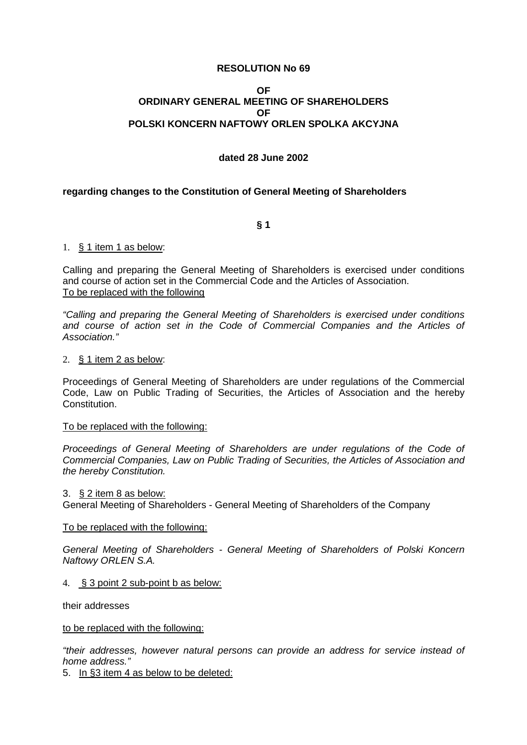**RESOLUTION No 69**

**OF**
**ORDINARY GENERAL MEETING OF SHAREHOLDERS**
**OF**
**POLSKI KONCERN NAFTOWY ORLEN SPOLKA AKCYJNA**

**dated 28 June 2002**

**regarding changes to the Constitution of General Meeting of Shareholders**

**§ 1**

1. <u>§ 1 item 1 as below</u>:

Calling and preparing the General Meeting of Shareholders is exercised under conditions and course of action set in the Commercial Code and the Articles of Association.
<u>To be replaced with the following</u>

*"Calling and preparing the General Meeting of Shareholders is exercised under conditions and course of action set in the Code of Commercial Companies and the Articles of Association."*

2. <u>§ 1 item 2 as below</u>:

Proceedings of General Meeting of Shareholders are under regulations of the Commercial Code, Law on Public Trading of Securities, the Articles of Association and the hereby Constitution.

<u>To be replaced with the following:</u>

*Proceedings of General Meeting of Shareholders are under regulations of the Code of Commercial Companies, Law on Public Trading of Securities, the Articles of Association and the hereby Constitution.*

3. <u>§ 2 item 8 as below:</u>
General Meeting of Shareholders - General Meeting of Shareholders of the Company

<u>To be replaced with the following:</u>

*General Meeting of Shareholders - General Meeting of Shareholders of Polski Koncern Naftowy ORLEN S.A.*

4. <u>§ 3 point 2 sub-point b as below:</u>

their addresses

<u>to be replaced with the following:</u>

*"their addresses, however natural persons can provide an address for service instead of home address."*

5. <u>In §3 item 4 as below to be deleted:</u>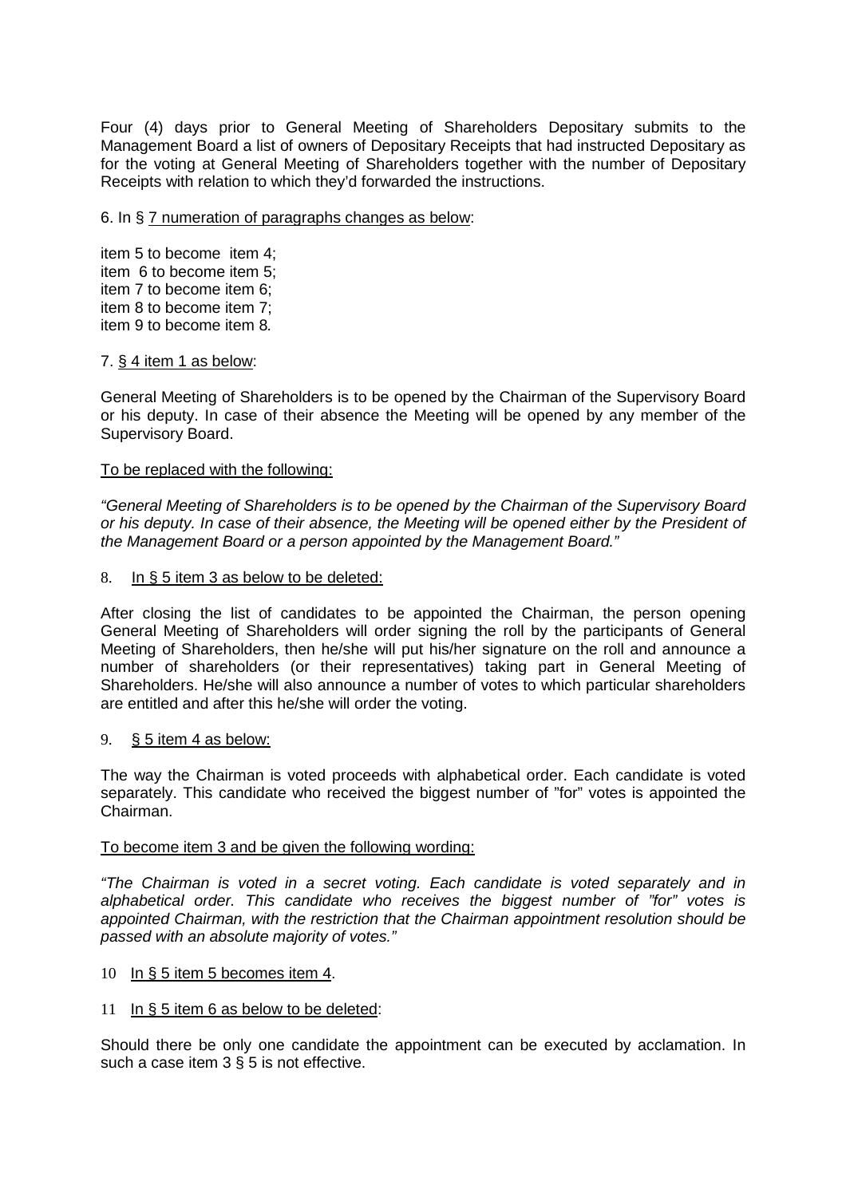Four (4) days prior to General Meeting of Shareholders Depositary submits to the Management Board a list of owners of Depositary Receipts that had instructed Depositary as for the voting at General Meeting of Shareholders together with the number of Depositary Receipts with relation to which they'd forwarded the instructions.

6. In § <u>7 numeration of paragraphs changes as below</u>:

item 5 to become item 4;
item 6 to become item 5;
item 7 to become item 6;
item 8 to become item 7;
item 9 to become item 8*.*

7. <u>§ 4 item 1 as below</u>:

General Meeting of Shareholders is to be opened by the Chairman of the Supervisory Board or his deputy. In case of their absence the Meeting will be opened by any member of the Supervisory Board.

<u>To be replaced with the following:</u>

*"General Meeting of Shareholders is to be opened by the Chairman of the Supervisory Board or his deputy. In case of their absence, the Meeting will be opened either by the President of the Management Board or a person appointed by the Management Board."*

8. <u>In § 5 item 3 as below to be deleted:</u>

After closing the list of candidates to be appointed the Chairman, the person opening General Meeting of Shareholders will order signing the roll by the participants of General Meeting of Shareholders, then he/she will put his/her signature on the roll and announce a number of shareholders (or their representatives) taking part in General Meeting of Shareholders. He/she will also announce a number of votes to which particular shareholders are entitled and after this he/she will order the voting.

9. <u>§ 5 item 4 as below:</u>

The way the Chairman is voted proceeds with alphabetical order. Each candidate is voted separately. This candidate who received the biggest number of "for" votes is appointed the Chairman.

<u>To become item 3 and be given the following wording:</u>

*"The Chairman is voted in a secret voting. Each candidate is voted separately and in alphabetical order. This candidate who receives the biggest number of "for" votes is appointed Chairman, with the restriction that the Chairman appointment resolution should be passed with an absolute majority of votes."*

10 <u>In § 5 item 5 becomes item 4</u>.

11 <u>In § 5 item 6 as below to be deleted</u>:

Should there be only one candidate the appointment can be executed by acclamation. In such a case item 3 § 5 is not effective.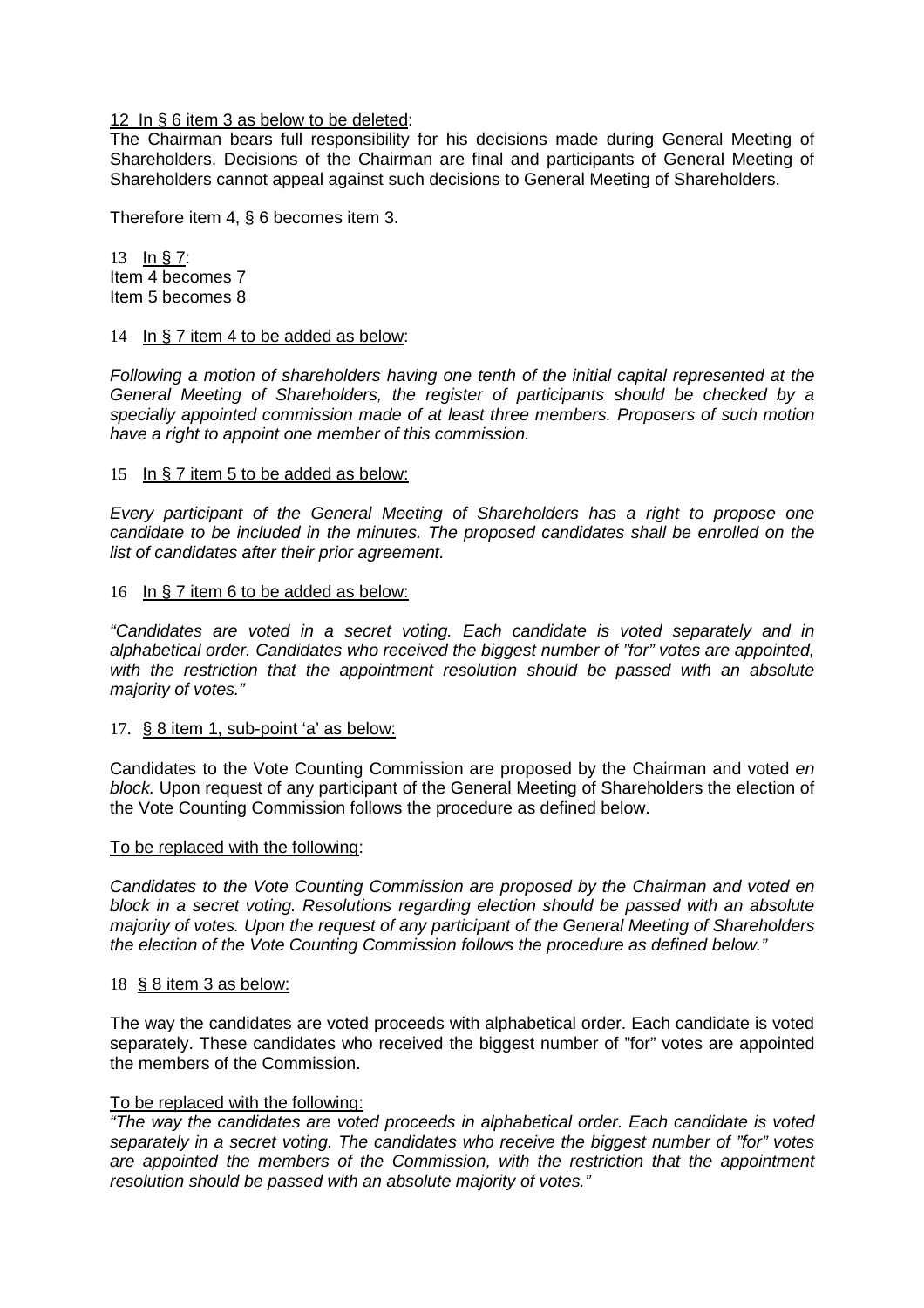12 In § 6 item 3 as below to be deleted:

The Chairman bears full responsibility for his decisions made during General Meeting of Shareholders. Decisions of the Chairman are final and participants of General Meeting of Shareholders cannot appeal against such decisions to General Meeting of Shareholders.

Therefore item 4, § 6 becomes item 3.

13 In § 7:
Item 4 becomes 7
Item 5 becomes 8

14 In § 7 item 4 to be added as below:

*Following a motion of shareholders having one tenth of the initial capital represented at the General Meeting of Shareholders, the register of participants should be checked by a specially appointed commission made of at least three members. Proposers of such motion have a right to appoint one member of this commission.*

15 In § 7 item 5 to be added as below:

*Every participant of the General Meeting of Shareholders has a right to propose one candidate to be included in the minutes. The proposed candidates shall be enrolled on the list of candidates after their prior agreement.*

16 In § 7 item 6 to be added as below:

*"Candidates are voted in a secret voting. Each candidate is voted separately and in alphabetical order. Candidates who received the biggest number of "for" votes are appointed, with the restriction that the appointment resolution should be passed with an absolute majority of votes."*

17. § 8 item 1, sub-point 'a' as below:

Candidates to the Vote Counting Commission are proposed by the Chairman and voted *en block.* Upon request of any participant of the General Meeting of Shareholders the election of the Vote Counting Commission follows the procedure as defined below.

To be replaced with the following:

*Candidates to the Vote Counting Commission are proposed by the Chairman and voted en block in a secret voting. Resolutions regarding election should be passed with an absolute majority of votes. Upon the request of any participant of the General Meeting of Shareholders the election of the Vote Counting Commission follows the procedure as defined below."*

18 § 8 item 3 as below:

The way the candidates are voted proceeds with alphabetical order. Each candidate is voted separately. These candidates who received the biggest number of "for" votes are appointed the members of the Commission.

To be replaced with the following:

*"The way the candidates are voted proceeds in alphabetical order. Each candidate is voted separately in a secret voting. The candidates who receive the biggest number of "for" votes are appointed the members of the Commission, with the restriction that the appointment resolution should be passed with an absolute majority of votes."*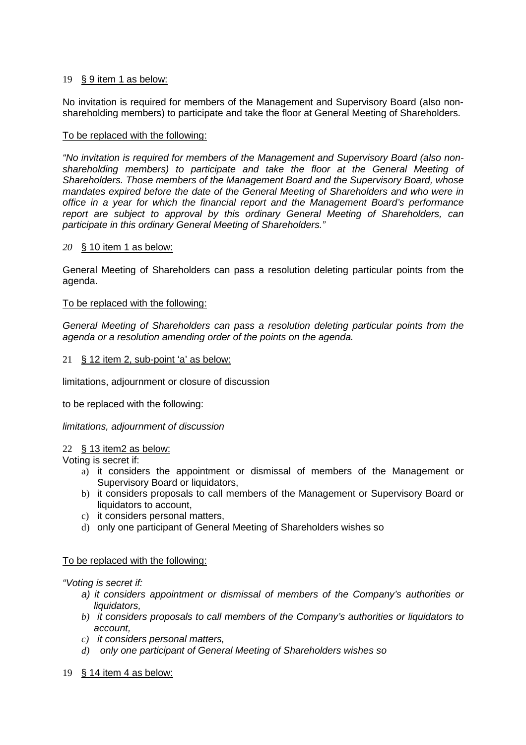19 <u>§ 9 item 1 as below:</u>

No invitation is required for members of the Management and Supervisory Board (also non-shareholding members) to participate and take the floor at General Meeting of Shareholders.

<u>To be replaced with the following:</u>

*"No invitation is required for members of the Management and Supervisory Board (also non-shareholding members) to participate and take the floor at the General Meeting of Shareholders. Those members of the Management Board and the Supervisory Board, whose mandates expired before the date of the General Meeting of Shareholders and who were in office in a year for which the financial report and the Management Board's performance report are subject to approval by this ordinary General Meeting of Shareholders, can participate in this ordinary General Meeting of Shareholders."*

*20* <u>§ 10 item 1 as below:</u>

General Meeting of Shareholders can pass a resolution deleting particular points from the agenda.

<u>To be replaced with the following:</u>

*General Meeting of Shareholders can pass a resolution deleting particular points from the agenda or a resolution amending order of the points on the agenda.*

21 <u>§ 12 item 2, sub-point 'a' as below:</u>

limitations, adjournment or closure of discussion

<u>to be replaced with the following:</u>

*limitations, adjournment of discussion*

22 <u>§ 13 item2 as below:</u>

Voting is secret if:

a) it considers the appointment or dismissal of members of the Management or Supervisory Board or liquidators,
b) it considers proposals to call members of the Management or Supervisory Board or liquidators to account,
c) it considers personal matters,
d) only one participant of General Meeting of Shareholders wishes so

<u>To be replaced with the following:</u>

*"Voting is secret if:*

*a) it considers appointment or dismissal of members of the Company's authorities or liquidators,*
*b) it considers proposals to call members of the Company's authorities or liquidators to account,*
*c) it considers personal matters,*
*d) only one participant of General Meeting of Shareholders wishes so*

19 <u>§ 14 item 4 as below:</u>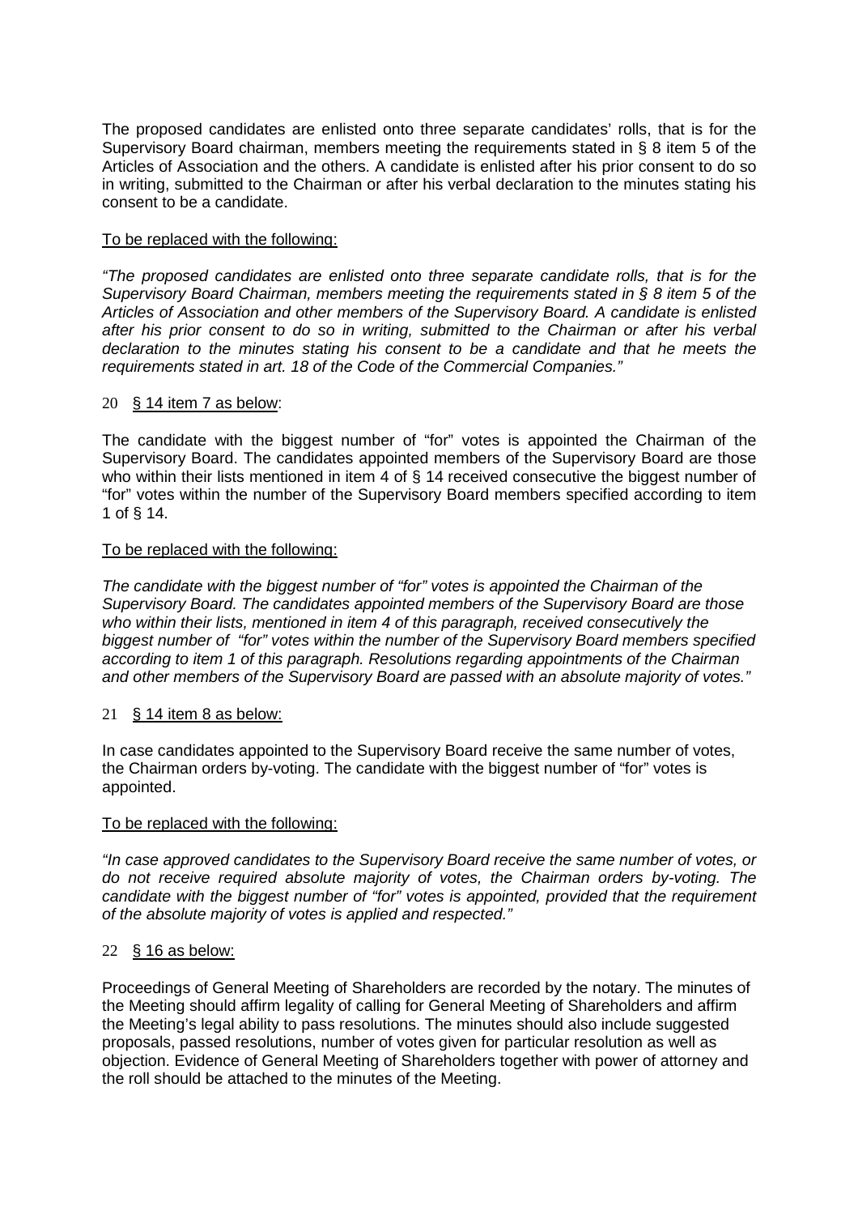The proposed candidates are enlisted onto three separate candidates' rolls, that is for the Supervisory Board chairman, members meeting the requirements stated in § 8 item 5 of the Articles of Association and the others. A candidate is enlisted after his prior consent to do so in writing, submitted to the Chairman or after his verbal declaration to the minutes stating his consent to be a candidate.

To be replaced with the following:

*"The proposed candidates are enlisted onto three separate candidate rolls, that is for the Supervisory Board Chairman, members meeting the requirements stated in § 8 item 5 of the Articles of Association and other members of the Supervisory Board. A candidate is enlisted after his prior consent to do so in writing, submitted to the Chairman or after his verbal declaration to the minutes stating his consent to be a candidate and that he meets the requirements stated in art. 18 of the Code of the Commercial Companies."*

20 § 14 item 7 as below:

The candidate with the biggest number of "for" votes is appointed the Chairman of the Supervisory Board. The candidates appointed members of the Supervisory Board are those who within their lists mentioned in item 4 of § 14 received consecutive the biggest number of "for" votes within the number of the Supervisory Board members specified according to item 1 of § 14.

To be replaced with the following:

*The candidate with the biggest number of "for" votes is appointed the Chairman of the Supervisory Board. The candidates appointed members of the Supervisory Board are those who within their lists, mentioned in item 4 of this paragraph, received consecutively the biggest number of "for" votes within the number of the Supervisory Board members specified according to item 1 of this paragraph. Resolutions regarding appointments of the Chairman and other members of the Supervisory Board are passed with an absolute majority of votes."*

21 § 14 item 8 as below:

In case candidates appointed to the Supervisory Board receive the same number of votes, the Chairman orders by-voting. The candidate with the biggest number of "for" votes is appointed.

To be replaced with the following:

*"In case approved candidates to the Supervisory Board receive the same number of votes, or do not receive required absolute majority of votes, the Chairman orders by-voting. The candidate with the biggest number of "for" votes is appointed, provided that the requirement of the absolute majority of votes is applied and respected."*

22 § 16 as below:

Proceedings of General Meeting of Shareholders are recorded by the notary. The minutes of the Meeting should affirm legality of calling for General Meeting of Shareholders and affirm the Meeting's legal ability to pass resolutions. The minutes should also include suggested proposals, passed resolutions, number of votes given for particular resolution as well as objection. Evidence of General Meeting of Shareholders together with power of attorney and the roll should be attached to the minutes of the Meeting.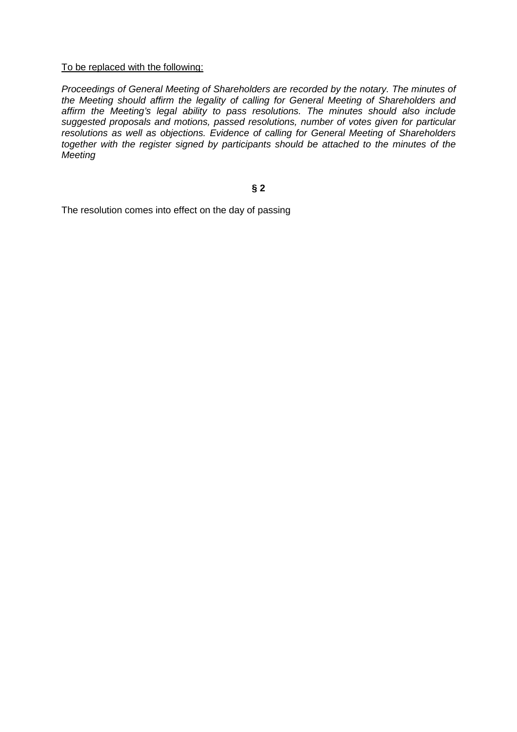<u>To be replaced with the following:</u>

*Proceedings of General Meeting of Shareholders are recorded by the notary. The minutes of the Meeting should affirm the legality of calling for General Meeting of Shareholders and affirm the Meeting's legal ability to pass resolutions. The minutes should also include suggested proposals and motions, passed resolutions, number of votes given for particular resolutions as well as objections. Evidence of calling for General Meeting of Shareholders together with the register signed by participants should be attached to the minutes of the Meeting*

**§ 2**

The resolution comes into effect on the day of passing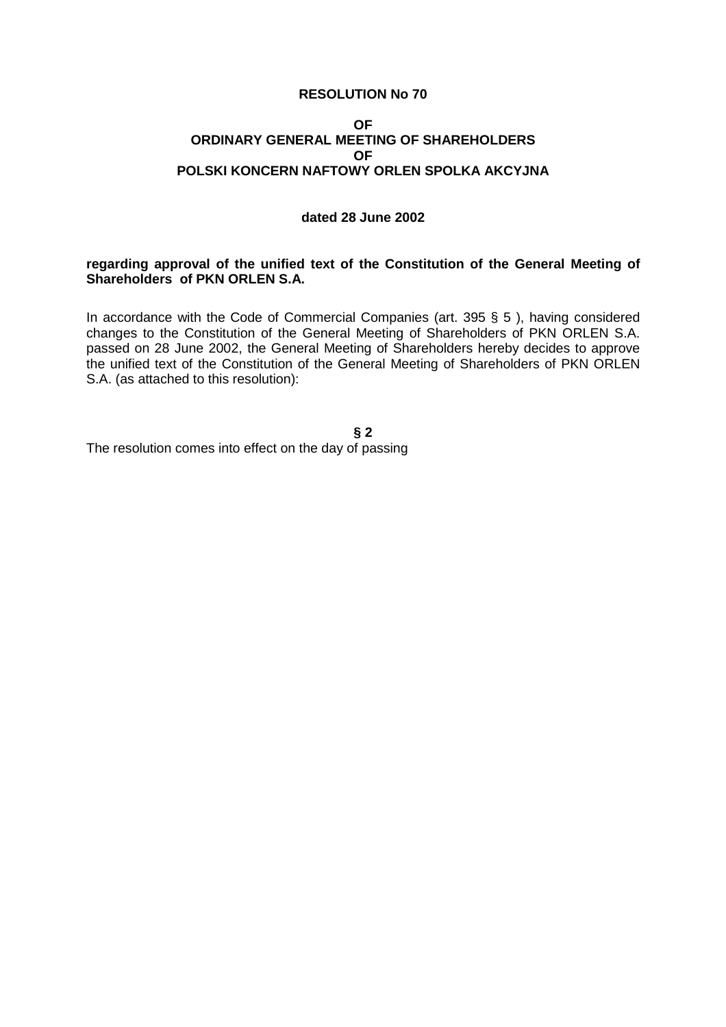**RESOLUTION No 70**

**OF**
**ORDINARY GENERAL MEETING OF SHAREHOLDERS**
**OF**
**POLSKI KONCERN NAFTOWY ORLEN SPOLKA AKCYJNA**

**dated 28 June 2002**

**regarding approval of the unified text of the Constitution of the General Meeting of Shareholders of PKN ORLEN S.A.**

In accordance with the Code of Commercial Companies (art. 395 § 5 ), having considered changes to the Constitution of the General Meeting of Shareholders of PKN ORLEN S.A. passed on 28 June 2002, the General Meeting of Shareholders hereby decides to approve the unified text of the Constitution of the General Meeting of Shareholders of PKN ORLEN S.A. (as attached to this resolution):

**§ 2**

The resolution comes into effect on the day of passing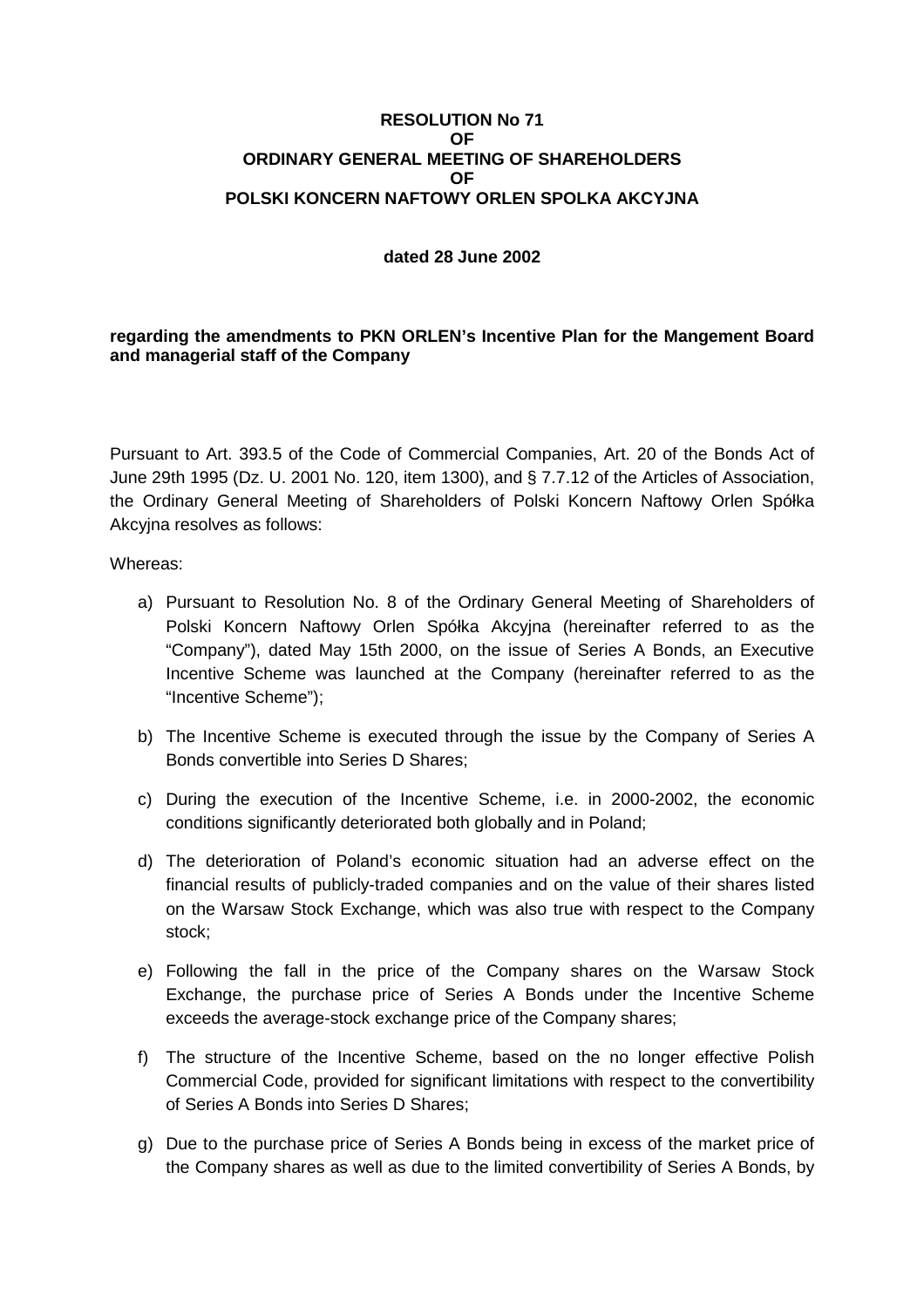**RESOLUTION No 71**
**OF**
**ORDINARY GENERAL MEETING OF SHAREHOLDERS**
**OF**
**POLSKI KONCERN NAFTOWY ORLEN SPOLKA AKCYJNA**

**dated 28 June 2002**

**regarding the amendments to PKN ORLEN's Incentive Plan for the Mangement Board and managerial staff of the Company**

Pursuant to Art. 393.5 of the Code of Commercial Companies, Art. 20 of the Bonds Act of June 29th 1995 (Dz. U. 2001 No. 120, item 1300), and § 7.7.12 of the Articles of Association, the Ordinary General Meeting of Shareholders of Polski Koncern Naftowy Orlen Spółka Akcyjna resolves as follows:

Whereas:

a) Pursuant to Resolution No. 8 of the Ordinary General Meeting of Shareholders of Polski Koncern Naftowy Orlen Spółka Akcyjna (hereinafter referred to as the "Company"), dated May 15th 2000, on the issue of Series A Bonds, an Executive Incentive Scheme was launched at the Company (hereinafter referred to as the "Incentive Scheme");

b) The Incentive Scheme is executed through the issue by the Company of Series A Bonds convertible into Series D Shares;

c) During the execution of the Incentive Scheme, i.e. in 2000-2002, the economic conditions significantly deteriorated both globally and in Poland;

d) The deterioration of Poland's economic situation had an adverse effect on the financial results of publicly-traded companies and on the value of their shares listed on the Warsaw Stock Exchange, which was also true with respect to the Company stock;

e) Following the fall in the price of the Company shares on the Warsaw Stock Exchange, the purchase price of Series A Bonds under the Incentive Scheme exceeds the average-stock exchange price of the Company shares;

f) The structure of the Incentive Scheme, based on the no longer effective Polish Commercial Code, provided for significant limitations with respect to the convertibility of Series A Bonds into Series D Shares;

g) Due to the purchase price of Series A Bonds being in excess of the market price of the Company shares as well as due to the limited convertibility of Series A Bonds, by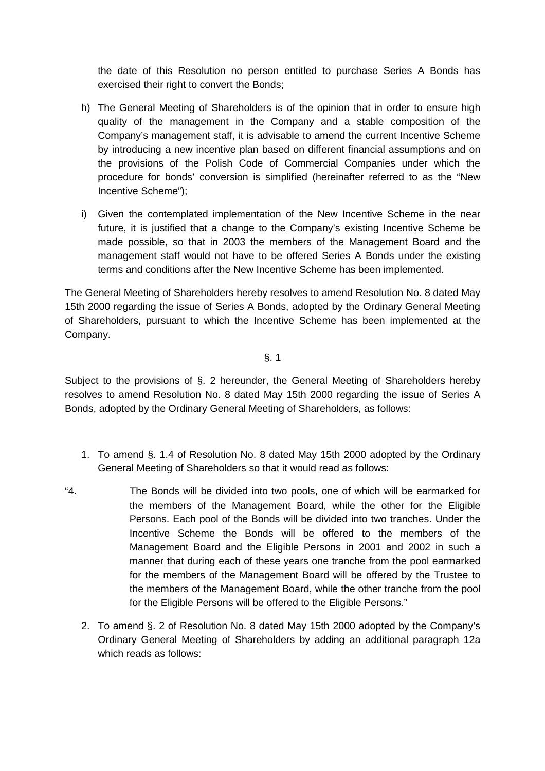the date of this Resolution no person entitled to purchase Series A Bonds has exercised their right to convert the Bonds;

h) The General Meeting of Shareholders is of the opinion that in order to ensure high quality of the management in the Company and a stable composition of the Company's management staff, it is advisable to amend the current Incentive Scheme by introducing a new incentive plan based on different financial assumptions and on the provisions of the Polish Code of Commercial Companies under which the procedure for bonds' conversion is simplified (hereinafter referred to as the "New Incentive Scheme");

i) Given the contemplated implementation of the New Incentive Scheme in the near future, it is justified that a change to the Company's existing Incentive Scheme be made possible, so that in 2003 the members of the Management Board and the management staff would not have to be offered Series A Bonds under the existing terms and conditions after the New Incentive Scheme has been implemented.

The General Meeting of Shareholders hereby resolves to amend Resolution No. 8 dated May 15th 2000 regarding the issue of Series A Bonds, adopted by the Ordinary General Meeting of Shareholders, pursuant to which the Incentive Scheme has been implemented at the Company.

§. 1

Subject to the provisions of §. 2 hereunder, the General Meeting of Shareholders hereby resolves to amend Resolution No. 8 dated May 15th 2000 regarding the issue of Series A Bonds, adopted by the Ordinary General Meeting of Shareholders, as follows:

1. To amend §. 1.4 of Resolution No. 8 dated May 15th 2000 adopted by the Ordinary General Meeting of Shareholders so that it would read as follows:

"4. The Bonds will be divided into two pools, one of which will be earmarked for the members of the Management Board, while the other for the Eligible Persons. Each pool of the Bonds will be divided into two tranches. Under the Incentive Scheme the Bonds will be offered to the members of the Management Board and the Eligible Persons in 2001 and 2002 in such a manner that during each of these years one tranche from the pool earmarked for the members of the Management Board will be offered by the Trustee to the members of the Management Board, while the other tranche from the pool for the Eligible Persons will be offered to the Eligible Persons."

2. To amend §. 2 of Resolution No. 8 dated May 15th 2000 adopted by the Company's Ordinary General Meeting of Shareholders by adding an additional paragraph 12a which reads as follows: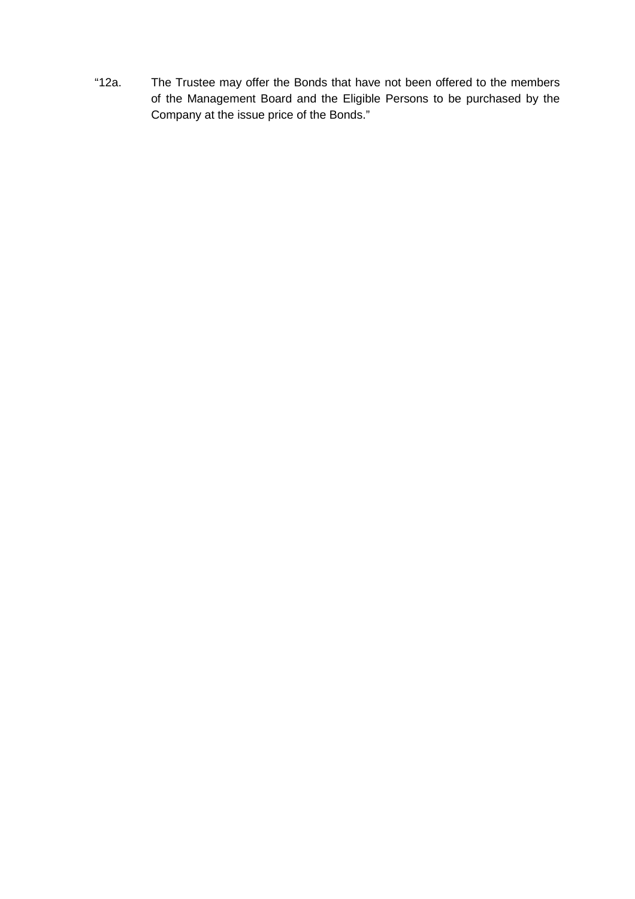“12a. The Trustee may offer the Bonds that have not been offered to the members of the Management Board and the Eligible Persons to be purchased by the Company at the issue price of the Bonds.”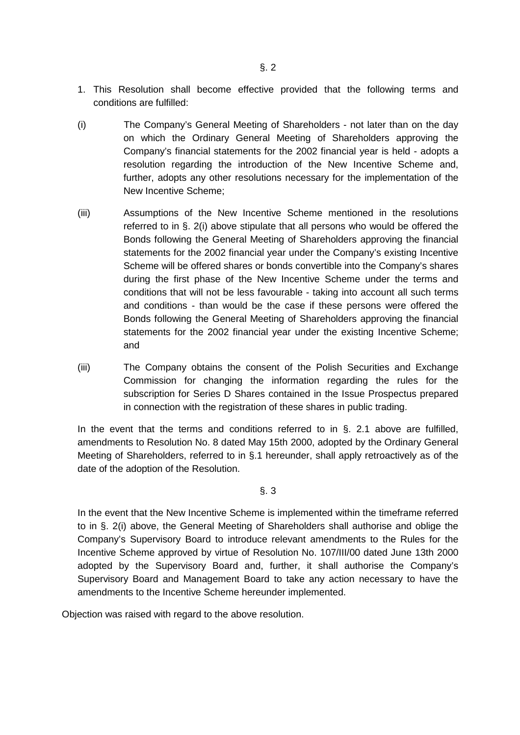§. 2

1. This Resolution shall become effective provided that the following terms and conditions are fulfilled:

(i) The Company's General Meeting of Shareholders - not later than on the day on which the Ordinary General Meeting of Shareholders approving the Company's financial statements for the 2002 financial year is held - adopts a resolution regarding the introduction of the New Incentive Scheme and, further, adopts any other resolutions necessary for the implementation of the New Incentive Scheme;

(iii) Assumptions of the New Incentive Scheme mentioned in the resolutions referred to in §. 2(i) above stipulate that all persons who would be offered the Bonds following the General Meeting of Shareholders approving the financial statements for the 2002 financial year under the Company's existing Incentive Scheme will be offered shares or bonds convertible into the Company's shares during the first phase of the New Incentive Scheme under the terms and conditions that will not be less favourable - taking into account all such terms and conditions - than would be the case if these persons were offered the Bonds following the General Meeting of Shareholders approving the financial statements for the 2002 financial year under the existing Incentive Scheme; and

(iii) The Company obtains the consent of the Polish Securities and Exchange Commission for changing the information regarding the rules for the subscription for Series D Shares contained in the Issue Prospectus prepared in connection with the registration of these shares in public trading.

In the event that the terms and conditions referred to in §. 2.1 above are fulfilled, amendments to Resolution No. 8 dated May 15th 2000, adopted by the Ordinary General Meeting of Shareholders, referred to in §.1 hereunder, shall apply retroactively as of the date of the adoption of the Resolution.

§. 3

In the event that the New Incentive Scheme is implemented within the timeframe referred to in §. 2(i) above, the General Meeting of Shareholders shall authorise and oblige the Company's Supervisory Board to introduce relevant amendments to the Rules for the Incentive Scheme approved by virtue of Resolution No. 107/III/00 dated June 13th 2000 adopted by the Supervisory Board and, further, it shall authorise the Company's Supervisory Board and Management Board to take any action necessary to have the amendments to the Incentive Scheme hereunder implemented.

Objection was raised with regard to the above resolution.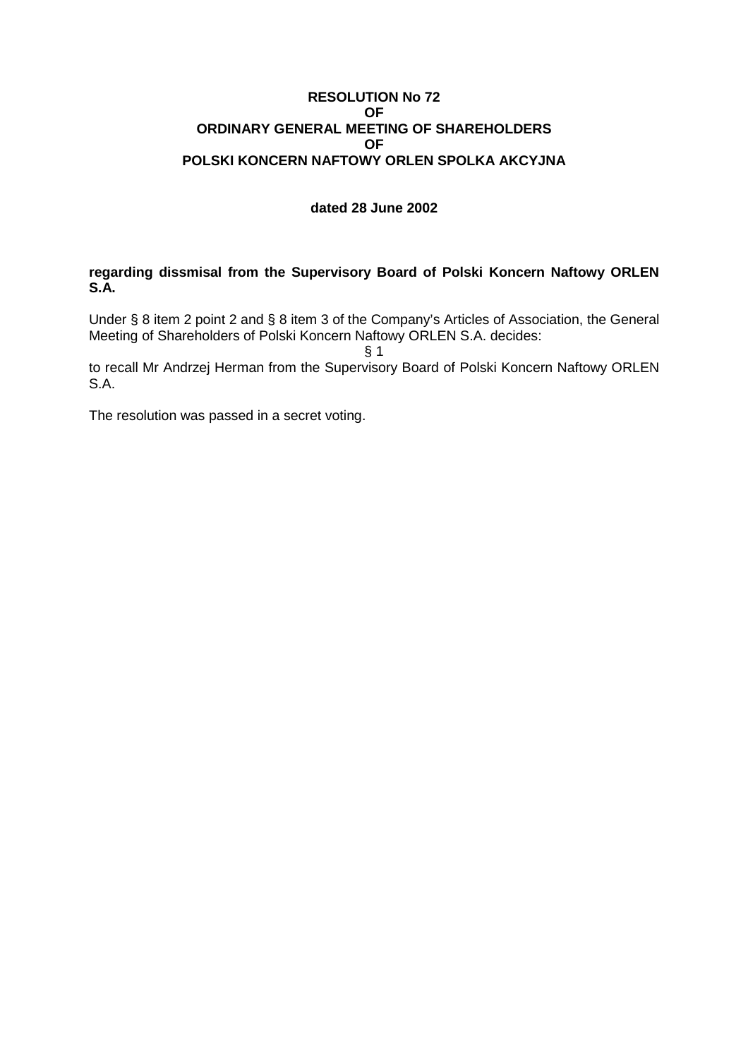**RESOLUTION No 72**
**OF**
**ORDINARY GENERAL MEETING OF SHAREHOLDERS**
**OF**
**POLSKI KONCERN NAFTOWY ORLEN SPOLKA AKCYJNA**

**dated 28 June 2002**

**regarding dissmisal from the Supervisory Board of Polski Koncern Naftowy ORLEN S.A.**

Under § 8 item 2 point 2 and § 8 item 3 of the Company's Articles of Association, the General Meeting of Shareholders of Polski Koncern Naftowy ORLEN S.A. decides:

§ 1

to recall Mr Andrzej Herman from the Supervisory Board of Polski Koncern Naftowy ORLEN S.A.

The resolution was passed in a secret voting.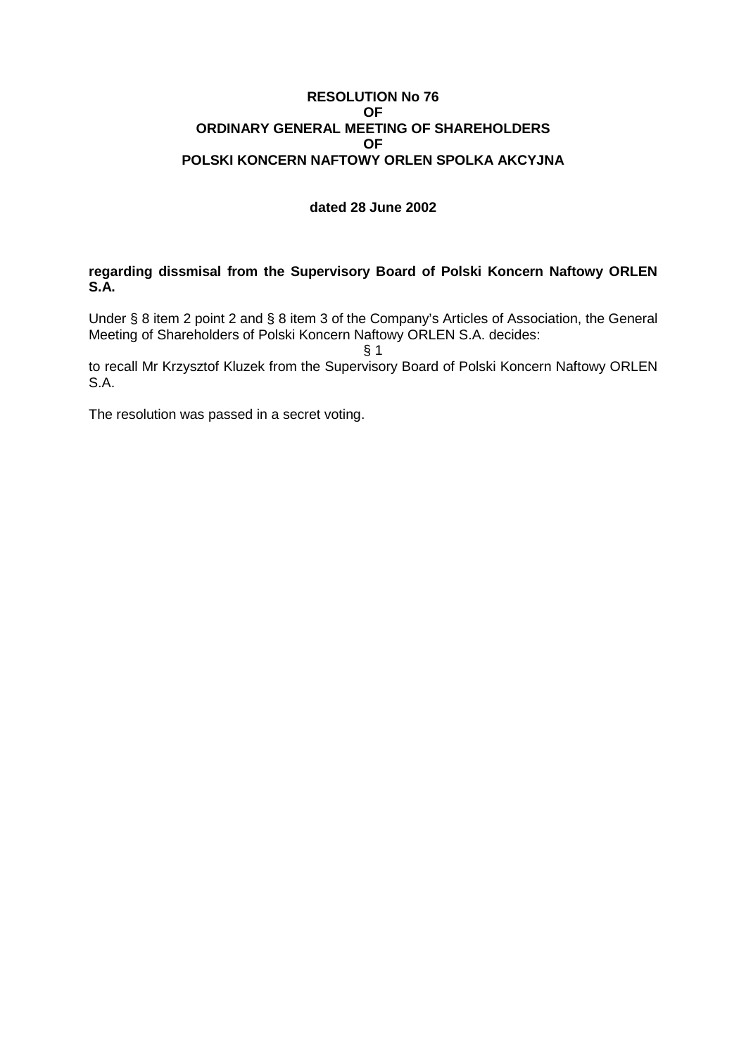**RESOLUTION No 76**
**OF**
**ORDINARY GENERAL MEETING OF SHAREHOLDERS**
**OF**
**POLSKI KONCERN NAFTOWY ORLEN SPOLKA AKCYJNA**

**dated 28 June 2002**

**regarding dissmisal from the Supervisory Board of Polski Koncern Naftowy ORLEN S.A.**

Under § 8 item 2 point 2 and § 8 item 3 of the Company's Articles of Association, the General Meeting of Shareholders of Polski Koncern Naftowy ORLEN S.A. decides:

§ 1

to recall Mr Krzysztof Kluzek from the Supervisory Board of Polski Koncern Naftowy ORLEN S.A.

The resolution was passed in a secret voting.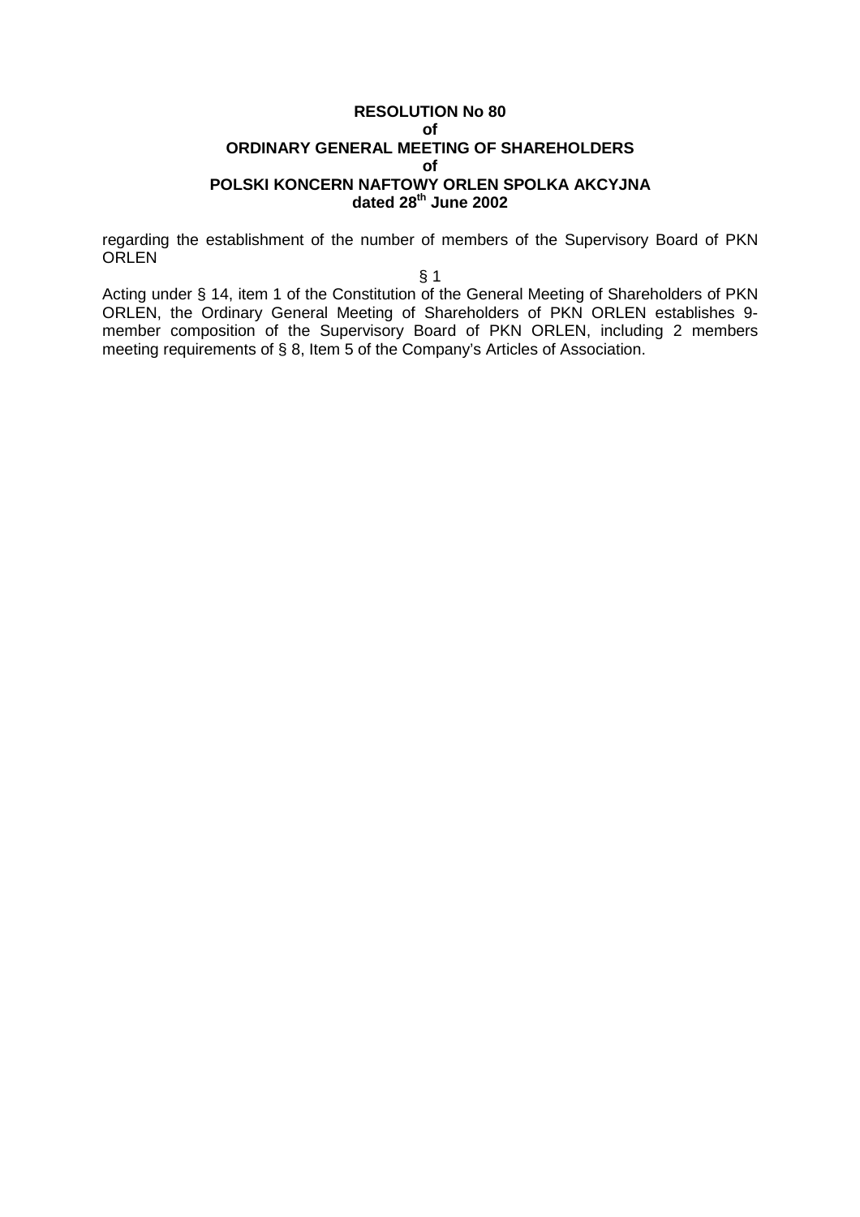**RESOLUTION No 80**
**of**
**ORDINARY GENERAL MEETING OF SHAREHOLDERS**
**of**
**POLSKI KONCERN NAFTOWY ORLEN SPOLKA AKCYJNA**
**dated 28th June 2002**

regarding the establishment of the number of members of the Supervisory Board of PKN ORLEN

§ 1

Acting under § 14, item 1 of the Constitution of the General Meeting of Shareholders of PKN ORLEN, the Ordinary General Meeting of Shareholders of PKN ORLEN establishes 9-member composition of the Supervisory Board of PKN ORLEN, including 2 members meeting requirements of § 8, Item 5 of the Company's Articles of Association.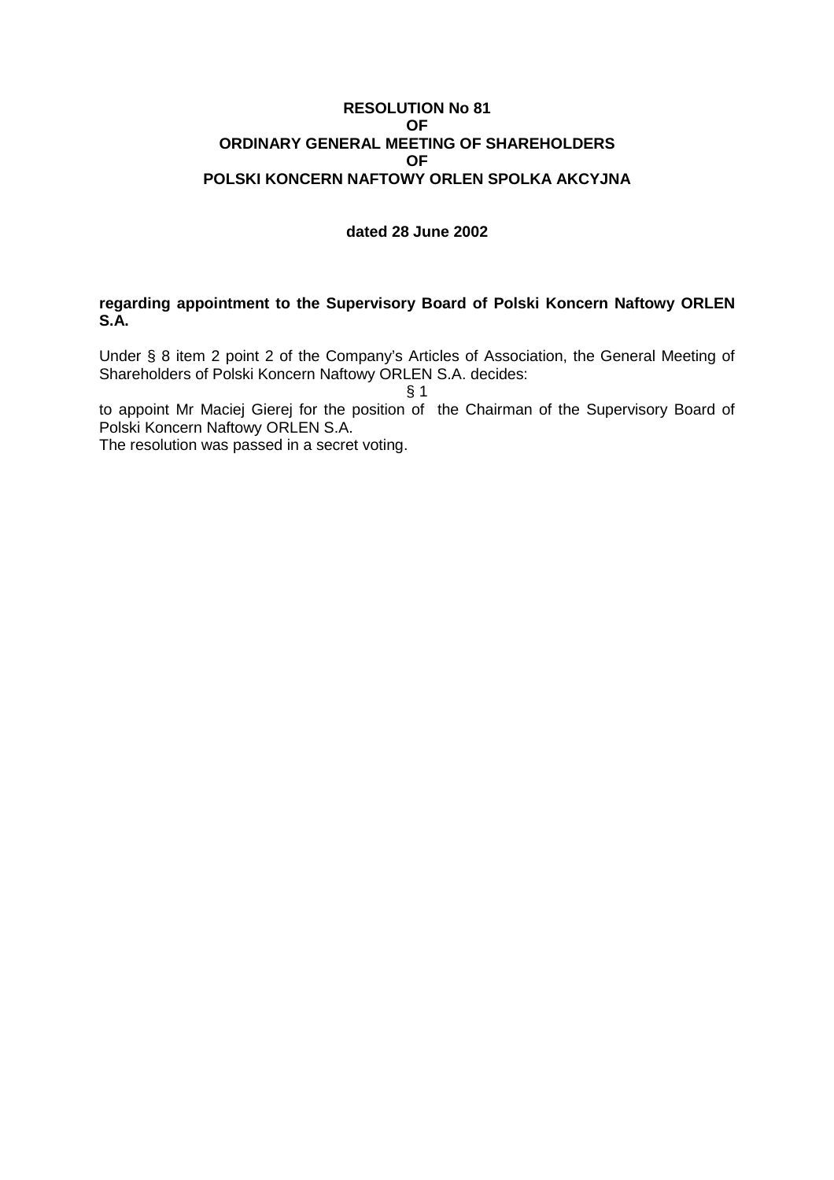**RESOLUTION No 81**
**OF**
**ORDINARY GENERAL MEETING OF SHAREHOLDERS**
**OF**
**POLSKI KONCERN NAFTOWY ORLEN SPOLKA AKCYJNA**

**dated 28 June 2002**

**regarding appointment to the Supervisory Board of Polski Koncern Naftowy ORLEN S.A.**

Under § 8 item 2 point 2 of the Company's Articles of Association, the General Meeting of Shareholders of Polski Koncern Naftowy ORLEN S.A. decides:

§ 1

to appoint Mr Maciej Gierej for the position of the Chairman of the Supervisory Board of Polski Koncern Naftowy ORLEN S.A.

The resolution was passed in a secret voting.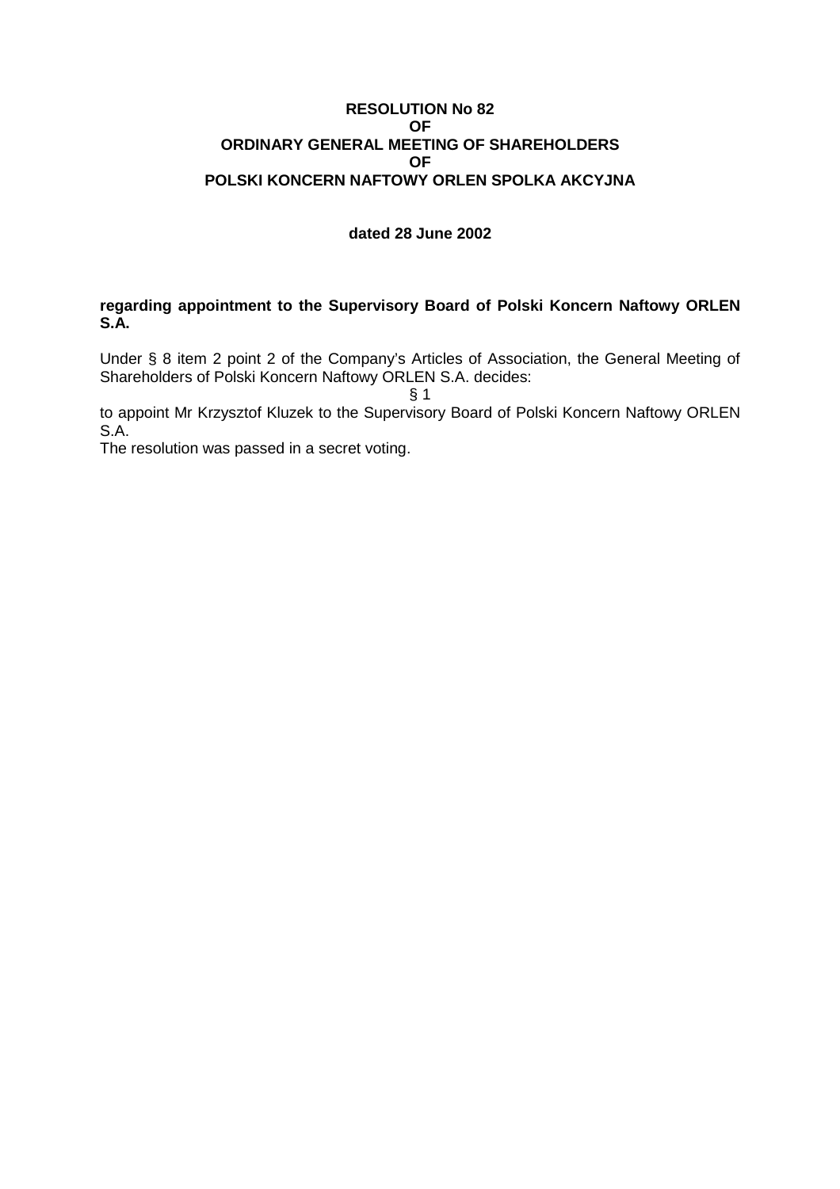**RESOLUTION No 82**
**OF**
**ORDINARY GENERAL MEETING OF SHAREHOLDERS**
**OF**
**POLSKI KONCERN NAFTOWY ORLEN SPOLKA AKCYJNA**

**dated 28 June 2002**

**regarding appointment to the Supervisory Board of Polski Koncern Naftowy ORLEN S.A.**

Under § 8 item 2 point 2 of the Company's Articles of Association, the General Meeting of Shareholders of Polski Koncern Naftowy ORLEN S.A. decides:

§ 1

to appoint Mr Krzysztof Kluzek to the Supervisory Board of Polski Koncern Naftowy ORLEN S.A.

The resolution was passed in a secret voting.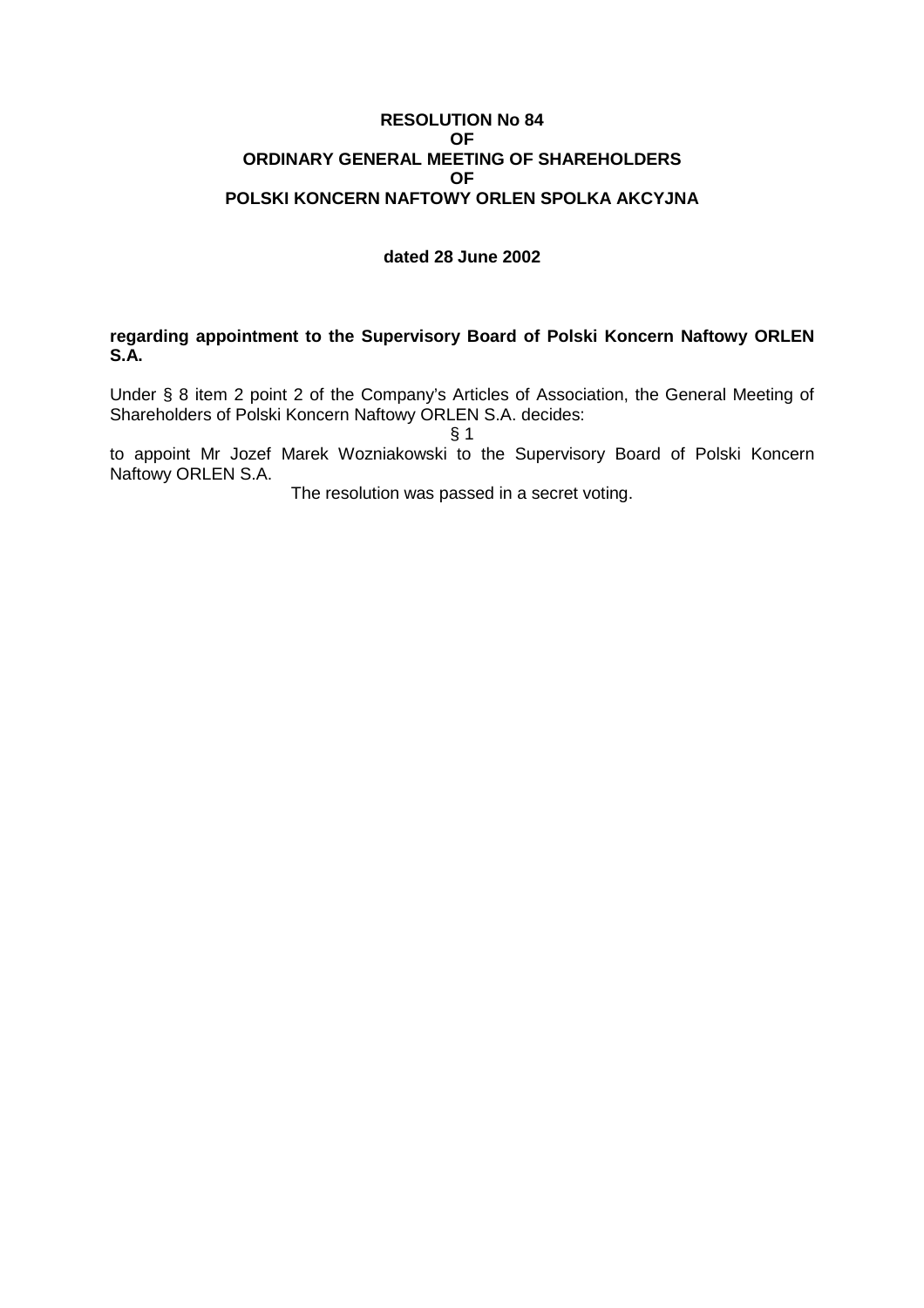**RESOLUTION No 84**
**OF**
**ORDINARY GENERAL MEETING OF SHAREHOLDERS**
**OF**
**POLSKI KONCERN NAFTOWY ORLEN SPOLKA AKCYJNA**

**dated 28 June 2002**

**regarding appointment to the Supervisory Board of Polski Koncern Naftowy ORLEN S.A.**

Under § 8 item 2 point 2 of the Company's Articles of Association, the General Meeting of Shareholders of Polski Koncern Naftowy ORLEN S.A. decides:

§ 1

to appoint Mr Jozef Marek Wozniakowski to the Supervisory Board of Polski Koncern Naftowy ORLEN S.A.

The resolution was passed in a secret voting.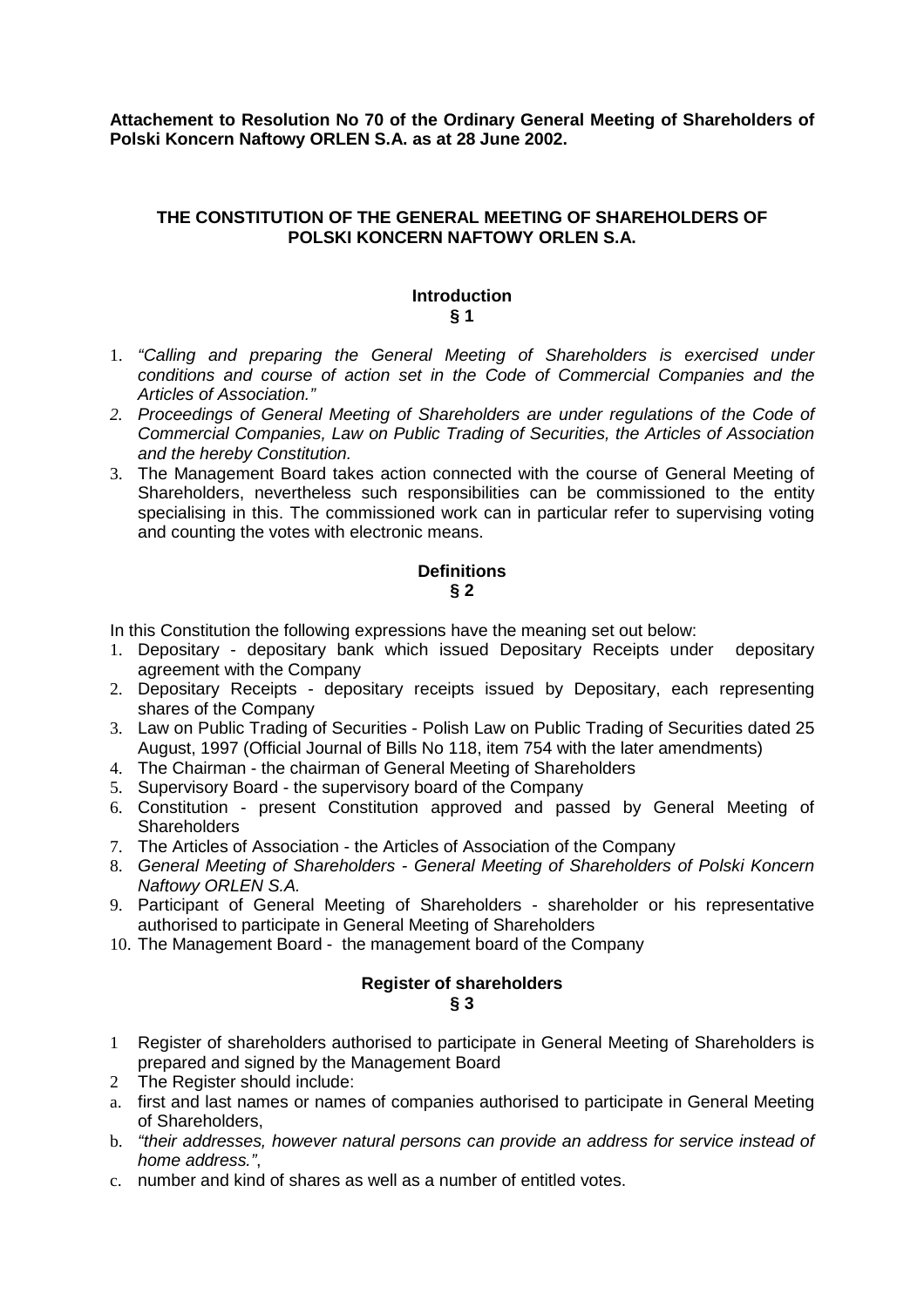**Attachement to Resolution No 70 of the Ordinary General Meeting of Shareholders of Polski Koncern Naftowy ORLEN S.A. as at 28 June 2002.**

# THE CONSTITUTION OF THE GENERAL MEETING OF SHAREHOLDERS OF POLSKI KONCERN NAFTOWY ORLEN S.A.

## Introduction
## § 1

1. *"Calling and preparing the General Meeting of Shareholders is exercised under conditions and course of action set in the Code of Commercial Companies and the Articles of Association."*
2. *Proceedings of General Meeting of Shareholders are under regulations of the Code of Commercial Companies, Law on Public Trading of Securities, the Articles of Association and the hereby Constitution.*
3. The Management Board takes action connected with the course of General Meeting of Shareholders, nevertheless such responsibilities can be commissioned to the entity specialising in this. The commissioned work can in particular refer to supervising voting and counting the votes with electronic means.

## Definitions
## § 2

In this Constitution the following expressions have the meaning set out below:

1. Depositary - depositary bank which issued Depositary Receipts under depositary agreement with the Company
2. Depositary Receipts - depositary receipts issued by Depositary, each representing shares of the Company
3. Law on Public Trading of Securities - Polish Law on Public Trading of Securities dated 25 August, 1997 (Official Journal of Bills No 118, item 754 with the later amendments)
4. The Chairman - the chairman of General Meeting of Shareholders
5. Supervisory Board - the supervisory board of the Company
6. Constitution - present Constitution approved and passed by General Meeting of Shareholders
7. The Articles of Association - the Articles of Association of the Company
8. *General Meeting of Shareholders - General Meeting of Shareholders of Polski Koncern Naftowy ORLEN S.A.*
9. Participant of General Meeting of Shareholders - shareholder or his representative authorised to participate in General Meeting of Shareholders
10. The Management Board - the management board of the Company

## Register of shareholders
## § 3

1 Register of shareholders authorised to participate in General Meeting of Shareholders is prepared and signed by the Management Board

2 The Register should include:

a. first and last names or names of companies authorised to participate in General Meeting of Shareholders,
b. *"their addresses, however natural persons can provide an address for service instead of home address."*,
c. number and kind of shares as well as a number of entitled votes.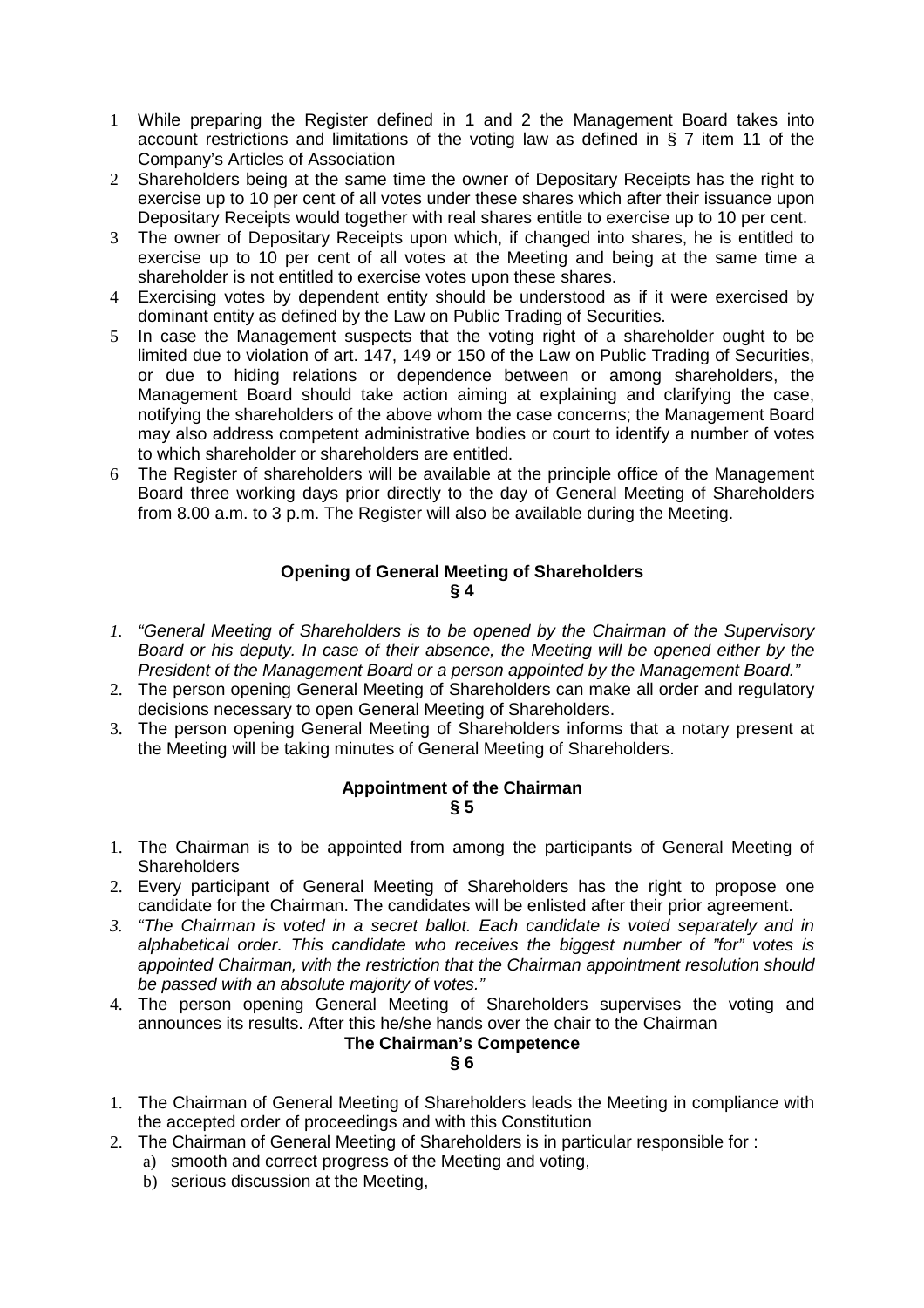1 While preparing the Register defined in 1 and 2 the Management Board takes into account restrictions and limitations of the voting law as defined in § 7 item 11 of the Company's Articles of Association
2 Shareholders being at the same time the owner of Depositary Receipts has the right to exercise up to 10 per cent of all votes under these shares which after their issuance upon Depositary Receipts would together with real shares entitle to exercise up to 10 per cent.
3 The owner of Depositary Receipts upon which, if changed into shares, he is entitled to exercise up to 10 per cent of all votes at the Meeting and being at the same time a shareholder is not entitled to exercise votes upon these shares.
4 Exercising votes by dependent entity should be understood as if it were exercised by dominant entity as defined by the Law on Public Trading of Securities.
5 In case the Management suspects that the voting right of a shareholder ought to be limited due to violation of art. 147, 149 or 150 of the Law on Public Trading of Securities, or due to hiding relations or dependence between or among shareholders, the Management Board should take action aiming at explaining and clarifying the case, notifying the shareholders of the above whom the case concerns; the Management Board may also address competent administrative bodies or court to identify a number of votes to which shareholder or shareholders are entitled.
6 The Register of shareholders will be available at the principle office of the Management Board three working days prior directly to the day of General Meeting of Shareholders from 8.00 a.m. to 3 p.m. The Register will also be available during the Meeting.

**Opening of General Meeting of Shareholders**
**§ 4**

1. *"General Meeting of Shareholders is to be opened by the Chairman of the Supervisory Board or his deputy. In case of their absence, the Meeting will be opened either by the President of the Management Board or a person appointed by the Management Board."*
2. The person opening General Meeting of Shareholders can make all order and regulatory decisions necessary to open General Meeting of Shareholders.
3. The person opening General Meeting of Shareholders informs that a notary present at the Meeting will be taking minutes of General Meeting of Shareholders.

**Appointment of the Chairman**
**§ 5**

1. The Chairman is to be appointed from among the participants of General Meeting of Shareholders
2. Every participant of General Meeting of Shareholders has the right to propose one candidate for the Chairman. The candidates will be enlisted after their prior agreement.
3. *"The Chairman is voted in a secret ballot. Each candidate is voted separately and in alphabetical order. This candidate who receives the biggest number of "for" votes is appointed Chairman, with the restriction that the Chairman appointment resolution should be passed with an absolute majority of votes."*
4. The person opening General Meeting of Shareholders supervises the voting and announces its results. After this he/she hands over the chair to the Chairman

**The Chairman's Competence**
**§ 6**

1. The Chairman of General Meeting of Shareholders leads the Meeting in compliance with the accepted order of proceedings and with this Constitution
2. The Chairman of General Meeting of Shareholders is in particular responsible for :
   a) smooth and correct progress of the Meeting and voting,
   b) serious discussion at the Meeting,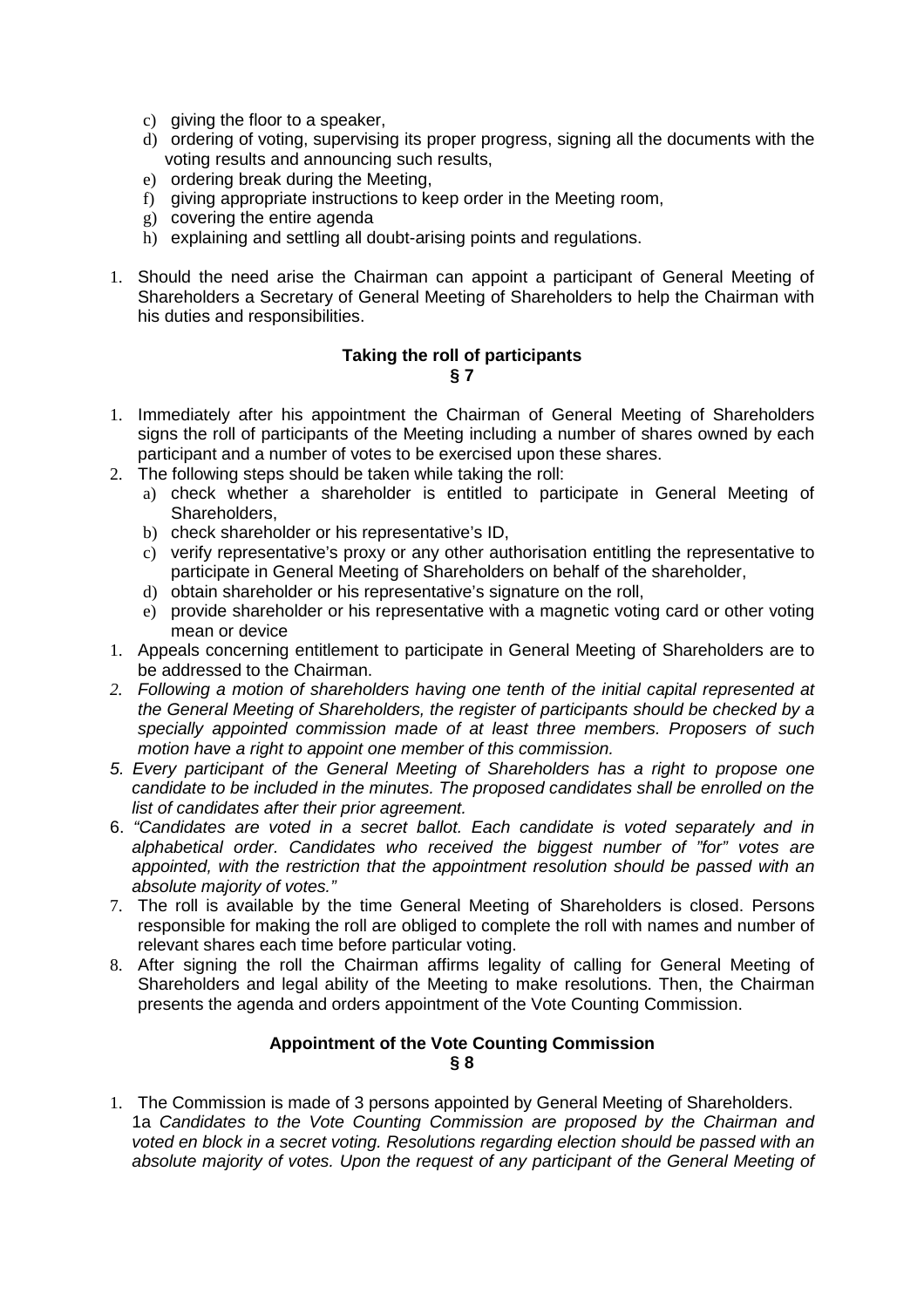c) giving the floor to a speaker,
d) ordering of voting, supervising its proper progress, signing all the documents with the voting results and announcing such results,
e) ordering break during the Meeting,
f) giving appropriate instructions to keep order in the Meeting room,
g) covering the entire agenda
h) explaining and settling all doubt-arising points and regulations.

1. Should the need arise the Chairman can appoint a participant of General Meeting of Shareholders a Secretary of General Meeting of Shareholders to help the Chairman with his duties and responsibilities.

**Taking the roll of participants**
**§ 7**

1. Immediately after his appointment the Chairman of General Meeting of Shareholders signs the roll of participants of the Meeting including a number of shares owned by each participant and a number of votes to be exercised upon these shares.
2. The following steps should be taken while taking the roll:
   a) check whether a shareholder is entitled to participate in General Meeting of Shareholders,
   b) check shareholder or his representative's ID,
   c) verify representative's proxy or any other authorisation entitling the representative to participate in General Meeting of Shareholders on behalf of the shareholder,
   d) obtain shareholder or his representative's signature on the roll,
   e) provide shareholder or his representative with a magnetic voting card or other voting mean or device
1. Appeals concerning entitlement to participate in General Meeting of Shareholders are to be addressed to the Chairman.
2. *Following a motion of shareholders having one tenth of the initial capital represented at the General Meeting of Shareholders, the register of participants should be checked by a specially appointed commission made of at least three members. Proposers of such motion have a right to appoint one member of this commission.*
5. *Every participant of the General Meeting of Shareholders has a right to propose one candidate to be included in the minutes. The proposed candidates shall be enrolled on the list of candidates after their prior agreement.*
6. *"Candidates are voted in a secret ballot. Each candidate is voted separately and in alphabetical order. Candidates who received the biggest number of "for" votes are appointed, with the restriction that the appointment resolution should be passed with an absolute majority of votes."*
7. The roll is available by the time General Meeting of Shareholders is closed. Persons responsible for making the roll are obliged to complete the roll with names and number of relevant shares each time before particular voting.
8. After signing the roll the Chairman affirms legality of calling for General Meeting of Shareholders and legal ability of the Meeting to make resolutions. Then, the Chairman presents the agenda and orders appointment of the Vote Counting Commission.

**Appointment of the Vote Counting Commission**
**§ 8**

1. The Commission is made of 3 persons appointed by General Meeting of Shareholders.
   1a *Candidates to the Vote Counting Commission are proposed by the Chairman and voted en block in a secret voting. Resolutions regarding election should be passed with an absolute majority of votes. Upon the request of any participant of the General Meeting of*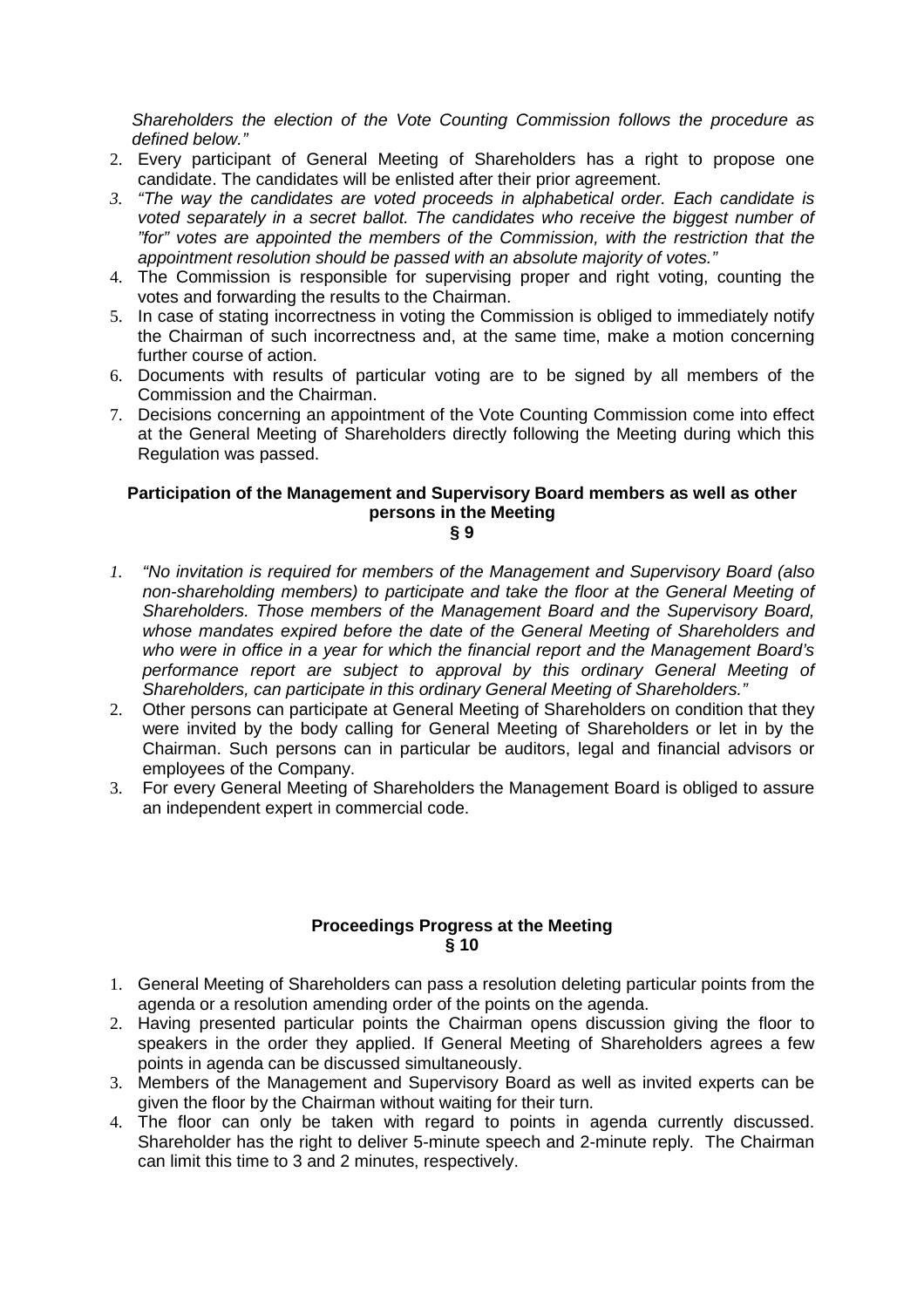*Shareholders the election of the Vote Counting Commission follows the procedure as defined below."*

2. Every participant of General Meeting of Shareholders has a right to propose one candidate. The candidates will be enlisted after their prior agreement.
3. *"The way the candidates are voted proceeds in alphabetical order. Each candidate is voted separately in a secret ballot. The candidates who receive the biggest number of "for" votes are appointed the members of the Commission, with the restriction that the appointment resolution should be passed with an absolute majority of votes."*
4. The Commission is responsible for supervising proper and right voting, counting the votes and forwarding the results to the Chairman.
5. In case of stating incorrectness in voting the Commission is obliged to immediately notify the Chairman of such incorrectness and, at the same time, make a motion concerning further course of action.
6. Documents with results of particular voting are to be signed by all members of the Commission and the Chairman.
7. Decisions concerning an appointment of the Vote Counting Commission come into effect at the General Meeting of Shareholders directly following the Meeting during which this Regulation was passed.

**Participation of the Management and Supervisory Board members as well as other persons in the Meeting**
**§ 9**

1. *"No invitation is required for members of the Management and Supervisory Board (also non-shareholding members) to participate and take the floor at the General Meeting of Shareholders. Those members of the Management Board and the Supervisory Board, whose mandates expired before the date of the General Meeting of Shareholders and who were in office in a year for which the financial report and the Management Board's performance report are subject to approval by this ordinary General Meeting of Shareholders, can participate in this ordinary General Meeting of Shareholders."*
2. Other persons can participate at General Meeting of Shareholders on condition that they were invited by the body calling for General Meeting of Shareholders or let in by the Chairman. Such persons can in particular be auditors, legal and financial advisors or employees of the Company.
3. For every General Meeting of Shareholders the Management Board is obliged to assure an independent expert in commercial code.

**Proceedings Progress at the Meeting**
**§ 10**

1. General Meeting of Shareholders can pass a resolution deleting particular points from the agenda or a resolution amending order of the points on the agenda.
2. Having presented particular points the Chairman opens discussion giving the floor to speakers in the order they applied. If General Meeting of Shareholders agrees a few points in agenda can be discussed simultaneously.
3. Members of the Management and Supervisory Board as well as invited experts can be given the floor by the Chairman without waiting for their turn.
4. The floor can only be taken with regard to points in agenda currently discussed. Shareholder has the right to deliver 5-minute speech and 2-minute reply. The Chairman can limit this time to 3 and 2 minutes, respectively.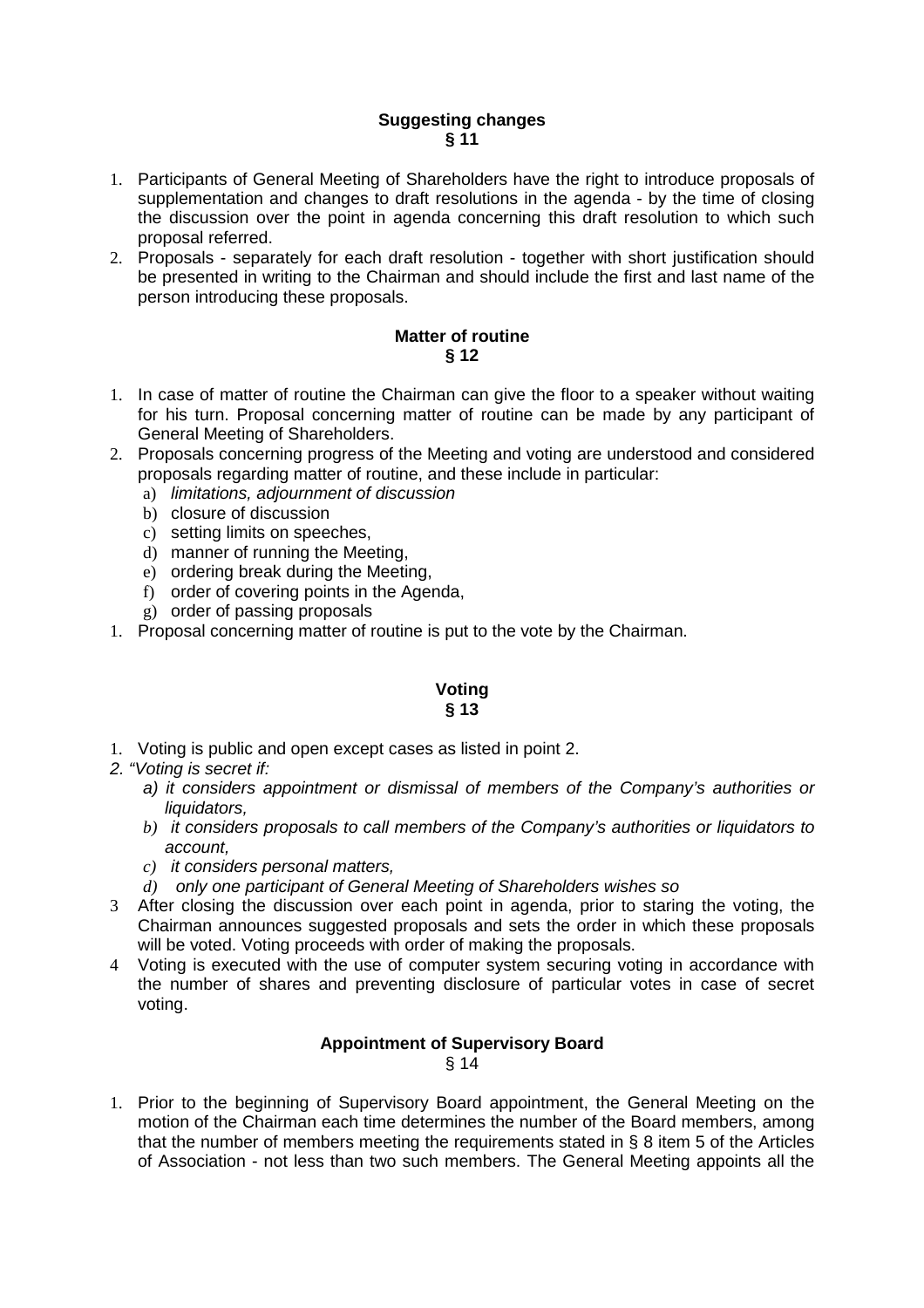**Suggesting changes**
**§ 11**

1. Participants of General Meeting of Shareholders have the right to introduce proposals of supplementation and changes to draft resolutions in the agenda - by the time of closing the discussion over the point in agenda concerning this draft resolution to which such proposal referred.
2. Proposals - separately for each draft resolution - together with short justification should be presented in writing to the Chairman and should include the first and last name of the person introducing these proposals.

**Matter of routine**
**§ 12**

1. In case of matter of routine the Chairman can give the floor to a speaker without waiting for his turn. Proposal concerning matter of routine can be made by any participant of General Meeting of Shareholders.
2. Proposals concerning progress of the Meeting and voting are understood and considered proposals regarding matter of routine, and these include in particular:
   a) *limitations, adjournment of discussion*
   b) closure of discussion
   c) setting limits on speeches,
   d) manner of running the Meeting,
   e) ordering break during the Meeting,
   f) order of covering points in the Agenda,
   g) order of passing proposals
1. Proposal concerning matter of routine is put to the vote by the Chairman.

**Voting**
**§ 13**

1. Voting is public and open except cases as listed in point 2.
2. *"Voting is secret if:*
   *a) it considers appointment or dismissal of members of the Company's authorities or liquidators,*
   *b) it considers proposals to call members of the Company's authorities or liquidators to account,*
   *c) it considers personal matters,*
   *d) only one participant of General Meeting of Shareholders wishes so*
3 After closing the discussion over each point in agenda, prior to staring the voting, the Chairman announces suggested proposals and sets the order in which these proposals will be voted. Voting proceeds with order of making the proposals.
4 Voting is executed with the use of computer system securing voting in accordance with the number of shares and preventing disclosure of particular votes in case of secret voting.

**Appointment of Supervisory Board**
§ 14

1. Prior to the beginning of Supervisory Board appointment, the General Meeting on the motion of the Chairman each time determines the number of the Board members, among that the number of members meeting the requirements stated in § 8 item 5 of the Articles of Association - not less than two such members. The General Meeting appoints all the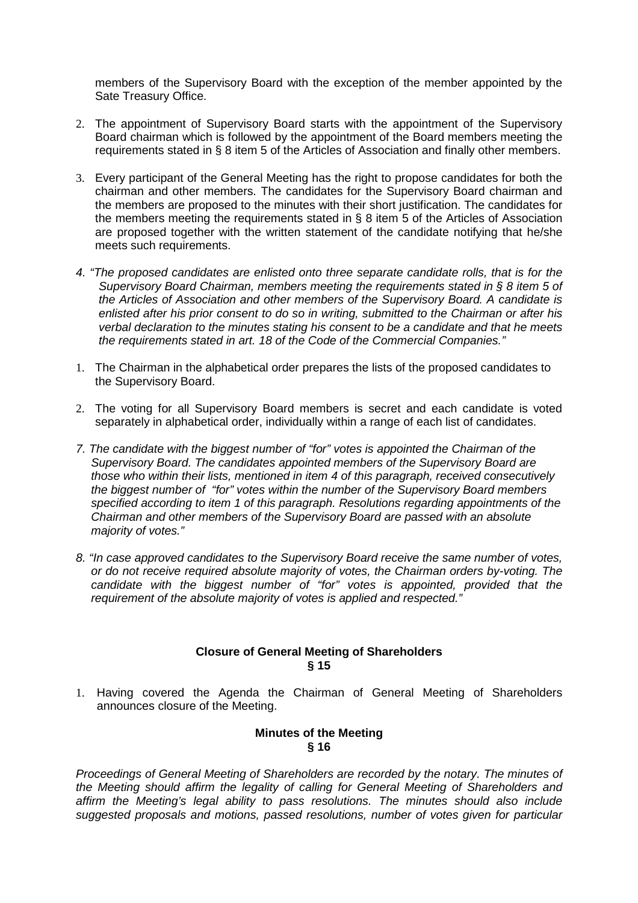members of the Supervisory Board with the exception of the member appointed by the Sate Treasury Office.

2. The appointment of Supervisory Board starts with the appointment of the Supervisory Board chairman which is followed by the appointment of the Board members meeting the requirements stated in § 8 item 5 of the Articles of Association and finally other members.

3. Every participant of the General Meeting has the right to propose candidates for both the chairman and other members. The candidates for the Supervisory Board chairman and the members are proposed to the minutes with their short justification. The candidates for the members meeting the requirements stated in § 8 item 5 of the Articles of Association are proposed together with the written statement of the candidate notifying that he/she meets such requirements.

*4. "The proposed candidates are enlisted onto three separate candidate rolls, that is for the Supervisory Board Chairman, members meeting the requirements stated in § 8 item 5 of the Articles of Association and other members of the Supervisory Board. A candidate is enlisted after his prior consent to do so in writing, submitted to the Chairman or after his verbal declaration to the minutes stating his consent to be a candidate and that he meets the requirements stated in art. 18 of the Code of the Commercial Companies."*

1. The Chairman in the alphabetical order prepares the lists of the proposed candidates to the Supervisory Board.

2. The voting for all Supervisory Board members is secret and each candidate is voted separately in alphabetical order, individually within a range of each list of candidates.

*7. The candidate with the biggest number of "for" votes is appointed the Chairman of the Supervisory Board. The candidates appointed members of the Supervisory Board are those who within their lists, mentioned in item 4 of this paragraph, received consecutively the biggest number of "for" votes within the number of the Supervisory Board members specified according to item 1 of this paragraph. Resolutions regarding appointments of the Chairman and other members of the Supervisory Board are passed with an absolute majority of votes."*

*8. "In case approved candidates to the Supervisory Board receive the same number of votes, or do not receive required absolute majority of votes, the Chairman orders by-voting. The candidate with the biggest number of "for" votes is appointed, provided that the requirement of the absolute majority of votes is applied and respected."*

**Closure of General Meeting of Shareholders**
**§ 15**

1. Having covered the Agenda the Chairman of General Meeting of Shareholders announces closure of the Meeting.

**Minutes of the Meeting**
**§ 16**

*Proceedings of General Meeting of Shareholders are recorded by the notary. The minutes of the Meeting should affirm the legality of calling for General Meeting of Shareholders and affirm the Meeting's legal ability to pass resolutions. The minutes should also include suggested proposals and motions, passed resolutions, number of votes given for particular*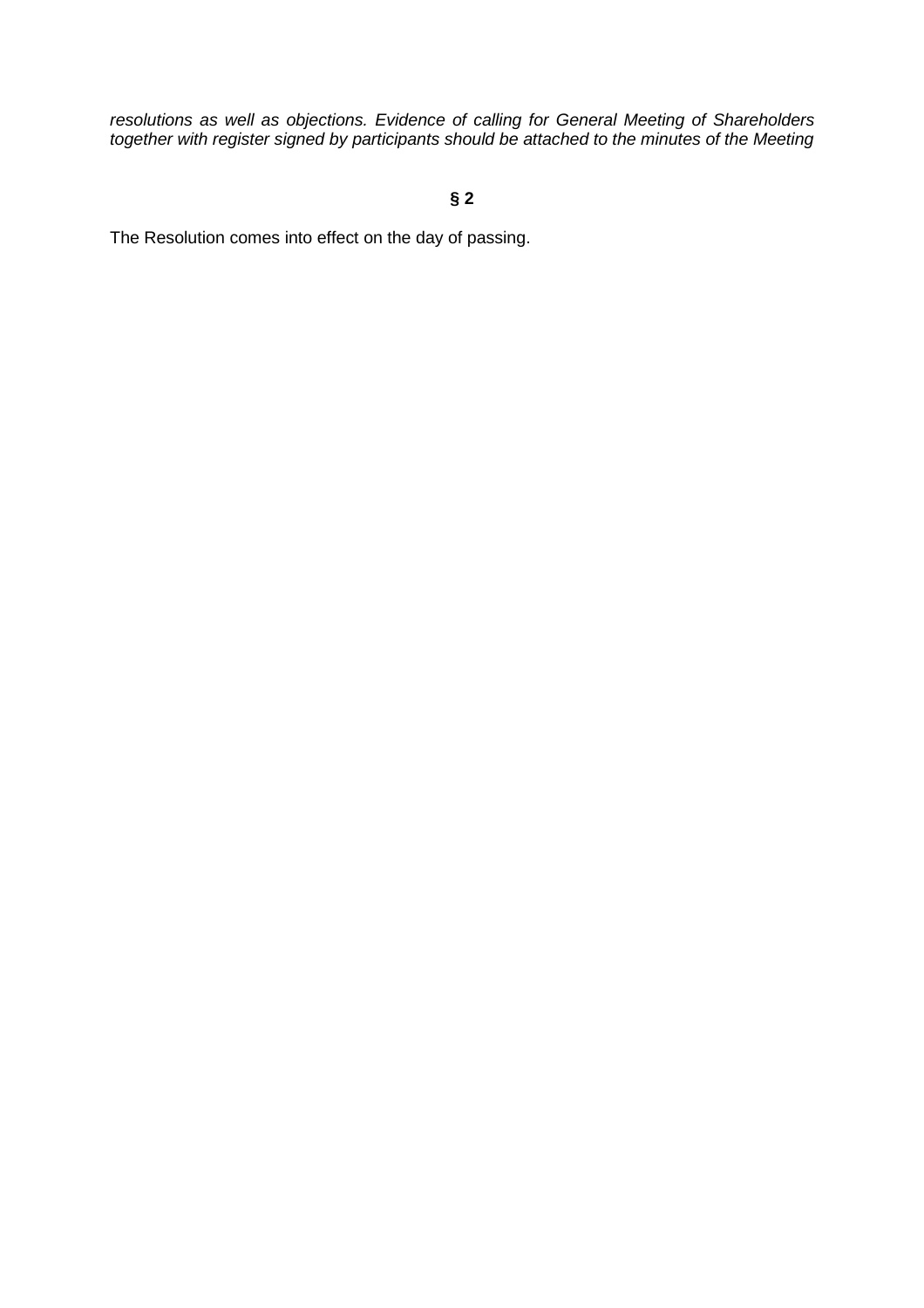*resolutions as well as objections. Evidence of calling for General Meeting of Shareholders together with register signed by participants should be attached to the minutes of the Meeting*

**§ 2**

The Resolution comes into effect on the day of passing.